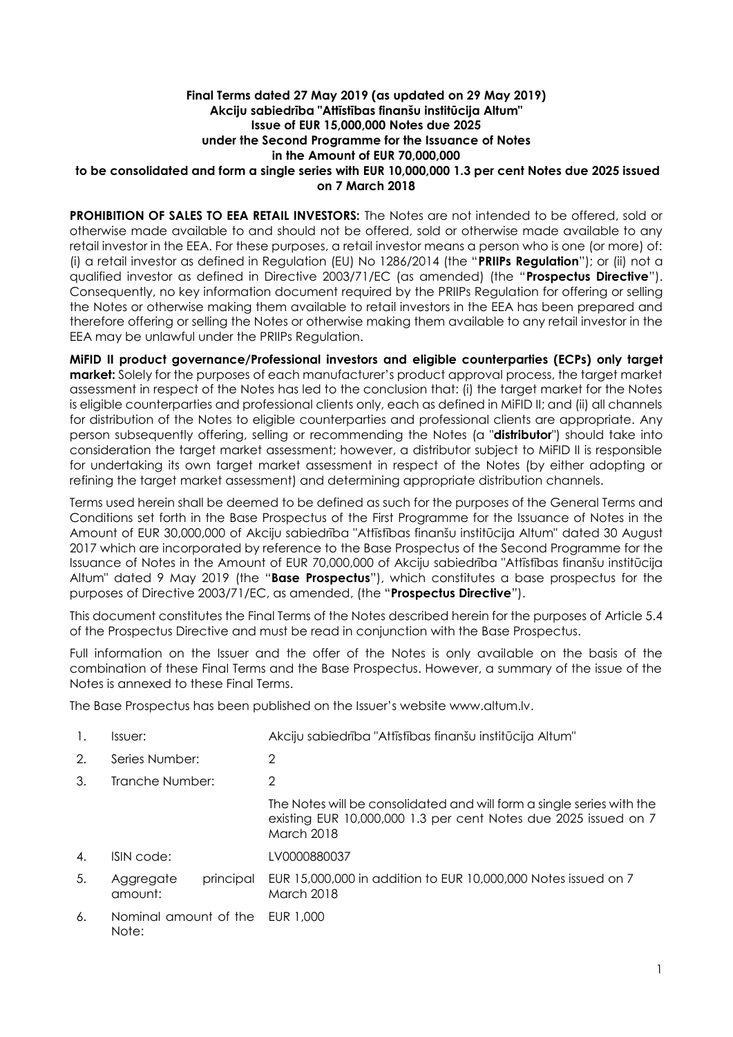**Final Terms dated 27 May 2019 (as updated on 29 May 2019)**
**Akciju sabiedrība "Attīstības finanšu institūcija Altum"**
**Issue of EUR 15,000,000 Notes due 2025**
**under the Second Programme for the Issuance of Notes**
**in the Amount of EUR 70,000,000**
**to be consolidated and form a single series with EUR 10,000,000 1.3 per cent Notes due 2025 issued on 7 March 2018**

**PROHIBITION OF SALES TO EEA RETAIL INVESTORS:** The Notes are not intended to be offered, sold or otherwise made available to and should not be offered, sold or otherwise made available to any retail investor in the EEA. For these purposes, a retail investor means a person who is one (or more) of: (i) a retail investor as defined in Regulation (EU) No 1286/2014 (the "**PRIIPs Regulation**"); or (ii) not a qualified investor as defined in Directive 2003/71/EC (as amended) (the "**Prospectus Directive**"). Consequently, no key information document required by the PRIIPs Regulation for offering or selling the Notes or otherwise making them available to retail investors in the EEA has been prepared and therefore offering or selling the Notes or otherwise making them available to any retail investor in the EEA may be unlawful under the PRIIPs Regulation.

**MiFID II product governance/Professional investors and eligible counterparties (ECPs) only target market:** Solely for the purposes of each manufacturer's product approval process, the target market assessment in respect of the Notes has led to the conclusion that: (i) the target market for the Notes is eligible counterparties and professional clients only, each as defined in MiFID II; and (ii) all channels for distribution of the Notes to eligible counterparties and professional clients are appropriate. Any person subsequently offering, selling or recommending the Notes (a "**distributor**") should take into consideration the target market assessment; however, a distributor subject to MiFID II is responsible for undertaking its own target market assessment in respect of the Notes (by either adopting or refining the target market assessment) and determining appropriate distribution channels.

Terms used herein shall be deemed to be defined as such for the purposes of the General Terms and Conditions set forth in the Base Prospectus of the First Programme for the Issuance of Notes in the Amount of EUR 30,000,000 of Akciju sabiedrība "Attīstības finanšu institūcija Altum" dated 30 August 2017 which are incorporated by reference to the Base Prospectus of the Second Programme for the Issuance of Notes in the Amount of EUR 70,000,000 of Akciju sabiedrība "Attīstības finanšu institūcija Altum" dated 9 May 2019 (the "**Base Prospectus**"), which constitutes a base prospectus for the purposes of Directive 2003/71/EC, as amended, (the "**Prospectus Directive**").

This document constitutes the Final Terms of the Notes described herein for the purposes of Article 5.4 of the Prospectus Directive and must be read in conjunction with the Base Prospectus.

Full information on the Issuer and the offer of the Notes is only available on the basis of the combination of these Final Terms and the Base Prospectus. However, a summary of the issue of the Notes is annexed to these Final Terms.

The Base Prospectus has been published on the Issuer's website www.altum.lv.

| | | |
|---|---|---|
| 1. | Issuer: | Akciju sabiedrība "Attīstības finanšu institūcija Altum" |
| 2. | Series Number: | 2 |
| 3. | Tranche Number: | 2 |
| | | The Notes will be consolidated and will form a single series with the existing EUR 10,000,000 1.3 per cent Notes due 2025 issued on 7 March 2018 |
| 4. | ISIN code: | LV0000880037 |
| 5. | Aggregate principal amount: | EUR 15,000,000 in addition to EUR 10,000,000 Notes issued on 7 March 2018 |
| 6. | Nominal amount of the Note: | EUR 1,000 |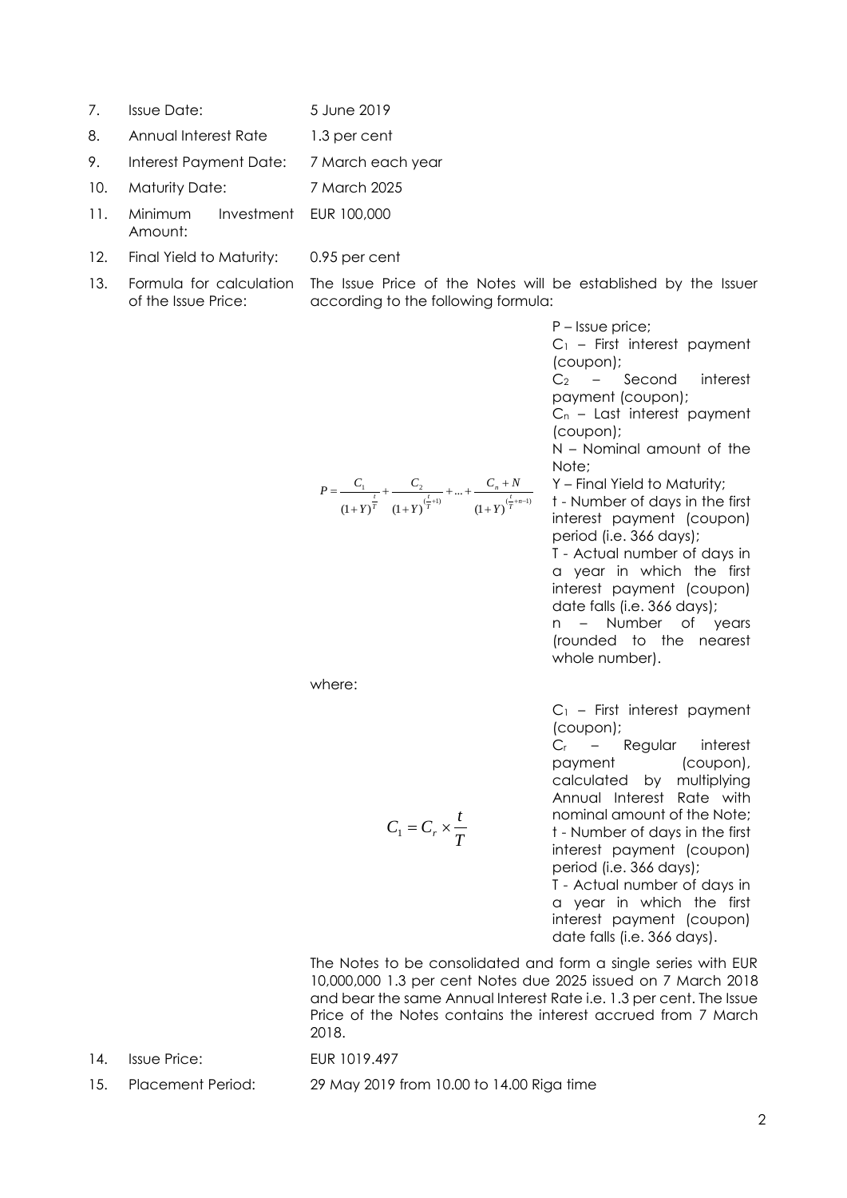| | | |
|---|---|---|
| 7. | Issue Date: | 5 June 2019 |
| 8. | Annual Interest Rate | 1.3 per cent |
| 9. | Interest Payment Date: | 7 March each year |
| 10. | Maturity Date: | 7 March 2025 |
| 11. | Minimum Investment Amount: | EUR 100,000 |
| 12. | Final Yield to Maturity: | 0.95 per cent |
| 13. | Formula for calculation of the Issue Price: | The Issue Price of the Notes will be established by the Issuer according to the following formula: |

$$P = \frac{C_1}{(1+Y)^{\frac{t}{T}}} + \frac{C_2}{(1+Y)^{(\frac{t}{T}+1)}} + ... + \frac{C_n + N}{(1+Y)^{(\frac{t}{T}+n-1)}}$$

P – Issue price;
$C_1$ – First interest payment (coupon);
$C_2$ – Second interest payment (coupon);
$C_n$ – Last interest payment (coupon);
N – Nominal amount of the Note;
Y – Final Yield to Maturity;
t - Number of days in the first interest payment (coupon) period (i.e. 366 days);
T - Actual number of days in a year in which the first interest payment (coupon) date falls (i.e. 366 days);
n – Number of years (rounded to the nearest whole number).

where:

$$C_1 = C_r \times \frac{t}{T}$$

$C_1$ – First interest payment (coupon);
$C_r$ – Regular interest payment (coupon), calculated by multiplying Annual Interest Rate with nominal amount of the Note;
t - Number of days in the first interest payment (coupon) period (i.e. 366 days);
T - Actual number of days in a year in which the first interest payment (coupon) date falls (i.e. 366 days).

The Notes to be consolidated and form a single series with EUR 10,000,000 1.3 per cent Notes due 2025 issued on 7 March 2018 and bear the same Annual Interest Rate i.e. 1.3 per cent. The Issue Price of the Notes contains the interest accrued from 7 March 2018.

| | | |
|---|---|---|
| 14. | Issue Price: | EUR 1019.497 |
| 15. | Placement Period: | 29 May 2019 from 10.00 to 14.00 Riga time |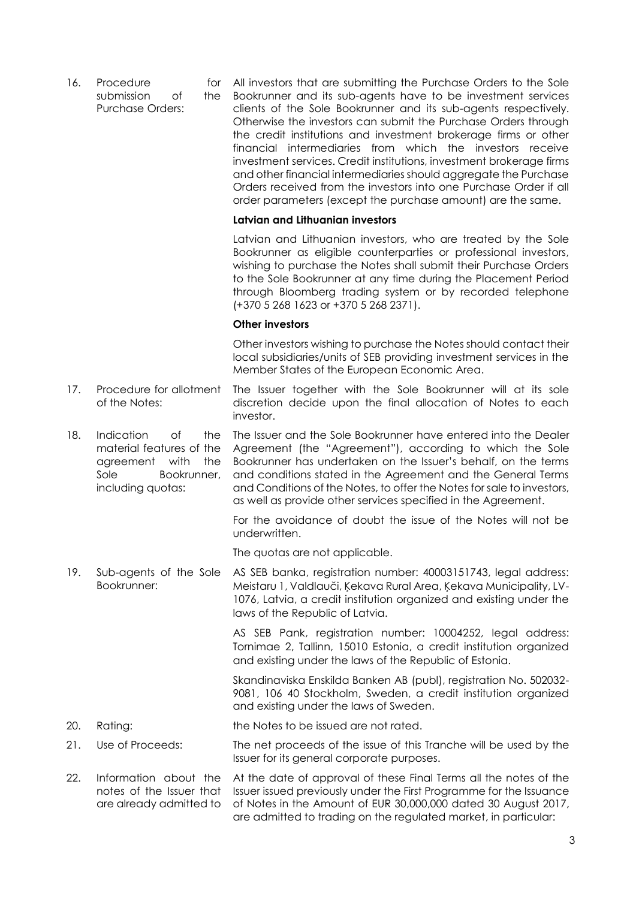| | | |
|---|---|---|
| 16. | Procedure for submission of the Purchase Orders: | All investors that are submitting the Purchase Orders to the Sole Bookrunner and its sub-agents have to be investment services clients of the Sole Bookrunner and its sub-agents respectively. Otherwise the investors can submit the Purchase Orders through the credit institutions and investment brokerage firms or other financial intermediaries from which the investors receive investment services. Credit institutions, investment brokerage firms and other financial intermediaries should aggregate the Purchase Orders received from the investors into one Purchase Order if all order parameters (except the purchase amount) are the same.<br><br>**Latvian and Lithuanian investors**<br><br>Latvian and Lithuanian investors, who are treated by the Sole Bookrunner as eligible counterparties or professional investors, wishing to purchase the Notes shall submit their Purchase Orders to the Sole Bookrunner at any time during the Placement Period through Bloomberg trading system or by recorded telephone (+370 5 268 1623 or +370 5 268 2371).<br><br>**Other investors**<br><br>Other investors wishing to purchase the Notes should contact their local subsidiaries/units of SEB providing investment services in the Member States of the European Economic Area. |
| 17. | Procedure for allotment of the Notes: | The Issuer together with the Sole Bookrunner will at its sole discretion decide upon the final allocation of Notes to each investor. |
| 18. | Indication of the material features of the agreement with the Sole Bookrunner, including quotas: | The Issuer and the Sole Bookrunner have entered into the Dealer Agreement (the "Agreement"), according to which the Sole Bookrunner has undertaken on the Issuer's behalf, on the terms and conditions stated in the Agreement and the General Terms and Conditions of the Notes, to offer the Notes for sale to investors, as well as provide other services specified in the Agreement.<br><br>For the avoidance of doubt the issue of the Notes will not be underwritten.<br><br>The quotas are not applicable. |
| 19. | Sub-agents of the Sole Bookrunner: | AS SEB banka, registration number: 40003151743, legal address: Meistaru 1, Valdlauči, Ķekava Rural Area, Ķekava Municipality, LV-1076, Latvia, a credit institution organized and existing under the laws of the Republic of Latvia.<br><br>AS SEB Pank, registration number: 10004252, legal address: Tornimae 2, Tallinn, 15010 Estonia, a credit institution organized and existing under the laws of the Republic of Estonia.<br><br>Skandinaviska Enskilda Banken AB (publ), registration No. 502032-9081, 106 40 Stockholm, Sweden, a credit institution organized and existing under the laws of Sweden. |
| 20. | Rating: | the Notes to be issued are not rated. |
| 21. | Use of Proceeds: | The net proceeds of the issue of this Tranche will be used by the Issuer for its general corporate purposes. |
| 22. | Information about the notes of the Issuer that are already admitted to | At the date of approval of these Final Terms all the notes of the Issuer issued previously under the First Programme for the Issuance of Notes in the Amount of EUR 30,000,000 dated 30 August 2017, are admitted to trading on the regulated market, in particular: |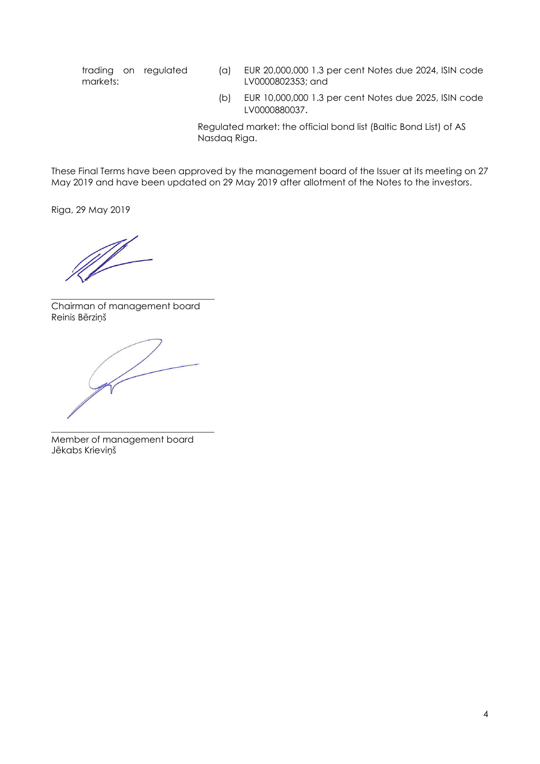| trading on regulated markets: | (a) EUR 20,000,000 1.3 per cent Notes due 2024, ISIN code LV0000802353; and |
|---|---|
| | (b) EUR 10,000,000 1.3 per cent Notes due 2025, ISIN code LV0000880037. |
| | Regulated market: the official bond list (Baltic Bond List) of AS Nasdaq Riga. |

These Final Terms have been approved by the management board of the Issuer at its meeting on 27 May 2019 and have been updated on 29 May 2019 after allotment of the Notes to the investors.

Riga, 29 May 2019

\_\_\_\_\_\_\_\_\_\_\_\_\_\_\_\_\_\_\_\_\_\_\_\_\_\_\_\_\_\_\_\_\_\_\_

Chairman of management board
Reinis Bērziņš

\_\_\_\_\_\_\_\_\_\_\_\_\_\_\_\_\_\_\_\_\_\_\_\_\_\_\_\_\_\_\_\_\_\_\_

Member of management board
Jēkabs Krieviņš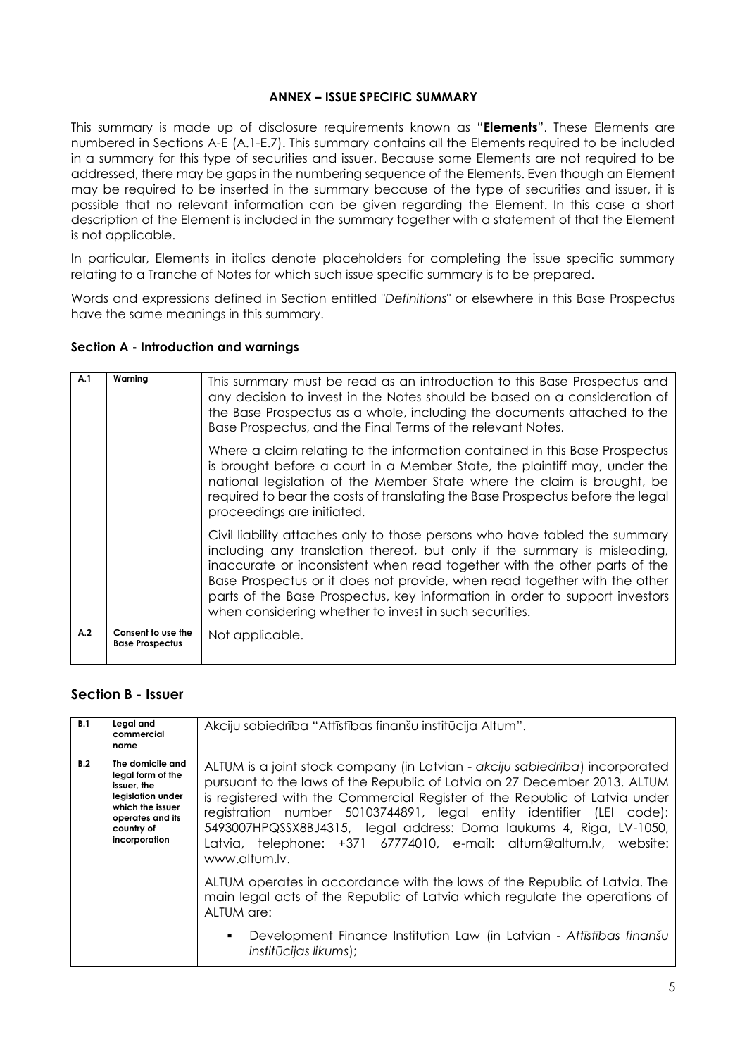**ANNEX – ISSUE SPECIFIC SUMMARY**

This summary is made up of disclosure requirements known as "**Elements**". These Elements are numbered in Sections A-E (A.1-E.7). This summary contains all the Elements required to be included in a summary for this type of securities and issuer. Because some Elements are not required to be addressed, there may be gaps in the numbering sequence of the Elements. Even though an Element may be required to be inserted in the summary because of the type of securities and issuer, it is possible that no relevant information can be given regarding the Element. In this case a short description of the Element is included in the summary together with a statement of that the Element is not applicable.

In particular, Elements in italics denote placeholders for completing the issue specific summary relating to a Tranche of Notes for which such issue specific summary is to be prepared.

Words and expressions defined in Section entitled "*Definitions*" or elsewhere in this Base Prospectus have the same meanings in this summary.

### Section A - Introduction and warnings

| | | |
|---|---|---|
| **A.1** | **Warning** | This summary must be read as an introduction to this Base Prospectus and any decision to invest in the Notes should be based on a consideration of the Base Prospectus as a whole, including the documents attached to the Base Prospectus, and the Final Terms of the relevant Notes.<br><br>Where a claim relating to the information contained in this Base Prospectus is brought before a court in a Member State, the plaintiff may, under the national legislation of the Member State where the claim is brought, be required to bear the costs of translating the Base Prospectus before the legal proceedings are initiated.<br><br>Civil liability attaches only to those persons who have tabled the summary including any translation thereof, but only if the summary is misleading, inaccurate or inconsistent when read together with the other parts of the Base Prospectus or it does not provide, when read together with the other parts of the Base Prospectus, key information in order to support investors when considering whether to invest in such securities. |
| **A.2** | **Consent to use the Base Prospectus** | Not applicable. |

## Section B - Issuer

| | | |
|---|---|---|
| **B.1** | **Legal and commercial name** | Akciju sabiedrība "Attīstības finanšu institūcija Altum". |
| **B.2** | **The domicile and legal form of the issuer, the legislation under which the issuer operates and its country of incorporation** | ALTUM is a joint stock company (in Latvian - *akciju sabiedrība*) incorporated pursuant to the laws of the Republic of Latvia on 27 December 2013. ALTUM is registered with the Commercial Register of the Republic of Latvia under registration number 50103744891, legal entity identifier (LEI code): 5493007HPQSSX8BJ4315, legal address: Doma laukums 4, Riga, LV-1050, Latvia, telephone: +371 67774010, e-mail: altum@altum.lv, website: www.altum.lv.<br><br>ALTUM operates in accordance with the laws of the Republic of Latvia. The main legal acts of the Republic of Latvia which regulate the operations of ALTUM are:<br><br>▪ Development Finance Institution Law (in Latvian - *Attīstības finanšu institūcijas likums*); |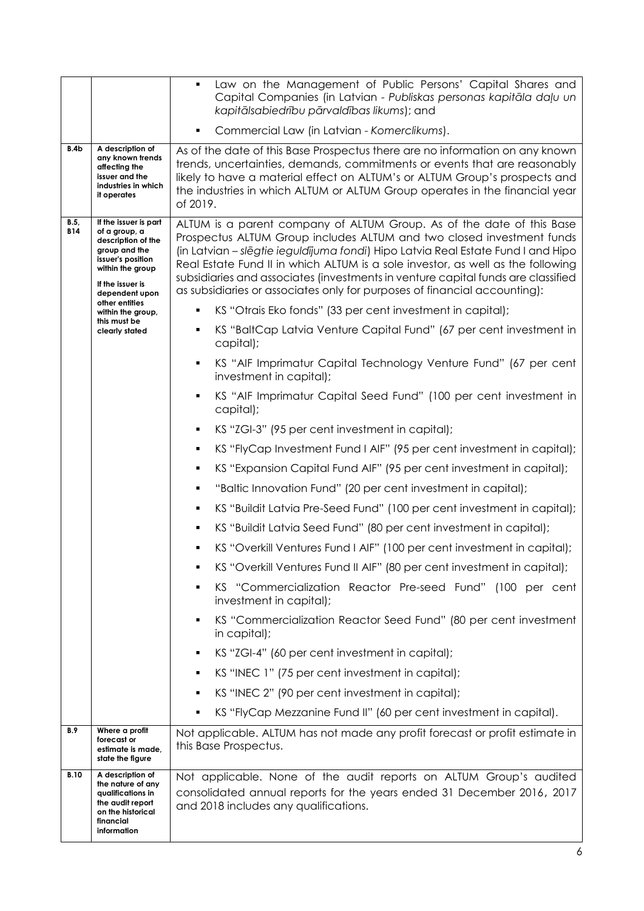| | | |
|---|---|---|
| | | ▪ Law on the Management of Public Persons' Capital Shares and Capital Companies (in Latvian - *Publiskas personas kapitāla daļu un kapitālsabiedrību pārvaldības likums*); and<br>▪ Commercial Law (in Latvian - *Komerclikums*). |
| **B.4b** | **A description of any known trends affecting the issuer and the industries in which it operates** | As of the date of this Base Prospectus there are no information on any known trends, uncertainties, demands, commitments or events that are reasonably likely to have a material effect on ALTUM's or ALTUM Group's prospects and the industries in which ALTUM or ALTUM Group operates in the financial year of 2019. |
| **B.5, B14** | **If the issuer is part of a group, a description of the group and the issuer's position within the group**<br>**If the issuer is dependent upon other entities within the group, this must be clearly stated** | ALTUM is a parent company of ALTUM Group. As of the date of this Base Prospectus ALTUM Group includes ALTUM and two closed investment funds (in Latvian – *slēgtie ieguldījuma fondi*) Hipo Latvia Real Estate Fund I and Hipo Real Estate Fund II in which ALTUM is a sole investor, as well as the following subsidiaries and associates (investments in venture capital funds are classified as subsidiaries or associates only for purposes of financial accounting):<br>▪ KS "Otrais Eko fonds" (33 per cent investment in capital);<br>▪ KS "BaltCap Latvia Venture Capital Fund" (67 per cent investment in capital);<br>▪ KS "AIF Imprimatur Capital Technology Venture Fund" (67 per cent investment in capital);<br>▪ KS "AIF Imprimatur Capital Seed Fund" (100 per cent investment in capital);<br>▪ KS "ZGI-3" (95 per cent investment in capital);<br>▪ KS "FlyCap Investment Fund I AIF" (95 per cent investment in capital);<br>▪ KS "Expansion Capital Fund AIF" (95 per cent investment in capital);<br>▪ "Baltic Innovation Fund" (20 per cent investment in capital);<br>▪ KS "Buildit Latvia Pre-Seed Fund" (100 per cent investment in capital);<br>▪ KS "Buildit Latvia Seed Fund" (80 per cent investment in capital);<br>▪ KS "Overkill Ventures Fund I AIF" (100 per cent investment in capital);<br>▪ KS "Overkill Ventures Fund II AIF" (80 per cent investment in capital);<br>▪ KS "Commercialization Reactor Pre-seed Fund" (100 per cent investment in capital);<br>▪ KS "Commercialization Reactor Seed Fund" (80 per cent investment in capital);<br>▪ KS "ZGI-4" (60 per cent investment in capital);<br>▪ KS "INEC 1" (75 per cent investment in capital);<br>▪ KS "INEC 2" (90 per cent investment in capital);<br>▪ KS "FlyCap Mezzanine Fund II" (60 per cent investment in capital). |
| **B.9** | **Where a profit forecast or estimate is made, state the figure** | Not applicable. ALTUM has not made any profit forecast or profit estimate in this Base Prospectus. |
| **B.10** | **A description of the nature of any qualifications in the audit report on the historical financial information** | Not applicable. None of the audit reports on ALTUM Group's audited consolidated annual reports for the years ended 31 December 2016, 2017 and 2018 includes any qualifications. |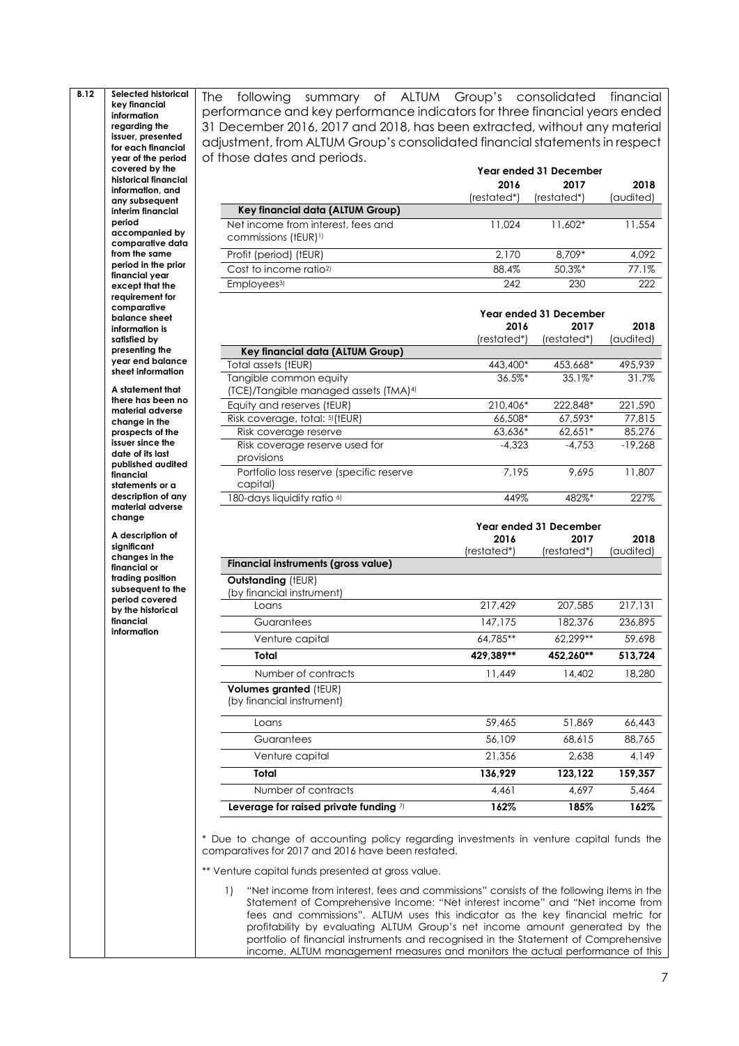**B.12** **Selected historical key financial information regarding the issuer, presented for each financial year of the period covered by the historical financial information, and any subsequent interim financial period accompanied by comparative data from the same period in the prior financial year except that the requirement for comparative balance sheet information is satisfied by presenting the year end balance sheet information**

**A statement that there has been no material adverse change in the prospects of the issuer since the date of its last published audited financial statements or a description of any material adverse change**

**A description of significant changes in the financial or trading position subsequent to the period covered by the historical financial information**

The following summary of ALTUM Group's consolidated financial performance and key performance indicators for three financial years ended 31 December 2016, 2017 and 2018, has been extracted, without any material adjustment, from ALTUM Group's consolidated financial statements in respect of those dates and periods.

| | Year ended 31 December | | |
|---|---|---|---|
| | 2016 (restated*) | 2017 (restated*) | 2018 (audited) |
| **Key financial data (ALTUM Group)** | | | |
| Net income from interest, fees and commissions (tEUR)[1)] | 11,024 | 11,602* | 11,554 |
| Profit (period) (tEUR) | 2,170 | 8,709* | 4,092 |
| Cost to income ratio[2)] | 88.4% | 50.3%* | 77.1% |
| Employees[3)] | 242 | 230 | 222 |

| | Year ended 31 December | | |
|---|---|---|---|
| | 2016 (restated*) | 2017 (restated*) | 2018 (audited) |
| **Key financial data (ALTUM Group)** | | | |
| Total assets (tEUR) | 443,400* | 453,668* | 495,939 |
| Tangible common equity (TCE)/Tangible managed assets (TMA)[4)] | 36.5%* | 35.1%* | 31.7% |
| Equity and reserves (tEUR) | 210,406* | 222,848* | 221,590 |
| Risk coverage, total: [5)](tEUR) | 66,508* | 67,593* | 77,815 |
| Risk coverage reserve | 63,636* | 62,651* | 85,276 |
| Risk coverage reserve used for provisions | -4,323 | -4,753 | -19,268 |
| Portfolio loss reserve (specific reserve capital) | 7,195 | 9,695 | 11,807 |
| 180-days liquidity ratio [6)] | 449% | 482%* | 227% |

| | Year ended 31 December | | |
|---|---|---|---|
| | 2016 (restated*) | 2017 (restated*) | 2018 (audited) |
| **Financial instruments (gross value)** | | | |
| **Outstanding** (tEUR) (by financial instrument) | | | |
| Loans | 217,429 | 207,585 | 217,131 |
| Guarantees | 147,175 | 182,376 | 236,895 |
| Venture capital | 64,785** | 62,299** | 59,698 |
| **Total** | **429,389**** | **452,260**** | **513,724** |
| Number of contracts | 11,449 | 14,402 | 18,280 |
| **Volumes granted** (tEUR) (by financial instrument) | | | |
| Loans | 59,465 | 51,869 | 66,443 |
| Guarantees | 56,109 | 68,615 | 88,765 |
| Venture capital | 21,356 | 2,638 | 4,149 |
| **Total** | **136,929** | **123,122** | **159,357** |
| Number of contracts | 4,461 | 4,697 | 5,464 |
| **Leverage for raised private funding** [7)] | **162%** | **185%** | **162%** |

\* Due to change of accounting policy regarding investments in venture capital funds the comparatives for 2017 and 2016 have been restated.

** Venture capital funds presented at gross value.

1) "Net income from interest, fees and commissions" consists of the following items in the Statement of Comprehensive Income: "Net interest income" and "Net income from fees and commissions". ALTUM uses this indicator as the key financial metric for profitability by evaluating ALTUM Group's net income amount generated by the portfolio of financial instruments and recognised in the Statement of Comprehensive income. ALTUM management measures and monitors the actual performance of this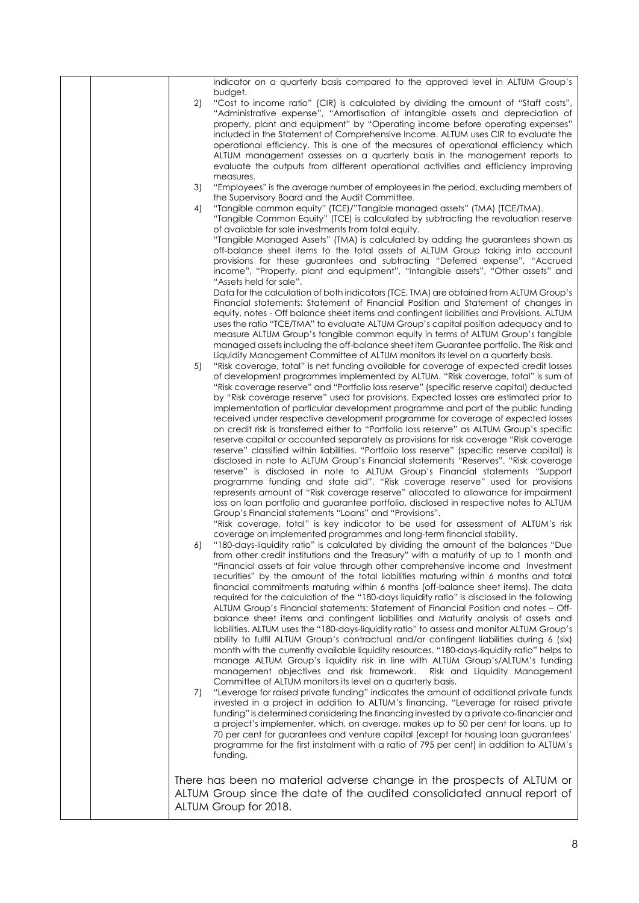indicator on a quarterly basis compared to the approved level in ALTUM Group's budget.

2) "Cost to income ratio" (CIR) is calculated by dividing the amount of "Staff costs", "Administrative expense", "Amortisation of intangible assets and depreciation of property, plant and equipment" by "Operating income before operating expenses" included in the Statement of Comprehensive Income. ALTUM uses CIR to evaluate the operational efficiency. This is one of the measures of operational efficiency which ALTUM management assesses on a quarterly basis in the management reports to evaluate the outputs from different operational activities and efficiency improving measures.

3) "Employees" is the average number of employees in the period, excluding members of the Supervisory Board and the Audit Committee.

4) "Tangible common equity" (TCE)/"Tangible managed assets" (TMA) (TCE/TMA).
"Tangible Common Equity" (TCE) is calculated by subtracting the revaluation reserve of available for sale investments from total equity.
"Tangible Managed Assets" (TMA) is calculated by adding the guarantees shown as off-balance sheet items to the total assets of ALTUM Group taking into account provisions for these guarantees and subtracting "Deferred expense", "Accrued income", "Property, plant and equipment", "Intangible assets", "Other assets" and "Assets held for sale".
Data for the calculation of both indicators (TCE, TMA) are obtained from ALTUM Group's Financial statements: Statement of Financial Position and Statement of changes in equity, notes - Off balance sheet items and contingent liabilities and Provisions. ALTUM uses the ratio "TCE/TMA" to evaluate ALTUM Group's capital position adequacy and to measure ALTUM Group's tangible common equity in terms of ALTUM Group's tangible managed assets including the off-balance sheet item Guarantee portfolio. The Risk and Liquidity Management Committee of ALTUM monitors its level on a quarterly basis.

5) "Risk coverage, total" is net funding available for coverage of expected credit losses of development programmes implemented by ALTUM. "Risk coverage, total" is sum of "Risk coverage reserve" and "Portfolio loss reserve" (specific reserve capital) deducted by "Risk coverage reserve" used for provisions. Expected losses are estimated prior to implementation of particular development programme and part of the public funding received under respective development programme for coverage of expected losses on credit risk is transferred either to "Portfolio loss reserve" as ALTUM Group's specific reserve capital or accounted separately as provisions for risk coverage "Risk coverage reserve" classified within liabilities. "Portfolio loss reserve" (specific reserve capital) is disclosed in note to ALTUM Group's Financial statements "Reserves". "Risk coverage reserve" is disclosed in note to ALTUM Group's Financial statements "Support programme funding and state aid". "Risk coverage reserve" used for provisions represents amount of "Risk coverage reserve" allocated to allowance for impairment loss on loan portfolio and guarantee portfolio, disclosed in respective notes to ALTUM Group's Financial statements "Loans" and "Provisions".
"Risk coverage, total" is key indicator to be used for assessment of ALTUM's risk coverage on implemented programmes and long-term financial stability.

6) "180-days-liquidity ratio" is calculated by dividing the amount of the balances "Due from other credit institutions and the Treasury" with a maturity of up to 1 month and "Financial assets at fair value through other comprehensive income and Investment securities" by the amount of the total liabilities maturing within 6 months and total financial commitments maturing within 6 months (off-balance sheet items). The data required for the calculation of the "180-days liquidity ratio" is disclosed in the following ALTUM Group's Financial statements: Statement of Financial Position and notes – Off-balance sheet items and contingent liabilities and Maturity analysis of assets and liabilities. ALTUM uses the "180-days-liquidity ratio" to assess and monitor ALTUM Group's ability to fulfil ALTUM Group's contractual and/or contingent liabilities during 6 (six) month with the currently available liquidity resources. "180-days-liquidity ratio" helps to manage ALTUM Group's liquidity risk in line with ALTUM Group's/ALTUM's funding management objectives and risk framework. Risk and Liquidity Management Committee of ALTUM monitors its level on a quarterly basis.

7) "Leverage for raised private funding" indicates the amount of additional private funds invested in a project in addition to ALTUM's financing. "Leverage for raised private funding" is determined considering the financing invested by a private co-financier and a project's implementer, which, on average, makes up to 50 per cent for loans, up to 70 per cent for guarantees and venture capital (except for housing loan guarantees' programme for the first instalment with a ratio of 795 per cent) in addition to ALTUM's funding.

There has been no material adverse change in the prospects of ALTUM or ALTUM Group since the date of the audited consolidated annual report of ALTUM Group for 2018.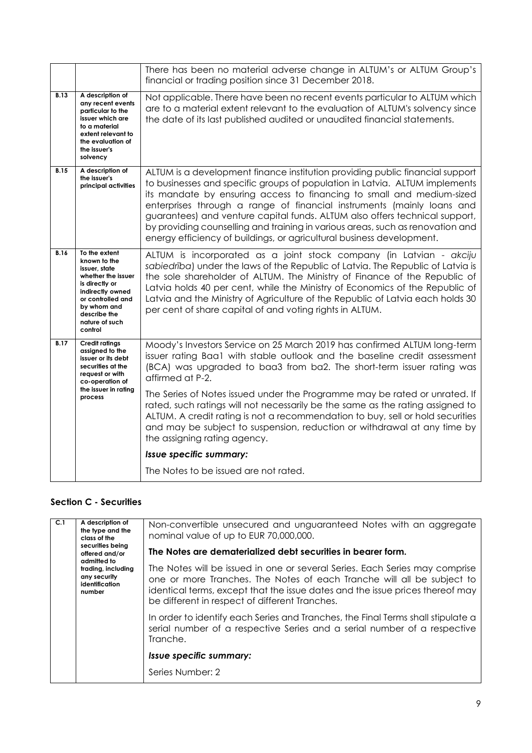| | | |
|---|---|---|
| | | There has been no material adverse change in ALTUM's or ALTUM Group's financial or trading position since 31 December 2018. |
| **B.13** | **A description of any recent events particular to the issuer which are to a material extent relevant to the evaluation of the issuer's solvency** | Not applicable. There have been no recent events particular to ALTUM which are to a material extent relevant to the evaluation of ALTUM's solvency since the date of its last published audited or unaudited financial statements. |
| **B.15** | **A description of the issuer's principal activities** | ALTUM is a development finance institution providing public financial support to businesses and specific groups of population in Latvia. ALTUM implements its mandate by ensuring access to financing to small and medium-sized enterprises through a range of financial instruments (mainly loans and guarantees) and venture capital funds. ALTUM also offers technical support, by providing counselling and training in various areas, such as renovation and energy efficiency of buildings, or agricultural business development. |
| **B.16** | **To the extent known to the issuer, state whether the issuer is directly or indirectly owned or controlled and by whom and describe the nature of such control** | ALTUM is incorporated as a joint stock company (in Latvian - *akciju sabiedrība*) under the laws of the Republic of Latvia. The Republic of Latvia is the sole shareholder of ALTUM. The Ministry of Finance of the Republic of Latvia holds 40 per cent, while the Ministry of Economics of the Republic of Latvia and the Ministry of Agriculture of the Republic of Latvia each holds 30 per cent of share capital of and voting rights in ALTUM. |
| **B.17** | **Credit ratings assigned to the issuer or its debt securities at the request or with co-operation of the issuer in rating process** | Moody's Investors Service on 25 March 2019 has confirmed ALTUM long-term issuer rating Baa1 with stable outlook and the baseline credit assessment (BCA) was upgraded to baa3 from ba2. The short-term issuer rating was affirmed at P-2.<br><br>The Series of Notes issued under the Programme may be rated or unrated. If rated, such ratings will not necessarily be the same as the rating assigned to ALTUM. A credit rating is not a recommendation to buy, sell or hold securities and may be subject to suspension, reduction or withdrawal at any time by the assigning rating agency.<br><br>***Issue specific summary:***<br><br>The Notes to be issued are not rated. |

### Section C - Securities

| | | |
|---|---|---|
| **C.1** | **A description of the type and the class of the securities being offered and/or admitted to trading, including any security identification number** | Non-convertible unsecured and unguaranteed Notes with an aggregate nominal value of up to EUR 70,000,000.<br><br>**The Notes are dematerialized debt securities in bearer form.**<br><br>The Notes will be issued in one or several Series. Each Series may comprise one or more Tranches. The Notes of each Tranche will all be subject to identical terms, except that the issue dates and the issue prices thereof may be different in respect of different Tranches.<br><br>In order to identify each Series and Tranches, the Final Terms shall stipulate a serial number of a respective Series and a serial number of a respective Tranche.<br><br>***Issue specific summary:***<br><br>Series Number: 2 |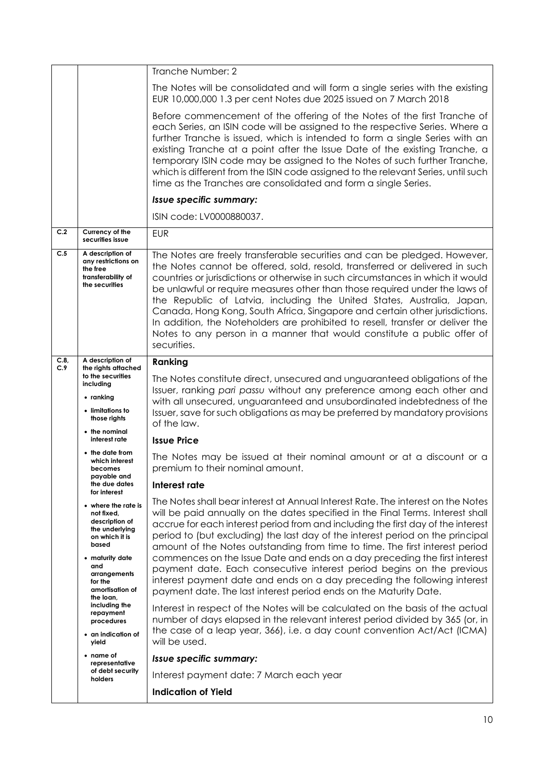| | | |
|---|---|---|
| | | Tranche Number: 2<br><br>The Notes will be consolidated and will form a single series with the existing EUR 10,000,000 1.3 per cent Notes due 2025 issued on 7 March 2018<br><br>Before commencement of the offering of the Notes of the first Tranche of each Series, an ISIN code will be assigned to the respective Series. Where a further Tranche is issued, which is intended to form a single Series with an existing Tranche at a point after the Issue Date of the existing Tranche, a temporary ISIN code may be assigned to the Notes of such further Tranche, which is different from the ISIN code assigned to the relevant Series, until such time as the Tranches are consolidated and form a single Series.<br><br>***Issue specific summary:***<br><br>ISIN code: LV0000880037. |
| **C.2** | **Currency of the securities issue** | EUR |
| **C.5** | **A description of any restrictions on the free transferability of the securities** | The Notes are freely transferable securities and can be pledged. However, the Notes cannot be offered, sold, resold, transferred or delivered in such countries or jurisdictions or otherwise in such circumstances in which it would be unlawful or require measures other than those required under the laws of the Republic of Latvia, including the United States, Australia, Japan, Canada, Hong Kong, South Africa, Singapore and certain other jurisdictions. In addition, the Noteholders are prohibited to resell, transfer or deliver the Notes to any person in a manner that would constitute a public offer of securities. |
| **C.8, C.9** | **A description of the rights attached to the securities including**<br>• **ranking**<br>• **limitations to those rights**<br>• **the nominal interest rate**<br>• **the date from which interest becomes payable and the due dates for interest**<br>• **where the rate is not fixed, description of the underlying on which it is based**<br>• **maturity date and arrangements for the amortisation of the loan, including the repayment procedures**<br>• **an indication of yield**<br>• **name of representative of debt security holders** | **Ranking**<br><br>The Notes constitute direct, unsecured and unguaranteed obligations of the Issuer, ranking *pari passu* without any preference among each other and with all unsecured, unguaranteed and unsubordinated indebtedness of the Issuer, save for such obligations as may be preferred by mandatory provisions of the law.<br><br>**Issue Price**<br><br>The Notes may be issued at their nominal amount or at a discount or a premium to their nominal amount.<br><br>**Interest rate**<br><br>The Notes shall bear interest at Annual Interest Rate. The interest on the Notes will be paid annually on the dates specified in the Final Terms. Interest shall accrue for each interest period from and including the first day of the interest period to (but excluding) the last day of the interest period on the principal amount of the Notes outstanding from time to time. The first interest period commences on the Issue Date and ends on a day preceding the first interest payment date. Each consecutive interest period begins on the previous interest payment date and ends on a day preceding the following interest payment date. The last interest period ends on the Maturity Date.<br><br>Interest in respect of the Notes will be calculated on the basis of the actual number of days elapsed in the relevant interest period divided by 365 (or, in the case of a leap year, 366), i.e. a day count convention Act/Act (ICMA) will be used.<br><br>***Issue specific summary:***<br><br>Interest payment date: 7 March each year<br><br>**Indication of Yield** |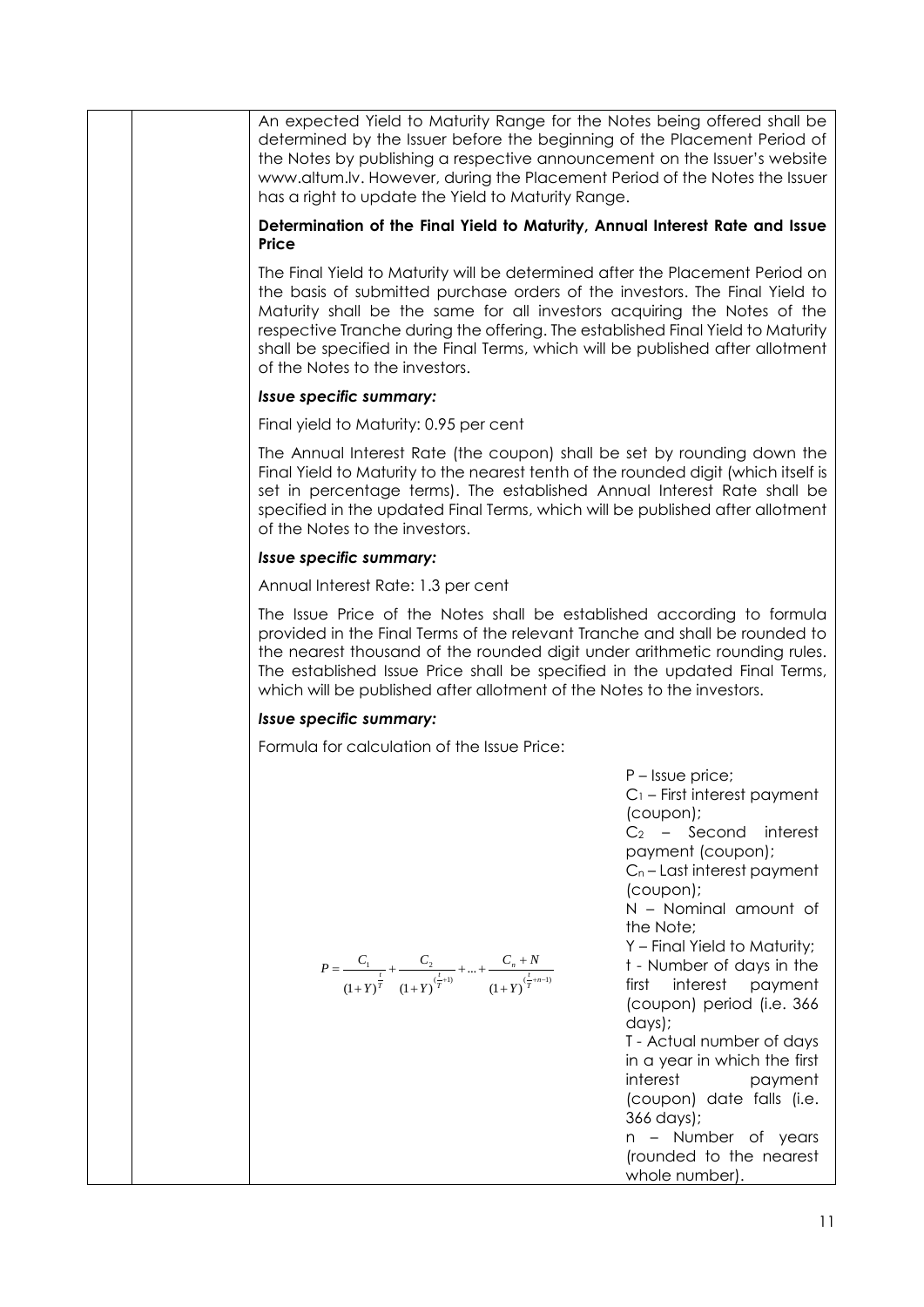An expected Yield to Maturity Range for the Notes being offered shall be determined by the Issuer before the beginning of the Placement Period of the Notes by publishing a respective announcement on the Issuer's website www.altum.lv. However, during the Placement Period of the Notes the Issuer has a right to update the Yield to Maturity Range.

**Determination of the Final Yield to Maturity, Annual Interest Rate and Issue Price**

The Final Yield to Maturity will be determined after the Placement Period on the basis of submitted purchase orders of the investors. The Final Yield to Maturity shall be the same for all investors acquiring the Notes of the respective Tranche during the offering. The established Final Yield to Maturity shall be specified in the Final Terms, which will be published after allotment of the Notes to the investors.

***Issue specific summary:***

Final yield to Maturity: 0.95 per cent

The Annual Interest Rate (the coupon) shall be set by rounding down the Final Yield to Maturity to the nearest tenth of the rounded digit (which itself is set in percentage terms). The established Annual Interest Rate shall be specified in the updated Final Terms, which will be published after allotment of the Notes to the investors.

***Issue specific summary:***

Annual Interest Rate: 1.3 per cent

The Issue Price of the Notes shall be established according to formula provided in the Final Terms of the relevant Tranche and shall be rounded to the nearest thousand of the rounded digit under arithmetic rounding rules. The established Issue Price shall be specified in the updated Final Terms, which will be published after allotment of the Notes to the investors.

***Issue specific summary:***

Formula for calculation of the Issue Price:

$$P = \frac{C_1}{(1+Y)^{\frac{t}{T}}} + \frac{C_2}{(1+Y)^{(\frac{t}{T}+1)}} + \ldots + \frac{C_n + N}{(1+Y)^{(\frac{t}{T}+n-1)}}$$

$P$ – Issue price;
$C_1$ – First interest payment (coupon);
$C_2$ – Second interest payment (coupon);
$C_n$ – Last interest payment (coupon);
$N$ – Nominal amount of the Note;
$Y$ – Final Yield to Maturity;
$t$ - Number of days in the first interest payment (coupon) period (i.e. 366 days);
$T$ - Actual number of days in a year in which the first interest payment (coupon) date falls (i.e. 366 days);
$n$ – Number of years (rounded to the nearest whole number).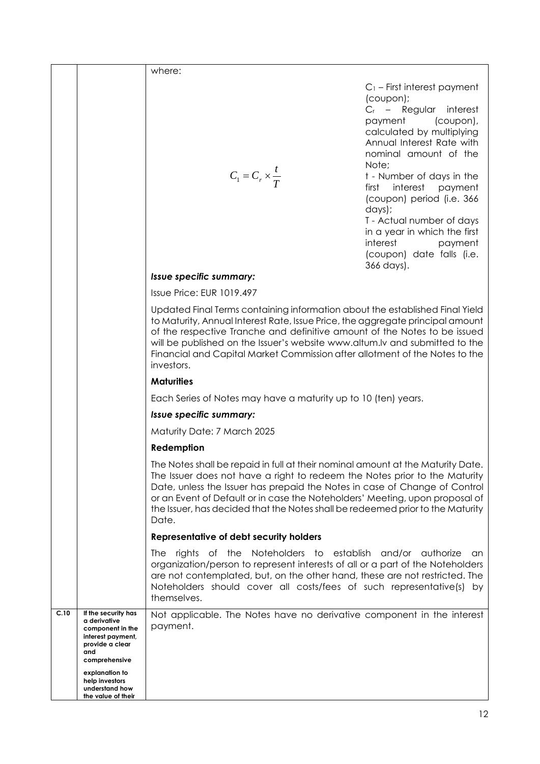| | | |
|---|---|---|
| | | where:<br><br>$$C_1 = C_r \times \frac{t}{T}$$<br><br>$C_1$ – First interest payment (coupon);<br>$C_r$ – Regular interest payment (coupon), calculated by multiplying Annual Interest Rate with nominal amount of the Note;<br>t - Number of days in the first interest payment (coupon) period (i.e. 366 days);<br>T - Actual number of days in a year in which the first interest payment (coupon) date falls (i.e. 366 days).<br><br>***Issue specific summary:***<br><br>Issue Price: EUR 1019.497<br><br>Updated Final Terms containing information about the established Final Yield to Maturity, Annual Interest Rate, Issue Price, the aggregate principal amount of the respective Tranche and definitive amount of the Notes to be issued will be published on the Issuer's website www.altum.lv and submitted to the Financial and Capital Market Commission after allotment of the Notes to the investors.<br><br>**Maturities**<br><br>Each Series of Notes may have a maturity up to 10 (ten) years.<br><br>***Issue specific summary:***<br><br>Maturity Date: 7 March 2025<br><br>**Redemption**<br><br>The Notes shall be repaid in full at their nominal amount at the Maturity Date. The Issuer does not have a right to redeem the Notes prior to the Maturity Date, unless the Issuer has prepaid the Notes in case of Change of Control or an Event of Default or in case the Noteholders' Meeting, upon proposal of the Issuer, has decided that the Notes shall be redeemed prior to the Maturity Date.<br><br>**Representative of debt security holders**<br><br>The rights of the Noteholders to establish and/or authorize an organization/person to represent interests of all or a part of the Noteholders are not contemplated, but, on the other hand, these are not restricted. The Noteholders should cover all costs/fees of such representative(s) by themselves. |
| **C.10** | **If the security has a derivative component in the interest payment, provide a clear and comprehensive explanation to help investors understand how the value of their** | Not applicable. The Notes have no derivative component in the interest payment. |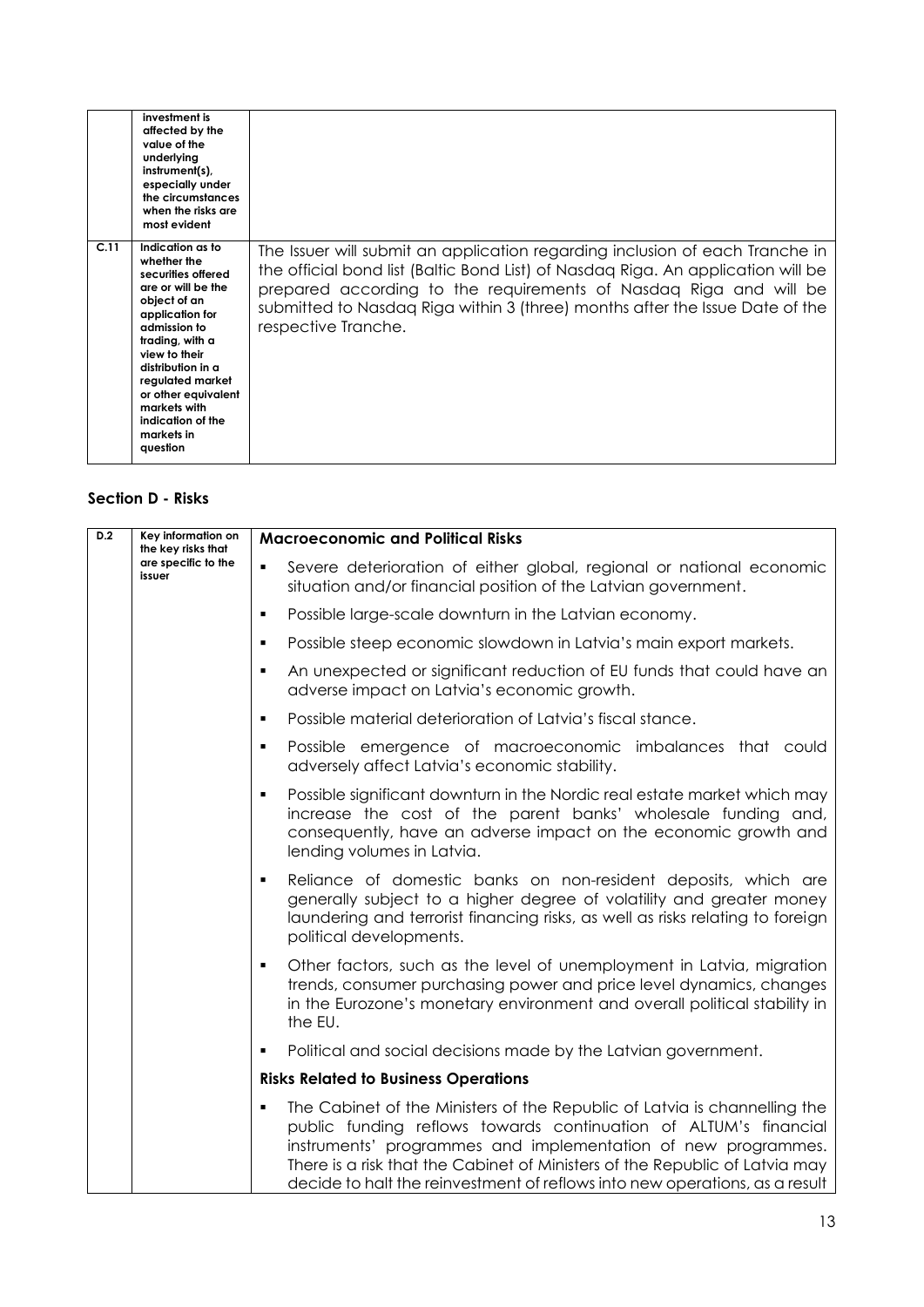| | | |
|---|---|---|
| | investment is affected by the value of the underlying instrument(s), especially under the circumstances when the risks are most evident | |
| C.11 | Indication as to whether the securities offered are or will be the object of an application for admission to trading, with a view to their distribution in a regulated market or other equivalent markets with indication of the markets in question | The Issuer will submit an application regarding inclusion of each Tranche in the official bond list (Baltic Bond List) of Nasdaq Riga. An application will be prepared according to the requirements of Nasdaq Riga and will be submitted to Nasdaq Riga within 3 (three) months after the Issue Date of the respective Tranche. |

### Section D - Risks

| | | |
|---|---|---|
| D.2 | Key information on the key risks that are specific to the issuer | **Macroeconomic and Political Risks**<br>▪ Severe deterioration of either global, regional or national economic situation and/or financial position of the Latvian government.<br>▪ Possible large-scale downturn in the Latvian economy.<br>▪ Possible steep economic slowdown in Latvia's main export markets.<br>▪ An unexpected or significant reduction of EU funds that could have an adverse impact on Latvia's economic growth.<br>▪ Possible material deterioration of Latvia's fiscal stance.<br>▪ Possible emergence of macroeconomic imbalances that could adversely affect Latvia's economic stability.<br>▪ Possible significant downturn in the Nordic real estate market which may increase the cost of the parent banks' wholesale funding and, consequently, have an adverse impact on the economic growth and lending volumes in Latvia.<br>▪ Reliance of domestic banks on non-resident deposits, which are generally subject to a higher degree of volatility and greater money laundering and terrorist financing risks, as well as risks relating to foreign political developments.<br>▪ Other factors, such as the level of unemployment in Latvia, migration trends, consumer purchasing power and price level dynamics, changes in the Eurozone's monetary environment and overall political stability in the EU.<br>▪ Political and social decisions made by the Latvian government.<br>**Risks Related to Business Operations**<br>▪ The Cabinet of the Ministers of the Republic of Latvia is channelling the public funding reflows towards continuation of ALTUM's financial instruments' programmes and implementation of new programmes. There is a risk that the Cabinet of Ministers of the Republic of Latvia may decide to halt the reinvestment of reflows into new operations, as a result |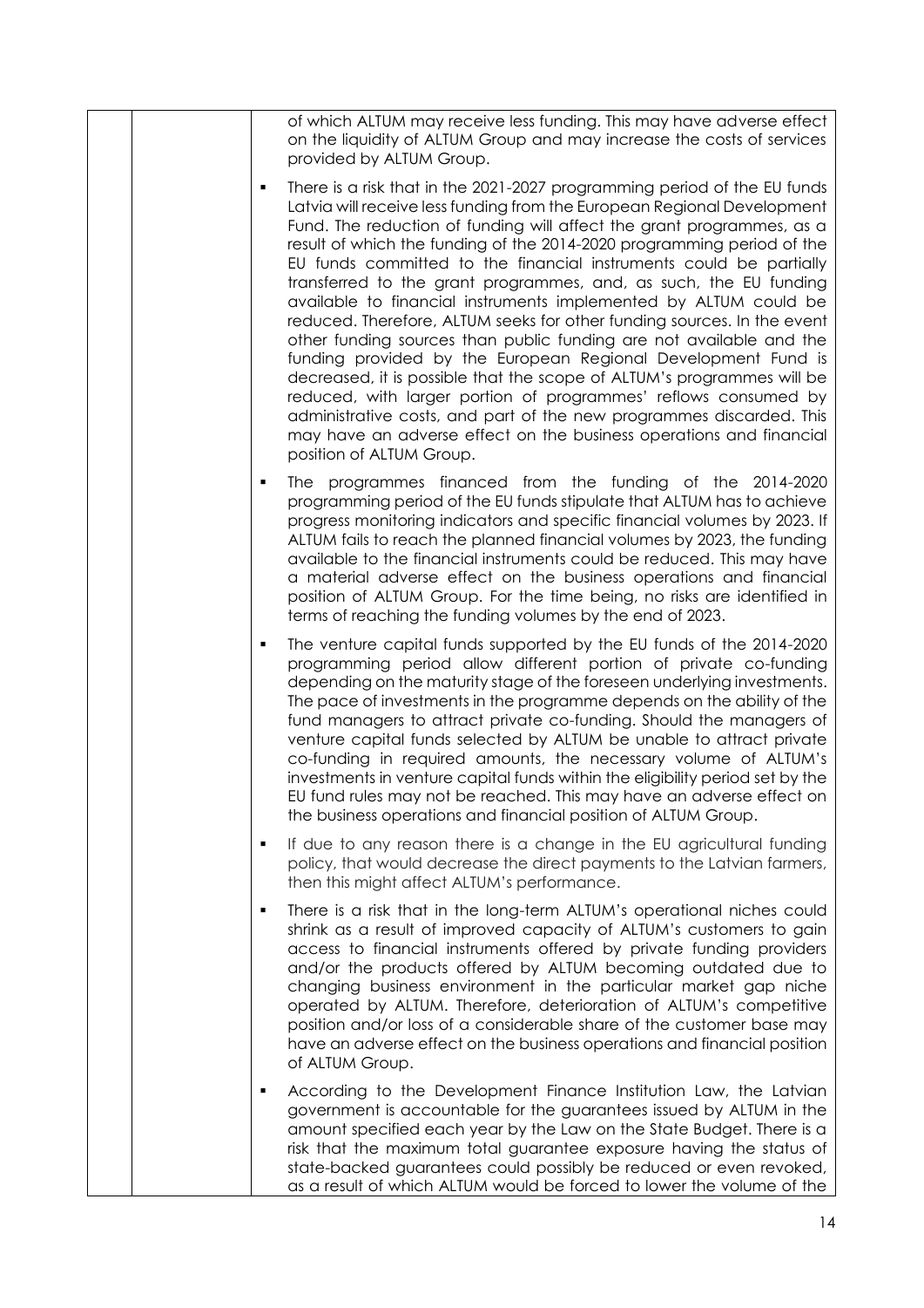of which ALTUM may receive less funding. This may have adverse effect on the liquidity of ALTUM Group and may increase the costs of services provided by ALTUM Group.

- There is a risk that in the 2021-2027 programming period of the EU funds Latvia will receive less funding from the European Regional Development Fund. The reduction of funding will affect the grant programmes, as a result of which the funding of the 2014-2020 programming period of the EU funds committed to the financial instruments could be partially transferred to the grant programmes, and, as such, the EU funding available to financial instruments implemented by ALTUM could be reduced. Therefore, ALTUM seeks for other funding sources. In the event other funding sources than public funding are not available and the funding provided by the European Regional Development Fund is decreased, it is possible that the scope of ALTUM's programmes will be reduced, with larger portion of programmes' reflows consumed by administrative costs, and part of the new programmes discarded. This may have an adverse effect on the business operations and financial position of ALTUM Group.
- The programmes financed from the funding of the 2014-2020 programming period of the EU funds stipulate that ALTUM has to achieve progress monitoring indicators and specific financial volumes by 2023. If ALTUM fails to reach the planned financial volumes by 2023, the funding available to the financial instruments could be reduced. This may have a material adverse effect on the business operations and financial position of ALTUM Group. For the time being, no risks are identified in terms of reaching the funding volumes by the end of 2023.
- The venture capital funds supported by the EU funds of the 2014-2020 programming period allow different portion of private co-funding depending on the maturity stage of the foreseen underlying investments. The pace of investments in the programme depends on the ability of the fund managers to attract private co-funding. Should the managers of venture capital funds selected by ALTUM be unable to attract private co-funding in required amounts, the necessary volume of ALTUM's investments in venture capital funds within the eligibility period set by the EU fund rules may not be reached. This may have an adverse effect on the business operations and financial position of ALTUM Group.
- If due to any reason there is a change in the EU agricultural funding policy, that would decrease the direct payments to the Latvian farmers, then this might affect ALTUM's performance.
- There is a risk that in the long-term ALTUM's operational niches could shrink as a result of improved capacity of ALTUM's customers to gain access to financial instruments offered by private funding providers and/or the products offered by ALTUM becoming outdated due to changing business environment in the particular market gap niche operated by ALTUM. Therefore, deterioration of ALTUM's competitive position and/or loss of a considerable share of the customer base may have an adverse effect on the business operations and financial position of ALTUM Group.
- According to the Development Finance Institution Law, the Latvian government is accountable for the guarantees issued by ALTUM in the amount specified each year by the Law on the State Budget. There is a risk that the maximum total guarantee exposure having the status of state-backed guarantees could possibly be reduced or even revoked, as a result of which ALTUM would be forced to lower the volume of the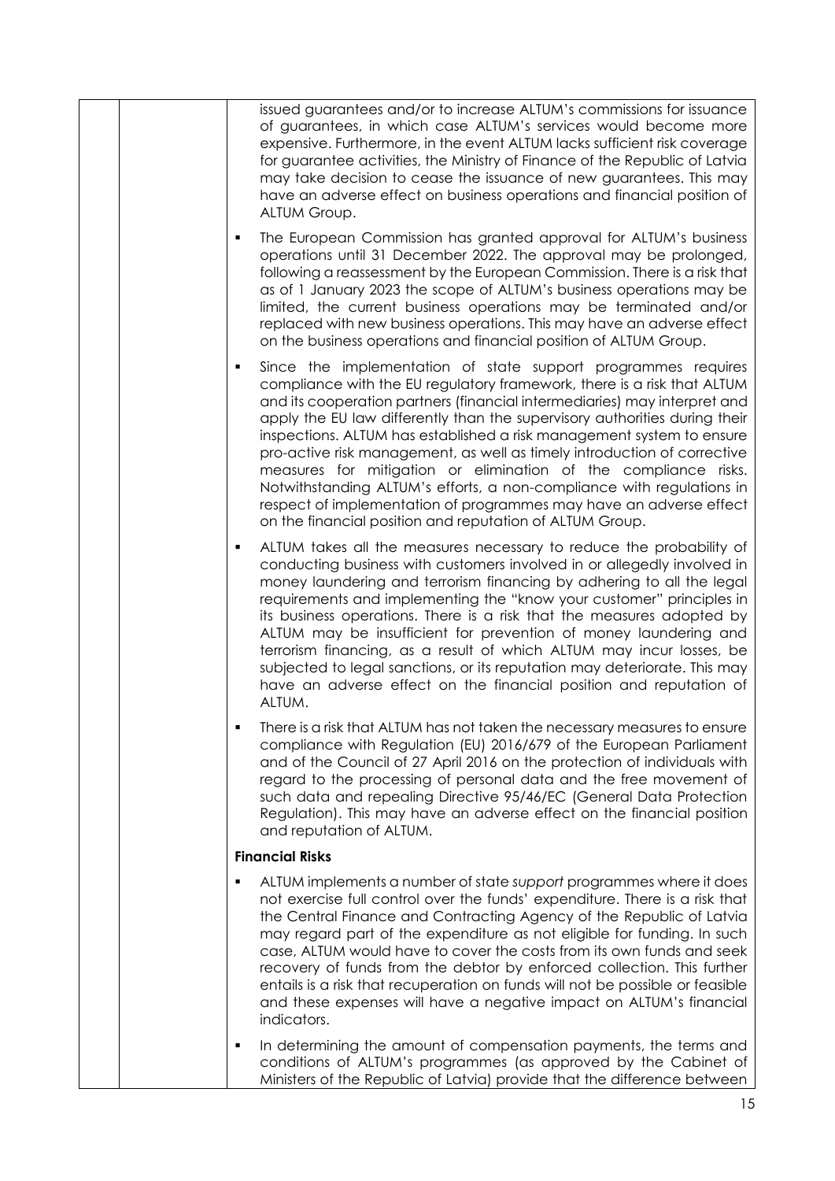issued guarantees and/or to increase ALTUM's commissions for issuance of guarantees, in which case ALTUM's services would become more expensive. Furthermore, in the event ALTUM lacks sufficient risk coverage for guarantee activities, the Ministry of Finance of the Republic of Latvia may take decision to cease the issuance of new guarantees. This may have an adverse effect on business operations and financial position of ALTUM Group.

- The European Commission has granted approval for ALTUM's business operations until 31 December 2022. The approval may be prolonged, following a reassessment by the European Commission. There is a risk that as of 1 January 2023 the scope of ALTUM's business operations may be limited, the current business operations may be terminated and/or replaced with new business operations. This may have an adverse effect on the business operations and financial position of ALTUM Group.
- Since the implementation of state support programmes requires compliance with the EU regulatory framework, there is a risk that ALTUM and its cooperation partners (financial intermediaries) may interpret and apply the EU law differently than the supervisory authorities during their inspections. ALTUM has established a risk management system to ensure pro-active risk management, as well as timely introduction of corrective measures for mitigation or elimination of the compliance risks. Notwithstanding ALTUM's efforts, a non-compliance with regulations in respect of implementation of programmes may have an adverse effect on the financial position and reputation of ALTUM Group.
- ALTUM takes all the measures necessary to reduce the probability of conducting business with customers involved in or allegedly involved in money laundering and terrorism financing by adhering to all the legal requirements and implementing the "know your customer" principles in its business operations. There is a risk that the measures adopted by ALTUM may be insufficient for prevention of money laundering and terrorism financing, as a result of which ALTUM may incur losses, be subjected to legal sanctions, or its reputation may deteriorate. This may have an adverse effect on the financial position and reputation of ALTUM.
- There is a risk that ALTUM has not taken the necessary measures to ensure compliance with Regulation (EU) 2016/679 of the European Parliament and of the Council of 27 April 2016 on the protection of individuals with regard to the processing of personal data and the free movement of such data and repealing Directive 95/46/EC (General Data Protection Regulation). This may have an adverse effect on the financial position and reputation of ALTUM.

**Financial Risks**

- ALTUM implements a number of state *support* programmes where it does not exercise full control over the funds' expenditure. There is a risk that the Central Finance and Contracting Agency of the Republic of Latvia may regard part of the expenditure as not eligible for funding. In such case, ALTUM would have to cover the costs from its own funds and seek recovery of funds from the debtor by enforced collection. This further entails is a risk that recuperation on funds will not be possible or feasible and these expenses will have a negative impact on ALTUM's financial indicators.
- In determining the amount of compensation payments, the terms and conditions of ALTUM's programmes (as approved by the Cabinet of Ministers of the Republic of Latvia) provide that the difference between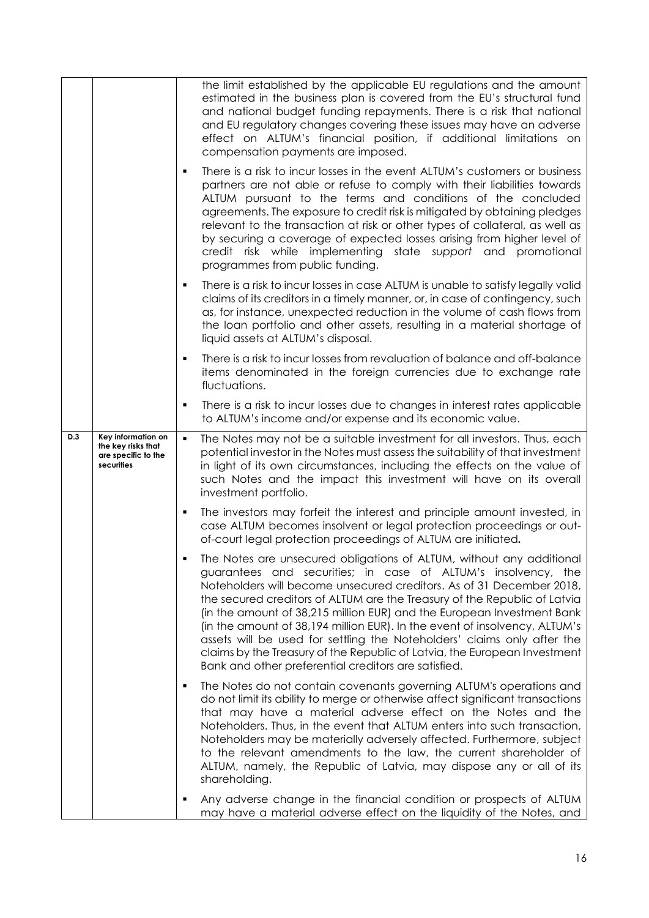| | | |
|---|---|---|
| | | the limit established by the applicable EU regulations and the amount estimated in the business plan is covered from the EU's structural fund and national budget funding repayments. There is a risk that national and EU regulatory changes covering these issues may have an adverse effect on ALTUM's financial position, if additional limitations on compensation payments are imposed. |
| | | ▪ There is a risk to incur losses in the event ALTUM's customers or business partners are not able or refuse to comply with their liabilities towards ALTUM pursuant to the terms and conditions of the concluded agreements. The exposure to credit risk is mitigated by obtaining pledges relevant to the transaction at risk or other types of collateral, as well as by securing a coverage of expected losses arising from higher level of credit risk while implementing state *support* and promotional programmes from public funding. |
| | | ▪ There is a risk to incur losses in case ALTUM is unable to satisfy legally valid claims of its creditors in a timely manner, or, in case of contingency, such as, for instance, unexpected reduction in the volume of cash flows from the loan portfolio and other assets, resulting in a material shortage of liquid assets at ALTUM's disposal. |
| | | ▪ There is a risk to incur losses from revaluation of balance and off-balance items denominated in the foreign currencies due to exchange rate fluctuations. |
| | | ▪ There is a risk to incur losses due to changes in interest rates applicable to ALTUM's income and/or expense and its economic value. |
| **D.3** | **Key information on the key risks that are specific to the securities** | ▪ The Notes may not be a suitable investment for all investors. Thus, each potential investor in the Notes must assess the suitability of that investment in light of its own circumstances, including the effects on the value of such Notes and the impact this investment will have on its overall investment portfolio. |
| | | ▪ The investors may forfeit the interest and principle amount invested, in case ALTUM becomes insolvent or legal protection proceedings or out-of-court legal protection proceedings of ALTUM are initiated**.** |
| | | ▪ The Notes are unsecured obligations of ALTUM, without any additional guarantees and securities; in case of ALTUM's insolvency, the Noteholders will become unsecured creditors. As of 31 December 2018, the secured creditors of ALTUM are the Treasury of the Republic of Latvia (in the amount of 38,215 million EUR) and the European Investment Bank (in the amount of 38,194 million EUR). In the event of insolvency, ALTUM's assets will be used for settling the Noteholders' claims only after the claims by the Treasury of the Republic of Latvia, the European Investment Bank and other preferential creditors are satisfied. |
| | | ▪ The Notes do not contain covenants governing ALTUM's operations and do not limit its ability to merge or otherwise affect significant transactions that may have a material adverse effect on the Notes and the Noteholders. Thus, in the event that ALTUM enters into such transaction, Noteholders may be materially adversely affected. Furthermore, subject to the relevant amendments to the law, the current shareholder of ALTUM, namely, the Republic of Latvia, may dispose any or all of its shareholding. |
| | | ▪ Any adverse change in the financial condition or prospects of ALTUM may have a material adverse effect on the liquidity of the Notes, and |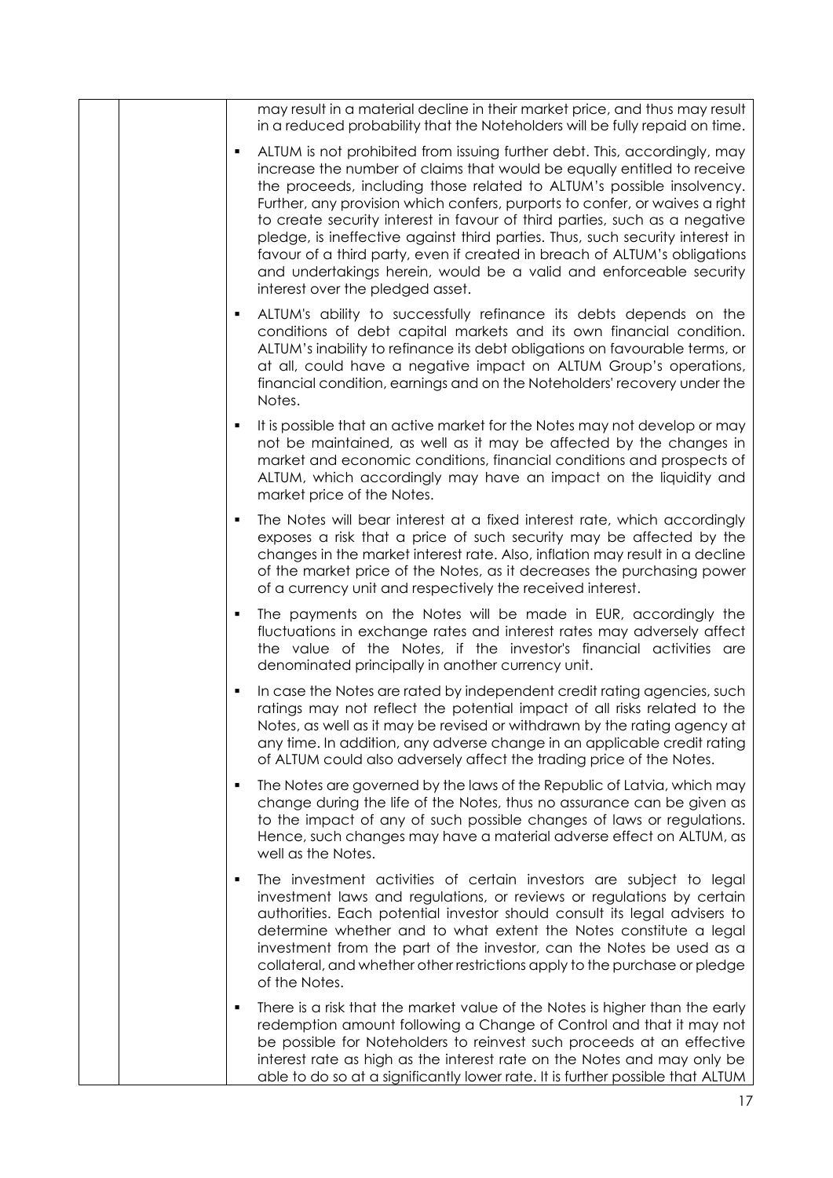may result in a material decline in their market price, and thus may result in a reduced probability that the Noteholders will be fully repaid on time.

- ALTUM is not prohibited from issuing further debt. This, accordingly, may increase the number of claims that would be equally entitled to receive the proceeds, including those related to ALTUM's possible insolvency. Further, any provision which confers, purports to confer, or waives a right to create security interest in favour of third parties, such as a negative pledge, is ineffective against third parties. Thus, such security interest in favour of a third party, even if created in breach of ALTUM's obligations and undertakings herein, would be a valid and enforceable security interest over the pledged asset.
- ALTUM's ability to successfully refinance its debts depends on the conditions of debt capital markets and its own financial condition. ALTUM's inability to refinance its debt obligations on favourable terms, or at all, could have a negative impact on ALTUM Group's operations, financial condition, earnings and on the Noteholders' recovery under the Notes.
- It is possible that an active market for the Notes may not develop or may not be maintained, as well as it may be affected by the changes in market and economic conditions, financial conditions and prospects of ALTUM, which accordingly may have an impact on the liquidity and market price of the Notes.
- The Notes will bear interest at a fixed interest rate, which accordingly exposes a risk that a price of such security may be affected by the changes in the market interest rate. Also, inflation may result in a decline of the market price of the Notes, as it decreases the purchasing power of a currency unit and respectively the received interest.
- The payments on the Notes will be made in EUR, accordingly the fluctuations in exchange rates and interest rates may adversely affect the value of the Notes, if the investor's financial activities are denominated principally in another currency unit.
- In case the Notes are rated by independent credit rating agencies, such ratings may not reflect the potential impact of all risks related to the Notes, as well as it may be revised or withdrawn by the rating agency at any time. In addition, any adverse change in an applicable credit rating of ALTUM could also adversely affect the trading price of the Notes.
- The Notes are governed by the laws of the Republic of Latvia, which may change during the life of the Notes, thus no assurance can be given as to the impact of any of such possible changes of laws or regulations. Hence, such changes may have a material adverse effect on ALTUM, as well as the Notes.
- The investment activities of certain investors are subject to legal investment laws and regulations, or reviews or regulations by certain authorities. Each potential investor should consult its legal advisers to determine whether and to what extent the Notes constitute a legal investment from the part of the investor, can the Notes be used as a collateral, and whether other restrictions apply to the purchase or pledge of the Notes.
- There is a risk that the market value of the Notes is higher than the early redemption amount following a Change of Control and that it may not be possible for Noteholders to reinvest such proceeds at an effective interest rate as high as the interest rate on the Notes and may only be able to do so at a significantly lower rate. It is further possible that ALTUM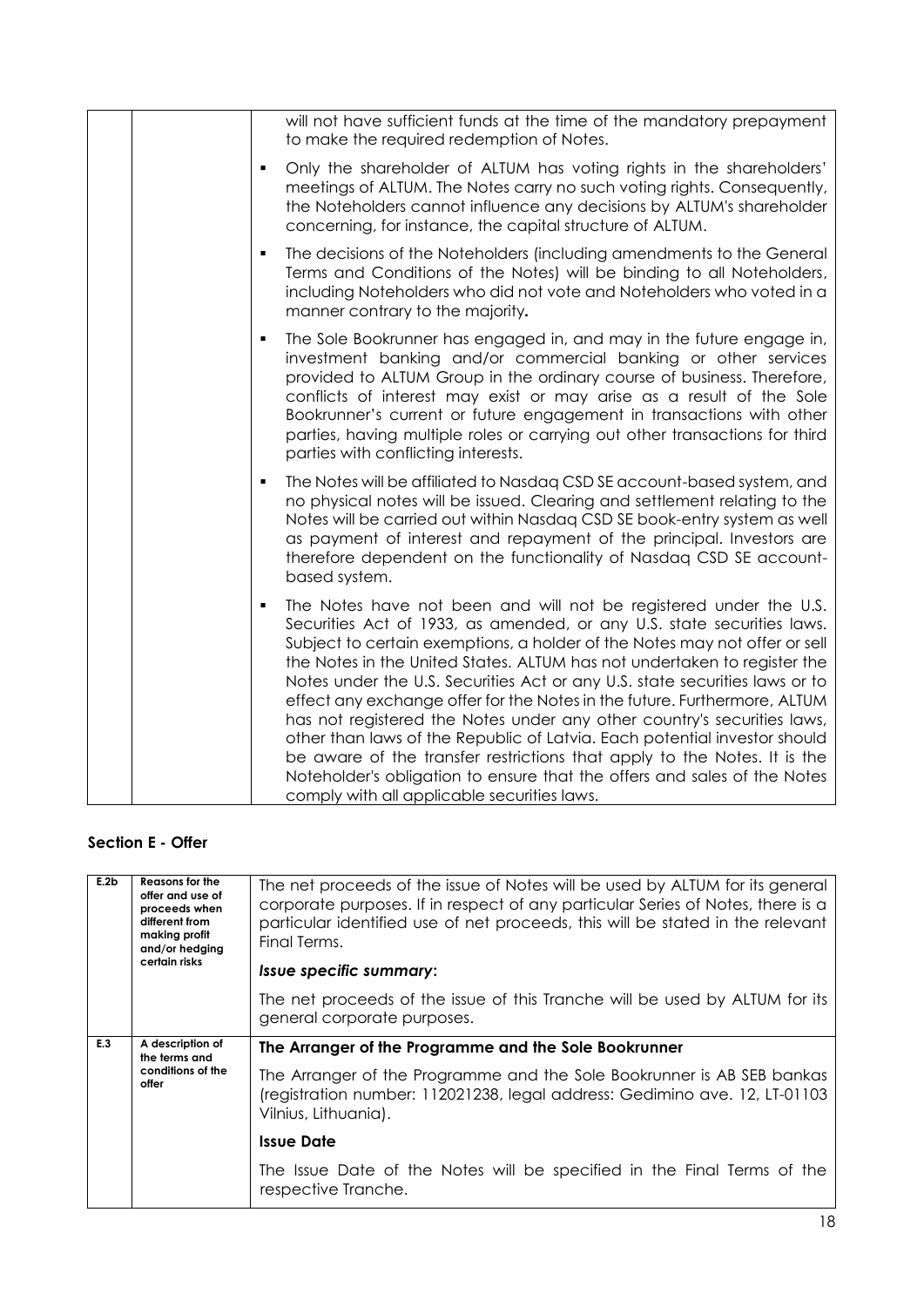| | | will not have sufficient funds at the time of the mandatory prepayment to make the required redemption of Notes.<br>▪ Only the shareholder of ALTUM has voting rights in the shareholders' meetings of ALTUM. The Notes carry no such voting rights. Consequently, the Noteholders cannot influence any decisions by ALTUM's shareholder concerning, for instance, the capital structure of ALTUM.<br>▪ The decisions of the Noteholders (including amendments to the General Terms and Conditions of the Notes) will be binding to all Noteholders, including Noteholders who did not vote and Noteholders who voted in a manner contrary to the majority**.**<br>▪ The Sole Bookrunner has engaged in, and may in the future engage in, investment banking and/or commercial banking or other services provided to ALTUM Group in the ordinary course of business. Therefore, conflicts of interest may exist or may arise as a result of the Sole Bookrunner's current or future engagement in transactions with other parties, having multiple roles or carrying out other transactions for third parties with conflicting interests.<br>▪ The Notes will be affiliated to Nasdaq CSD SE account-based system, and no physical notes will be issued. Clearing and settlement relating to the Notes will be carried out within Nasdaq CSD SE book-entry system as well as payment of interest and repayment of the principal. Investors are therefore dependent on the functionality of Nasdaq CSD SE account-based system.<br>▪ The Notes have not been and will not be registered under the U.S. Securities Act of 1933, as amended, or any U.S. state securities laws. Subject to certain exemptions, a holder of the Notes may not offer or sell the Notes in the United States. ALTUM has not undertaken to register the Notes under the U.S. Securities Act or any U.S. state securities laws or to effect any exchange offer for the Notes in the future. Furthermore, ALTUM has not registered the Notes under any other country's securities laws, other than laws of the Republic of Latvia. Each potential investor should be aware of the transfer restrictions that apply to the Notes. It is the Noteholder's obligation to ensure that the offers and sales of the Notes comply with all applicable securities laws. |
|---|---|---|

### Section E - Offer

| | | |
|---|---|---|
| **E.2b** | **Reasons for the offer and use of proceeds when different from making profit and/or hedging certain risks** | The net proceeds of the issue of Notes will be used by ALTUM for its general corporate purposes. If in respect of any particular Series of Notes, there is a particular identified use of net proceeds, this will be stated in the relevant Final Terms.<br>***Issue specific summary*:**<br>The net proceeds of the issue of this Tranche will be used by ALTUM for its general corporate purposes. |
| **E.3** | **A description of the terms and conditions of the offer** | **The Arranger of the Programme and the Sole Bookrunner**<br>The Arranger of the Programme and the Sole Bookrunner is AB SEB bankas (registration number: 112021238, legal address: Gedimino ave. 12, LT-01103 Vilnius, Lithuania).<br>**Issue Date**<br>The Issue Date of the Notes will be specified in the Final Terms of the respective Tranche. |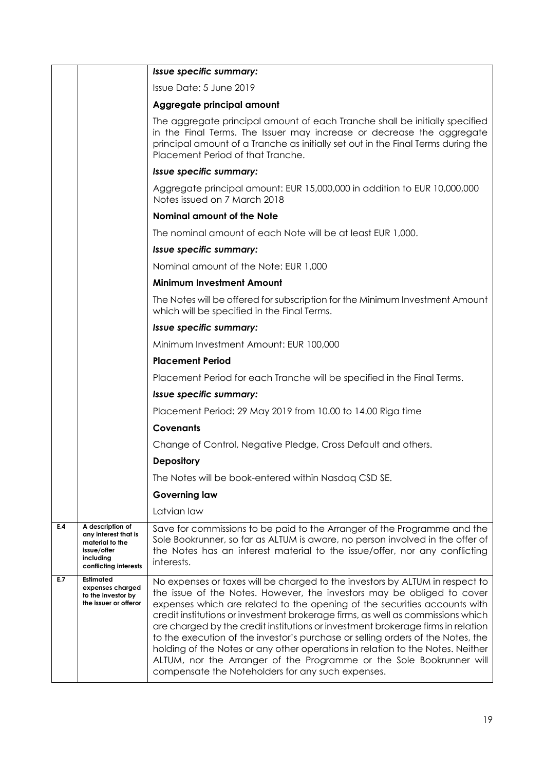| | | |
|---|---|---|
| | | ***Issue specific summary:***<br><br>Issue Date: 5 June 2019<br><br>**Aggregate principal amount**<br><br>The aggregate principal amount of each Tranche shall be initially specified in the Final Terms. The Issuer may increase or decrease the aggregate principal amount of a Tranche as initially set out in the Final Terms during the Placement Period of that Tranche.<br><br>***Issue specific summary:***<br><br>Aggregate principal amount: EUR 15,000,000 in addition to EUR 10,000,000 Notes issued on 7 March 2018<br><br>**Nominal amount of the Note**<br><br>The nominal amount of each Note will be at least EUR 1,000.<br><br>***Issue specific summary:***<br><br>Nominal amount of the Note: EUR 1,000<br><br>**Minimum Investment Amount**<br><br>The Notes will be offered for subscription for the Minimum Investment Amount which will be specified in the Final Terms.<br><br>***Issue specific summary:***<br><br>Minimum Investment Amount: EUR 100,000<br><br>**Placement Period**<br><br>Placement Period for each Tranche will be specified in the Final Terms.<br><br>***Issue specific summary:***<br><br>Placement Period: 29 May 2019 from 10.00 to 14.00 Riga time<br><br>**Covenants**<br><br>Change of Control, Negative Pledge, Cross Default and others.<br><br>**Depository**<br><br>The Notes will be book-entered within Nasdaq CSD SE.<br><br>**Governing law**<br><br>Latvian law |
| **E.4** | **A description of any interest that is material to the issue/offer including conflicting interests** | Save for commissions to be paid to the Arranger of the Programme and the Sole Bookrunner, so far as ALTUM is aware, no person involved in the offer of the Notes has an interest material to the issue/offer, nor any conflicting interests. |
| **E.7** | **Estimated expenses charged to the investor by the issuer or offeror** | No expenses or taxes will be charged to the investors by ALTUM in respect to the issue of the Notes. However, the investors may be obliged to cover expenses which are related to the opening of the securities accounts with credit institutions or investment brokerage firms, as well as commissions which are charged by the credit institutions or investment brokerage firms in relation to the execution of the investor's purchase or selling orders of the Notes, the holding of the Notes or any other operations in relation to the Notes. Neither ALTUM, nor the Arranger of the Programme or the Sole Bookrunner will compensate the Noteholders for any such expenses. |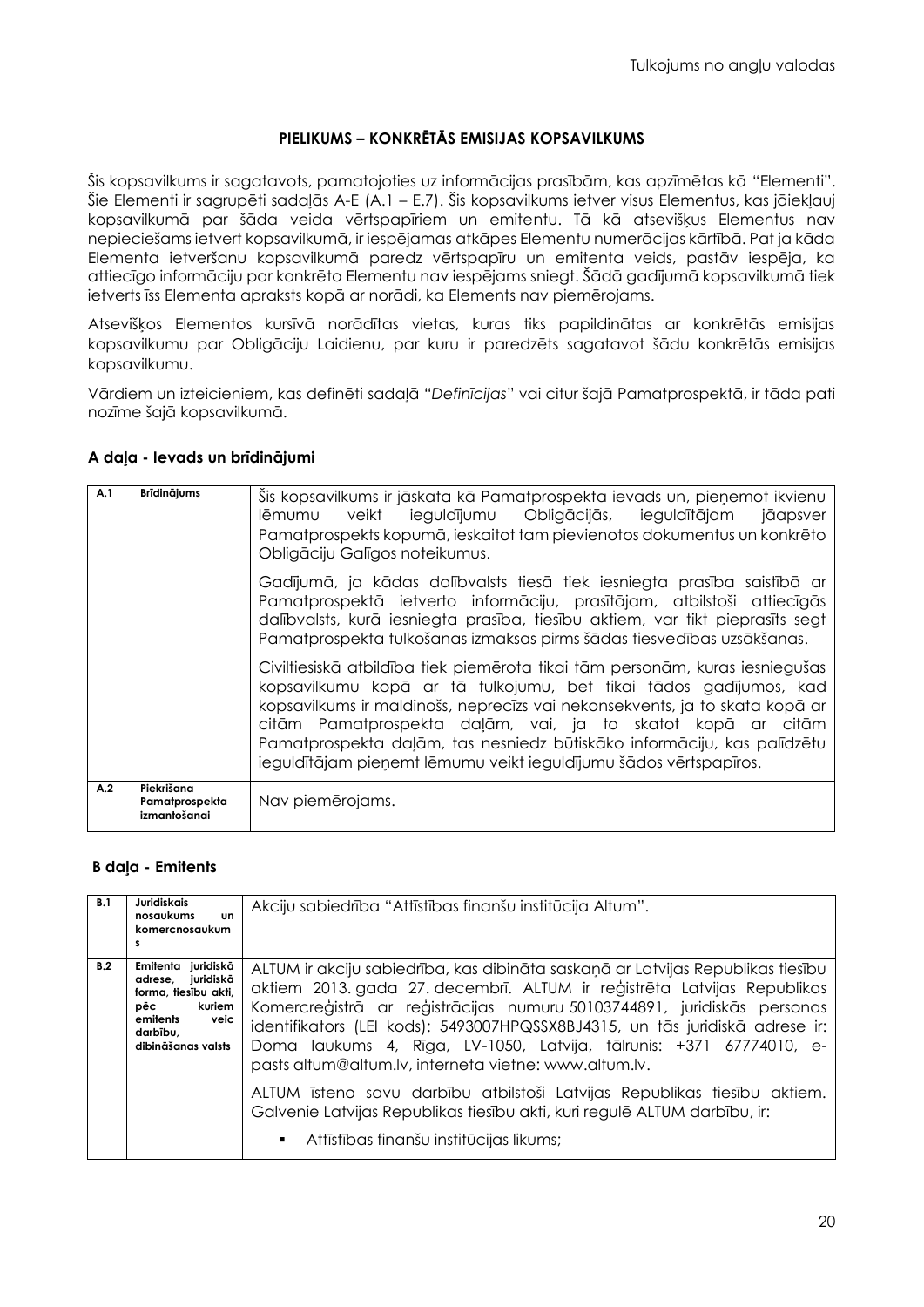## PIELIKUMS – KONKRĒTĀS EMISIJAS KOPSAVILKUMS

Šis kopsavilkums ir sagatavots, pamatojoties uz informācijas prasībām, kas apzīmētas kā "Elementi". Šie Elementi ir sagrupēti sadaļās A-E (A.1 – E.7). Šis kopsavilkums ietver visus Elementus, kas jāiekļauj kopsavilkumā par šāda veida vērtspapīriem un emitentu. Tā kā atsevišķus Elementus nav nepieciešams ietvert kopsavilkumā, ir iespējamas atkāpes Elementu numerācijas kārtībā. Pat ja kāda Elementa ietveršanu kopsavilkumā paredz vērtspapīru un emitenta veids, pastāv iespēja, ka attiecīgo informāciju par konkrēto Elementu nav iespējams sniegt. Šādā gadījumā kopsavilkumā tiek ietverts īss Elementa apraksts kopā ar norādi, ka Elements nav piemērojams.

Atsevišķos Elementos kursīvā norādītas vietas, kuras tiks papildinātas ar konkrētās emisijas kopsavilkumu par Obligāciju Laidienu, par kuru ir paredzēts sagatavot šādu konkrētās emisijas kopsavilkumu.

Vārdiem un izteicieniem, kas definēti sadaļā "*Definīcijas*" vai citur šajā Pamatprospektā, ir tāda pati nozīme šajā kopsavilkumā.

### A daļa - Ievads un brīdinājumi

| | | |
|---|---|---|
| **A.1** | **Brīdinājums** | Šis kopsavilkums ir jāskata kā Pamatprospekta ievads un, pieņemot ikvienu lēmumu veikt ieguldījumu Obligācijās, ieguldītājam jāapsver Pamatprospekts kopumā, ieskaitot tam pievienotos dokumentus un konkrēto Obligāciju Galīgos noteikumus.<br><br>Gadījumā, ja kādas dalībvalsts tiesā tiek iesniegta prasība saistībā ar Pamatprospektā ietverto informāciju, prasītājam, atbilstoši attiecīgās dalībvalsts, kurā iesniegta prasība, tiesību aktiem, var tikt pieprasīts segt Pamatprospekta tulkošanas izmaksas pirms šādas tiesvedības uzsākšanas.<br><br>Civiltiesiskā atbildība tiek piemērota tikai tām personām, kuras iesniegušas kopsavilkumu kopā ar tā tulkojumu, bet tikai tādos gadījumos, kad kopsavilkums ir maldinošs, neprecīzs vai nekonsekvents, ja to skata kopā ar citām Pamatprospekta daļām, vai, ja to skatot kopā ar citām Pamatprospekta daļām, tas nesniedz būtiskāko informāciju, kas palīdzētu ieguldītājam pieņemt lēmumu veikt ieguldījumu šādos vērtspapīros. |
| **A.2** | **Piekrišana Pamatprospekta izmantošanai** | Nav piemērojams. |

### B daļa - Emitents

| | | |
|---|---|---|
| **B.1** | **Juridiskais nosaukums un komercnosaukums** | Akciju sabiedrība "Attīstības finanšu institūcija Altum". |
| **B.2** | **Emitenta juridiskā adrese, juridiskā forma, tiesību akti, pēc kuriem emitents veic darbību, dibināšanas valsts** | ALTUM ir akciju sabiedrība, kas dibināta saskaņā ar Latvijas Republikas tiesību aktiem 2013. gada 27. decembrī. ALTUM ir reģistrēta Latvijas Republikas Komercreģistrā ar reģistrācijas numuru 50103744891, juridiskās personas identifikators (LEI kods): 5493007HPQSSX8BJ4315, un tās juridiskā adrese ir: Doma laukums 4, Rīga, LV-1050, Latvija, tālrunis: +371 67774010, e-pasts altum@altum.lv, interneta vietne: www.altum.lv.<br><br>ALTUM īsteno savu darbību atbilstoši Latvijas Republikas tiesību aktiem. Galvenie Latvijas Republikas tiesību akti, kuri regulē ALTUM darbību, ir:<br><br>▪ Attīstības finanšu institūcijas likums; |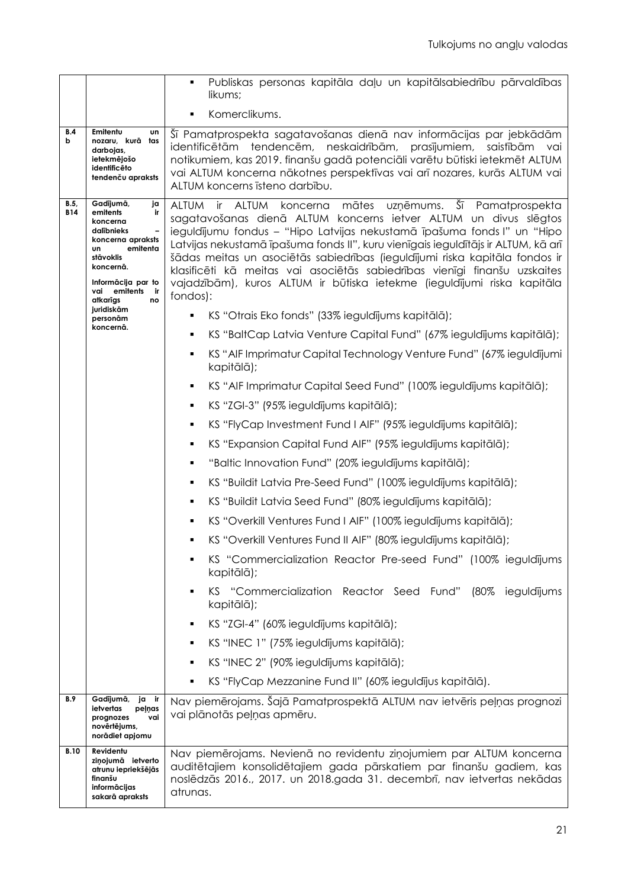| | | |
|---|---|---|
| | | - Publiskas personas kapitāla daļu un kapitālsabiedrību pārvaldības likums;<br>- Komerclikums. |
| B.4 b | Emitentu un nozaru, kurā tas darbojas, ietekmējošo identificēto tendenču apraksts | Šī Pamatprospekta sagatavošanas dienā nav informācijas par jebkādām identificētām tendencēm, neskaidrībām, prasījumiem, saistībām vai notikumiem, kas 2019. finanšu gadā potenciāli varētu būtiski ietekmēt ALTUM vai ALTUM koncerna nākotnes perspektīvas vai arī nozares, kurās ALTUM vai ALTUM koncerns īsteno darbību. |
| B.5, B14 | Gadījumā, ja emitents ir koncerna dalībnieks – koncerna apraksts un emitenta stāvoklis koncernā.<br>Informācija par to vai emitents ir atkarīgs no juridiskām personām koncernā. | ALTUM ir ALTUM koncerna mātes uzņēmums. Šī Pamatprospekta sagatavošanas dienā ALTUM koncerns ietver ALTUM un divus slēgtos ieguldījumu fondus – "Hipo Latvijas nekustamā īpašuma fonds I" un "Hipo Latvijas nekustamā īpašuma fonds II", kuru vienīgais ieguldītājs ir ALTUM, kā arī šādas meitas un asociētās sabiedrības (ieguldījumi riska kapitāla fondos ir klasificēti kā meitas vai asociētās sabiedrības vienīgi finanšu uzskaites vajadzībām), kuros ALTUM ir būtiska ietekme (ieguldījumi riska kapitāla fondos):<br>- KS "Otrais Eko fonds" (33% ieguldījums kapitālā);<br>- KS "BaltCap Latvia Venture Capital Fund" (67% ieguldījums kapitālā);<br>- KS "AIF Imprimatur Capital Technology Venture Fund" (67% ieguldījumi kapitālā);<br>- KS "AIF Imprimatur Capital Seed Fund" (100% ieguldījums kapitālā);<br>- KS "ZGI-3" (95% ieguldījums kapitālā);<br>- KS "FlyCap Investment Fund I AIF" (95% ieguldījums kapitālā);<br>- KS "Expansion Capital Fund AIF" (95% ieguldījums kapitālā);<br>- "Baltic Innovation Fund" (20% ieguldījums kapitālā);<br>- KS "Buildit Latvia Pre-Seed Fund" (100% ieguldījums kapitālā);<br>- KS "Buildit Latvia Seed Fund" (80% ieguldījums kapitālā);<br>- KS "Overkill Ventures Fund I AIF" (100% ieguldījums kapitālā);<br>- KS "Overkill Ventures Fund II AIF" (80% ieguldījums kapitālā);<br>- KS "Commercialization Reactor Pre-seed Fund" (100% ieguldījums kapitālā);<br>- KS "Commercialization Reactor Seed Fund" (80% ieguldījums kapitālā);<br>- KS "ZGI-4" (60% ieguldījums kapitālā);<br>- KS "INEC 1" (75% ieguldījums kapitālā);<br>- KS "INEC 2" (90% ieguldījums kapitālā);<br>- KS "FlyCap Mezzanine Fund II" (60% ieguldījus kapitālā). |
| B.9 | Gadījumā, ja ir ietvertas peļņas prognozes vai novērtējums, norādiet apjomu | Nav piemērojams. Šajā Pamatprospektā ALTUM nav ietvēris peļņas prognozi vai plānotās peļņas apmēru. |
| B.10 | Revidentu ziņojumā ietverto atrunu iepriekšējās finanšu informācijas sakarā apraksts | Nav piemērojams. Nevienā no revidentu ziņojumiem par ALTUM koncerna auditētajiem konsolidētajiem gada pārskatiem par finanšu gadiem, kas noslēdzās 2016., 2017. un 2018.gada 31. decembrī, nav ietvertas nekādas atrunas. |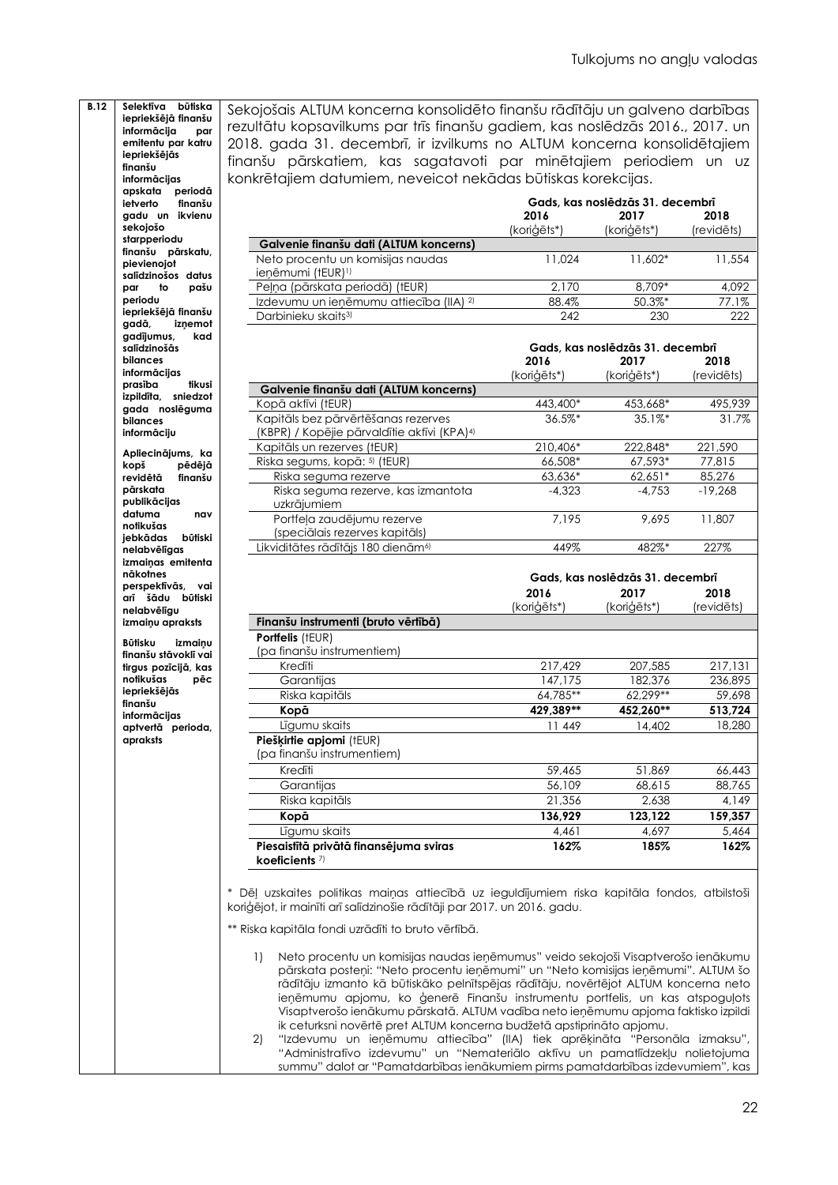Tulkojums no angļu valodas

| B.12 | Selektīva būtiska iepriekšējā finanšu informācija par emitentu par katru iepriekšējās finanšu informācijas apskata periodā ietverto finanšu gadu un ikvienu sekojošo starpperiodu finanšu pārskatu, pievienojot salīdzinošos datus par to pašu periodu iepriekšējā finanšu gadā, izņemot gadījumus, kad salīdzinošās bilances informācijas prasība tiktusi izpildīta, sniedzot gada noslēguma bilances informāciju<br><br>Apliecinājums, ka kopš pēdējā revidētā finanšu pārskata publikācijas datuma nav notikušas jebkādas būtiski nelabvēlīgas izmaiņas emitenta nākotnes perspektīvās, vai arī šādu būtiski nelabvēlīgu izmaiņu apraksts<br><br>Būtisku izmaiņu finanšu stāvoklī vai tirgus pozīcijā, kas notikušas pēc iepriekšējās finanšu informācijas aptvertā perioda, apraksts | Sekojošais ALTUM koncerna konsolidēto finanšu rādītāju un galveno darbības rezultātu kopsavilkums par trīs finanšu gadiem, kas noslēdzās 2016., 2017. un 2018. gada 31. decembrī, ir izvilkums no ALTUM koncerna konsolidētajiem finanšu pārskatiem, kas sagatavoti par minētajiem periodiem un uz konkrētajiem datumiem, neveicot nekādas būtiskas korekcijas. |
|---|---|---|

| | Gads, kas noslēdzās 31. decembrī | | |
|---|---|---|---|
| | 2016 (koriģēts*) | 2017 (koriģēts*) | 2018 (revidēts) |
| **Galvenie finanšu dati (ALTUM koncerns)** | | | |
| Neto procentu un komisijas naudas ieņēmumi (tEUR)[1)] | 11,024 | 11,602* | 11,554 |
| Peļņa (pārskata periodā) (tEUR) | 2,170 | 8,709* | 4,092 |
| Izdevumu un ieņēmumu attiecība (IIA) [2)] | 88.4% | 50.3%* | 77.1% |
| Darbinieku skaits[3)] | 242 | 230 | 222 |

| | Gads, kas noslēdzās 31. decembrī | | |
|---|---|---|---|
| | 2016 (koriģēts*) | 2017 (koriģēts*) | 2018 (revidēts) |
| **Galvenie finanšu dati (ALTUM koncerns)** | | | |
| Kopā aktīvi (tEUR) | 443,400* | 453,668* | 495,939 |
| Kapitāls bez pārvērtēšanas rezerves (KBPR) / Kopējie pārvaldītie aktīvi (KPA)[4)] | 36.5%* | 35.1%* | 31.7% |
| Kapitāls un rezerves (tEUR) | 210,406* | 222,848* | 221,590 |
| Riska segums, kopā: [5)] (tEUR) | 66,508* | 67,593* | 77,815 |
| Riska seguma rezerve | 63,636* | 62,651* | 85,276 |
| Riska seguma rezerve, kas izmantota uzkrājumiem | -4,323 | -4,753 | -19,268 |
| Portfeļa zaudējumu rezerve (speciālais rezerves kapitāls) | 7,195 | 9,695 | 11,807 |
| Likviditātes rādītājs 180 dienām[6)] | 449% | 482%* | 227% |

| | Gads, kas noslēdzās 31. decembrī | | |
|---|---|---|---|
| | 2016 (koriģēts*) | 2017 (koriģēts*) | 2018 (revidēts) |
| **Finanšu instrumenti (bruto vērtībā)** | | | |
| **Portfelis** (tEUR) (pa finanšu instrumentiem) | | | |
| Kredīti | 217,429 | 207,585 | 217,131 |
| Garantijas | 147,175 | 182,376 | 236,895 |
| Riska kapitāls | 64,785** | 62,299** | 59,698 |
| **Kopā** | **429,389**** | **452,260**** | **513,724** |
| Līgumu skaits | 11 449 | 14,402 | 18,280 |
| **Piešķirtie apjomi** (tEUR) (pa finanšu instrumentiem) | | | |
| Kredīti | 59,465 | 51,869 | 66,443 |
| Garantijas | 56,109 | 68,615 | 88,765 |
| Riska kapitāls | 21,356 | 2,638 | 4,149 |
| **Kopā** | **136,929** | **123,122** | **159,357** |
| Līgumu skaits | 4,461 | 4,697 | 5,464 |
| **Piesaistītā privātā finansējuma sviras koeficients** [7)] | **162%** | **185%** | **162%** |

\* Dēļ uzskaites politikas maiņas attiecībā uz ieguldījumiem riska kapitāla fondos, atbilstoši koriģējot, ir mainīti arī salīdzinošie rādītāji par 2017. un 2016. gadu.

\*\* Riska kapitāla fondi uzrādīti to bruto vērtībā.

1) Neto procentu un komisijas naudas ieņēmumus" veido sekojoši Visaptverošo ienākumu pārskata posteņi: "Neto procentu ieņēmumi" un "Neto komisijas ieņēmumi". ALTUM šo rādītāju izmanto kā būtiskāko pelnītspējas rādītāju, novērtējot ALTUM koncerna neto ieņēmumu apjomu, ko ģenerē Finanšu instrumentu portfelis, un kas atspoguļots Visaptverošo ienākumu pārskatā. ALTUM vadība neto ieņēmumu apjoma faktisko izpildi ik ceturksni novērtē pret ALTUM koncerna budžetā apstiprināto apjomu.
2) "Izdevumu un ieņēmumu attiecība" (IIA) tiek aprēķināta "Personāla izmaksu", "Administratīvo izdevumu" un "Nemateriālo aktīvu un pamatlīdzekļu nolietojuma summu" dalot ar "Pamatdarbības ienākumiem pirms pamatdarbības izdevumiem", kas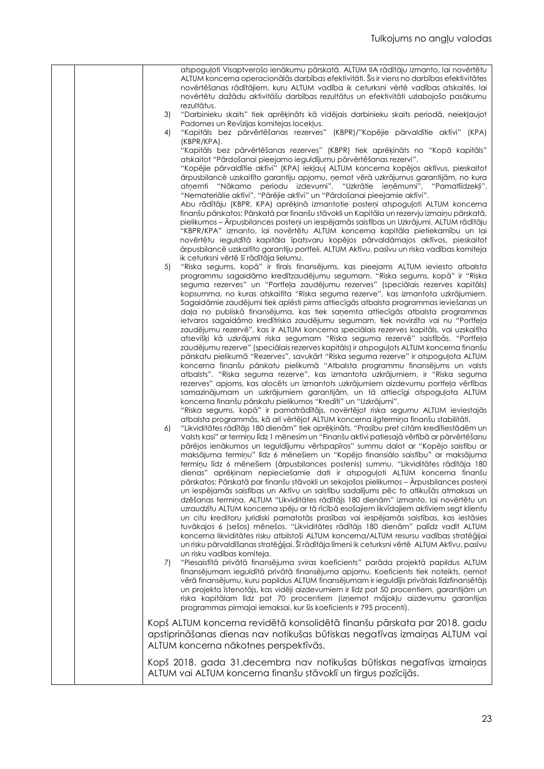atspoguļoti Visaptverošo ienākumu pārskatā. ALTUM IIA rādītāju izmanto, lai novērtētu ALTUM koncerna operacionālās darbības efektivitāti. Šis ir viens no darbības efektivitātes novērtēšanas rādītājiem, kuru ALTUM vadība ik ceturksni vērtē vadības atskaitēs, lai novērtētu dažādu aktivitāšu darbības rezultātus un efektivitāti uzlabojošo pasākumu rezultātus.

3) "Darbinieku skaits" tiek aprēķināts kā vidējais darbinieku skaits periodā, neiekļaujot Padomes un Revīzijas komitejas locekļus.

4) "Kapitāls bez pārvērtēšanas rezerves" (KBPR)/"Kopējie pārvaldītie aktīvi" (KPA) (KBPR/KPA).

   "Kapitāls bez pārvērtēšanas rezerves" (KBPR) tiek aprēķināts no "Kopā kapitāls" atskaitot "Pārdošanai pieejamo ieguldījumu pārvērtēšanas rezervi".

   "Kopējie pārvaldītie aktīvi" (KPA) iekļauj ALTUM koncerna kopējos aktīvus, pieskaitot ārpusbilancē uzskaitīto garantiju apjomu, ņemot vērā uzkrājumus garantijām, no kura atņemti "Nākamo periodu izdevumi", "Uzkrātie ieņēmumi", "Pamatlīdzekļi", "Nemateriālie aktīvi", "Pārējie aktīvi" un "Pārdošanai pieejamie aktīvi".

   Abu rādītāju (KBPR, KPA) aprēķinā izmantotie posteņi atspoguļoti ALTUM koncerna finanšu pārskatos: Pārskatā par finanšu stāvokli un Kapitāla un rezervju izmaiņu pārskatā, pielikumos – Ārpusbilances posteņi un iespējamās saistības un Uzkrājumi. ALTUM rādītāju "KBPR/KPA" izmanto, lai novērtētu ALTUM koncerna kapitāla pietiekamību un lai novērtētu ieguldītā kapitāla īpatsvaru kopējos pārvaldāmajos aktīvos, pieskaitot ārpusbilancē uzskaitīto garantiju portfeli. ALTUM Aktīvu, pasīvu un riska vadības komiteja ik ceturksni vērtē šī rādītāja lielumu.

5) "Riska segums, kopā" ir tīrais finansējums, kas pieejams ALTUM ieviesto atbalsta programmu sagaidāmo kredītzaudējumu segumam. "Riska segums, kopā" ir "Riska seguma rezerves" un "Portfeļa zaudējumu rezerves" (speciālais rezerves kapitāls) kopsumma, no kuras atskaitīta "Riska seguma rezerve", kas izmantota uzkrājumiem. Sagaidāmie zaudējumi tiek aplēsti pirms attiecīgās atbalsta programmas ieviešanas un daļa no publiskā finansējuma, kas tiek saņemta attiecīgās atbalsta programmas ietvaros sagaidāmo kredītriska zaudējumu segumam, tiek novirzīta vai nu "Portfeļa zaudējumu rezervē", kas ir ALTUM koncerna speciālais rezerves kapitāls, vai uzskaitīta atsevišķi kā uzkrājumi riska segumam "Riska seguma rezervē" saistībās. "Portfeļa zaudējumu rezerve" (speciālais rezerves kapitāls) ir atspoguļots ALTUM koncerna finanšu pārskatu pielikumā "Rezerves", savukārt "Riska seguma rezerve" ir atspoguļota ALTUM koncerna finanšu pārskatu pielikumā "Atbalsta programmu finansējums un valsts atbalsts". "Riska seguma rezerve", kas izmantota uzkrājumiem, ir "Riska seguma rezerves" apjoms, kas alocēts un izmantots uzkrājumiem aizdevumu portfeļa vērtības samazinājumam un uzkrājumiem garantijām, un tā attiecīgi atspoguļota ALTUM koncerna finanšu pārskatu pielikumos "Kredīti" un "Uzkrājumi".

   "Riska segums, kopā" ir pamatrādītājs, novērtējot riska segumu ALTUM ieviestajās atbalsta programmās, kā arī vērtējot ALTUM koncerna ilgtermiņa finanšu stabilitāti.

6) "Likviditātes rādītājs 180 dienām" tiek aprēķināts, "Prasību pret citām kredītiestādēm un Valsts kasi" ar termiņu līdz 1 mēnesim un "Finanšu aktīvi patiesajā vērtībā ar pārvērtēšanu pārējos ienākumos un Ieguldījumu vērtspapīros" summu dalot ar "Kopējo saistību ar maksājuma termiņu" līdz 6 mēnešiem un "Kopējo finansiālo saistību" ar maksājuma termiņu līdz 6 mēnešiem (ārpusbilances postenis) summu. "Likviditātes rādītāja 180 dienas" aprēķinam nepieciešamie dati ir atspoguļoti ALTUM koncerna finanšu pārskatos: Pārskatā par finanšu stāvokli un sekojošos pielikumos – Ārpusbilances posteņi un iespējamās saistības un Aktīvu un saistību sadalījums pēc to atlikušās atmaksas un dzēšanas termiņa. ALTUM "Likviditātes rādītājs 180 dienām" izmanto, lai novērtētu un uzraudzītu ALTUM koncerna spēju ar tā rīcībā esošajiem likvīdajiem aktīviem segt klientu un citu kreditoru juridiski pamatotās prasības vai iespējamās saistības, kas iestāsies tuvākajos 6 (sešos) mēnešos. "Likviditātes rādītājs 180 dienām" palīdz vadīt ALTUM koncerna likviditātes risku atbilstoši ALTUM koncerna/ALTUM resursu vadības stratēģijai un risku pārvaldīšanas stratēģijai. Šī rādītāja līmeni ik ceturksni vērtē ALTUM Aktīvu, pasīvu un risku vadības komiteja.

7) "Piesaistītā privātā finansējuma sviras koeficients" parāda projektā papildus ALTUM finansējumam ieguldītā privātā finansējuma apjomu. Koeficients tiek noteikts, ņemot vērā finansējumu, kuru papildus ALTUM finansējumam ir ieguldījis privātais līdzfinansētājs un projekta īstenotājs, kas vidēji aizdevumiem ir līdz pat 50 procentiem, garantijām un riska kapitālam līdz pat 70 procentiem (izņemot mājokļu aizdevumu garantijas programmas pirmajai iemaksai, kur šis koeficients ir 795 procenti).

Kopš ALTUM koncerna revidētā konsolidētā finanšu pārskata par 2018. gadu apstiprināšanas dienas nav notikušas būtiskas negatīvas izmaiņas ALTUM vai ALTUM koncerna nākotnes perspektīvās.

Kopš 2018. gada 31.decembra nav notikušas būtiskas negatīvas izmaiņas ALTUM vai ALTUM koncerna finanšu stāvoklī un tirgus pozīcijās.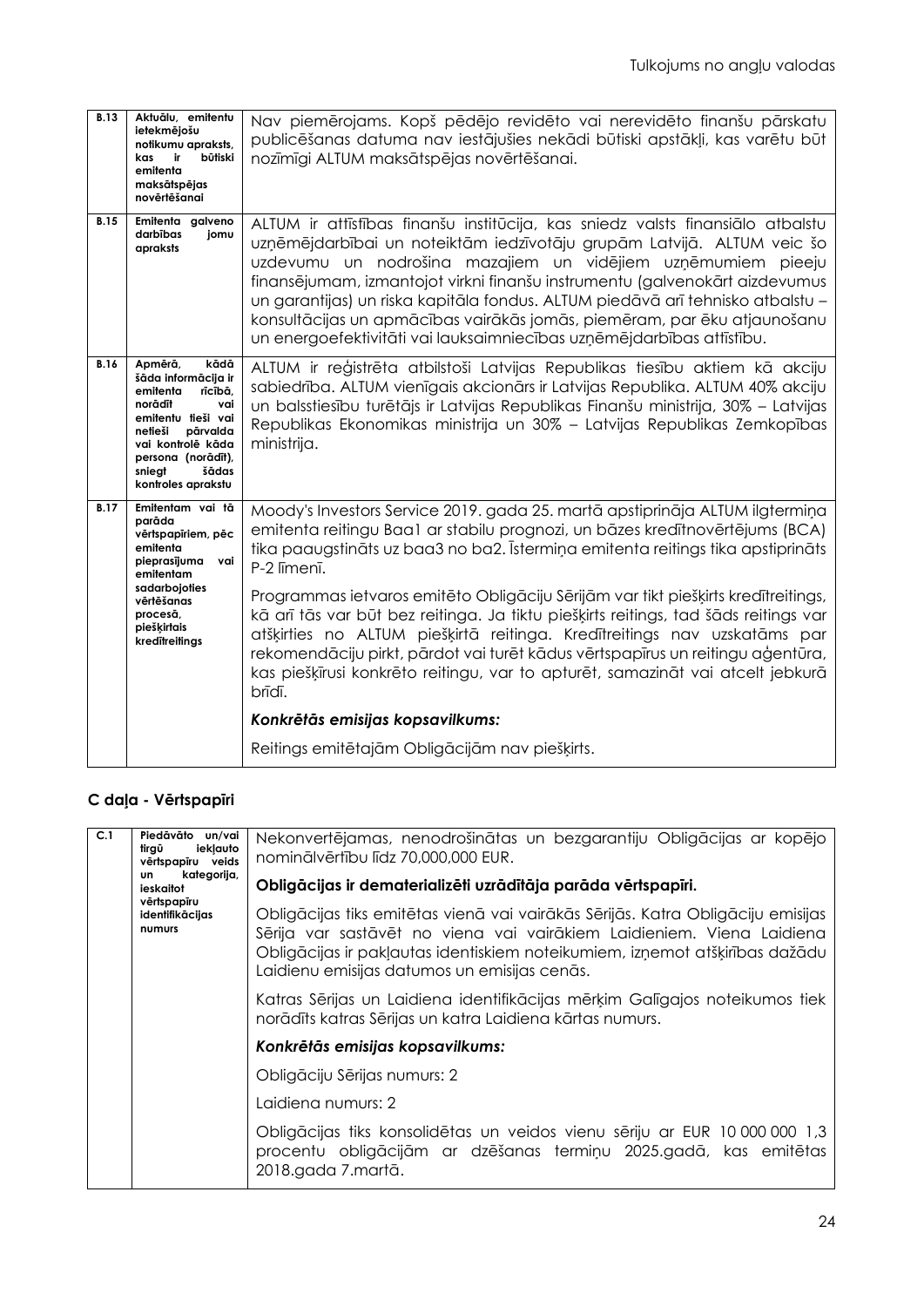| | | |
|---|---|---|
| **B.13** | **Aktuālu, emitentu ietekmējošu notikumu apraksts, kas ir būtiski emitenta maksātspējas novērtēšanai** | Nav piemērojams. Kopš pēdējo revidēto vai nerevidēto finanšu pārskatu publicēšanas datuma nav iestājušies nekādi būtiski apstākļi, kas varētu būt nozīmīgi ALTUM maksātspējas novērtēšanai. |
| **B.15** | **Emitenta galveno darbības jomu apraksts** | ALTUM ir attīstības finanšu institūcija, kas sniedz valsts finansiālo atbalstu uzņēmējdarbībai un noteiktām iedzīvotāju grupām Latvijā. ALTUM veic šo uzdevumu un nodrošina mazajiem un vidējiem uzņēmumiem pieeju finansējumam, izmantojot virkni finanšu instrumentu (galvenokārt aizdevumus un garantijas) un riska kapitāla fondus. ALTUM piedāvā arī tehnisko atbalstu – konsultācijas un apmācības vairākās jomās, piemēram, par ēku atjaunošanu un energoefektivitāti vai lauksaimniecības uzņēmējdarbības attīstību. |
| **B.16** | **Apmērā, kādā šāda informācija ir emitenta rīcībā, norādīt vai emitentu tieši vai netieši pārvalda vai kontrolē kāda persona (norādīt), sniegt šādas kontroles aprakstu** | ALTUM ir reģistrēta atbilstoši Latvijas Republikas tiesību aktiem kā akciju sabiedrība. ALTUM vienīgais akcionārs ir Latvijas Republika. ALTUM 40% akciju un balsstiesību turētājs ir Latvijas Republikas Finanšu ministrija, 30% – Latvijas Republikas Ekonomikas ministrija un 30% – Latvijas Republikas Zemkopības ministrija. |
| **B.17** | **Emitentam vai tā parāda vērtspapīriem, pēc emitenta pieprasījuma vai emitentam sadarbojoties vērtēšanas procesā, piešķirtais kredītreitings** | Moody's Investors Service 2019. gada 25. martā apstiprināja ALTUM ilgtermiņa emitenta reitingu Baa1 ar stabilu prognozi, un bāzes kredītnovērtējums (BCA) tika paaugstināts uz baa3 no ba2. Īstermiņa emitenta reitings tika apstiprināts P-2 līmenī.<br><br>Programmas ietvaros emitēto Obligāciju Sērijām var tikt piešķirts kredītreitings, kā arī tās var būt bez reitinga. Ja tiktu piešķirts reitings, tad šāds reitings var atšķirties no ALTUM piešķirtā reitinga. Kredītreitings nav uzskatāms par rekomendāciju pirkt, pārdot vai turēt kādus vērtspapīrus un reitingu aģentūra, kas piešķīrusi konkrēto reitingu, var to apturēt, samazināt vai atcelt jebkurā brīdī.<br><br>***Konkrētās emisijas kopsavilkums:***<br><br>Reitings emitētajām Obligācijām nav piešķirts. |

## C daļa - Vērtspapīri

| | | |
|---|---|---|
| **C.1** | **Piedāvāto un/vai tirgū iekļauto vērtspapīru veids un kategorija, ieskaitot vērtspapīru identifikācijas numurs** | Nekonvertējamas, nenodrošinātas un bezgarantiju Obligācijas ar kopējo nominālvērtību līdz 70,000,000 EUR.<br><br>**Obligācijas ir dematerializēti uzrādītāja parāda vērtspapīri.**<br><br>Obligācijas tiks emitētas vienā vai vairākās Sērijās. Katra Obligāciju emisijas Sērija var sastāvēt no viena vai vairākiem Laidieniem. Viena Laidiena Obligācijas ir pakļautas identiskiem noteikumiem, izņemot atšķirības dažādu Laidienu emisijas datumos un emisijas cenās.<br><br>Katras Sērijas un Laidiena identifikācijas mērķim Galīgajos noteikumos tiek norādīts katras Sērijas un katra Laidiena kārtas numurs.<br><br>***Konkrētās emisijas kopsavilkums:***<br><br>Obligāciju Sērijas numurs: 2<br><br>Laidiena numurs: 2<br><br>Obligācijas tiks konsolidētas un veidos vienu sēriju ar EUR 10 000 000 1,3 procentu obligācijām ar dzēšanas termiņu 2025.gadā, kas emitētas 2018.gada 7.martā. |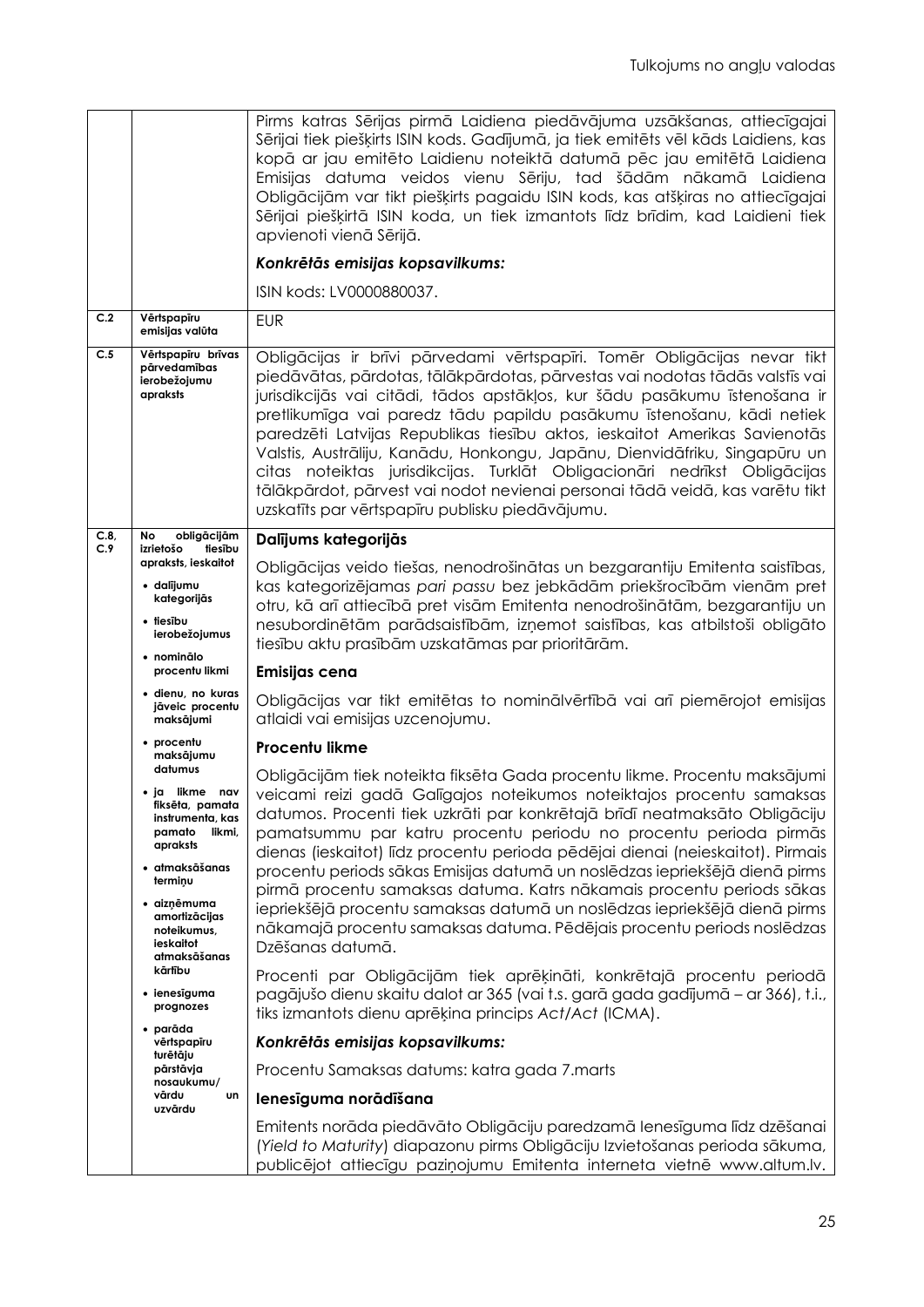| | | |
|---|---|---|
| | | Pirms katras Sērijas pirmā Laidiena piedāvājuma uzsākšanas, attiecīgajai Sērijai tiek piešķirts ISIN kods. Gadījumā, ja tiek emitēts vēl kāds Laidiens, kas kopā ar jau emitēto Laidienu noteiktā datumā pēc jau emitētā Laidiena Emisijas datuma veidos vienu Sēriju, tad šādām nākamā Laidiena Obligācijām var tikt piešķirts pagaidu ISIN kods, kas atšķiras no attiecīgajai Sērijai piešķirtā ISIN koda, un tiek izmantots līdz brīdim, kad Laidieni tiek apvienoti vienā Sērijā.<br><br>***Konkrētās emisijas kopsavilkums:***<br><br>ISIN kods: LV0000880037. |
| **C.2** | **Vērtspapīru emisijas valūta** | EUR |
| **C.5** | **Vērtspapīru brīvas pārvedamības ierobežojumu apraksts** | Obligācijas ir brīvi pārvedami vērtspapīri. Tomēr Obligācijas nevar tikt piedāvātas, pārdotas, tālākpārdotas, pārvestas vai nodotas tādās valstīs vai jurisdikcijās vai citādi, tādos apstākļos, kur šādu pasākumu īstenošana ir pretlikumīga vai paredz tādu papildu pasākumu īstenošanu, kādi netiek paredzēti Latvijas Republikas tiesību aktos, ieskaitot Amerikas Savienotās Valstis, Austrāliju, Kanādu, Honkongu, Japānu, Dienvidāfriku, Singapūru un citas noteiktas jurisdikcijas. Turklāt Obligacionāri nedrīkst Obligācijas tālākpārdot, pārvest vai nodot nevienai personai tādā veidā, kas varētu tikt uzskatīts par vērtspapīru publisku piedāvājumu. |
| **C.8, C.9** | **No obligācijām izrietošo tiesību apraksts, ieskaitot**<br>• **dalījumu kategorijās**<br>• **tiesību ierobežojumus**<br>• **nominālo procentu likmi**<br>• **dienu, no kuras jāveic procentu maksājumi**<br>• **procentu maksājumu datumus**<br>• **ja likme nav fiksēta, pamata instrumenta, kas pamato likmi, apraksts**<br>• **atmaksāšanas termiņu**<br>• **aizņēmuma amortizācijas noteikumus, ieskaitot atmaksāšanas kārtību**<br>• **ienesīguma prognozes**<br>• **parāda vērtspapīru turētāju pārstāvja nosaukumu/ vārdu un uzvārdu** | **Dalījums kategorijās**<br><br>Obligācijas veido tiešas, nenodrošinātas un bezgarantiju Emitenta saistības, kas kategorizējamas *pari passu* bez jebkādām priekšrocībām vienām pret otru, kā arī attiecībā pret visām Emitenta nenodrošinātām, bezgarantiju un nesubordinētām parādsaistībām, izņemot saistības, kas atbilstoši obligāto tiesību aktu prasībām uzskatāmas par prioritārām.<br><br>**Emisijas cena**<br><br>Obligācijas var tikt emitētas to nominālvērtībā vai arī piemērojot emisijas atlaidi vai emisijas uzcenojumu.<br><br>**Procentu likme**<br><br>Obligācijām tiek noteikta fiksēta Gada procentu likme. Procentu maksājumi veicami reizi gadā Galīgajos noteikumos noteiktajos procentu samaksas datumos. Procenti tiek uzkrāti par konkrētajā brīdī neatmaksāto Obligāciju pamatsummu par katru procentu periodu no procentu perioda pirmās dienas (ieskaitot) līdz procentu perioda pēdējai dienai (neieskaitot). Pirmais procentu periods sākas Emisijas datumā un noslēdzas iepriekšējā dienā pirms pirmā procentu samaksas datuma. Katrs nākamais procentu periods sākas iepriekšējā procentu samaksas datumā un noslēdzas iepriekšējā dienā pirms nākamajā procentu samaksas datuma. Pēdējais procentu periods noslēdzas Dzēšanas datumā.<br><br>Procenti par Obligācijām tiek aprēķināti, konkrētajā procentu periodā pagājušo dienu skaitu dalot ar 365 (vai t.s. garā gada gadījumā – ar 366), t.i., tiks izmantots dienu aprēķina princips *Act/Act* (ICMA).<br><br>***Konkrētās emisijas kopsavilkums:***<br><br>Procentu Samaksas datums: katra gada 7.marts<br><br>**Ienesīguma norādīšana**<br><br>Emitents norāda piedāvāto Obligāciju paredzamā Ienesīguma līdz dzēšanai (*Yield to Maturity*) diapazonu pirms Obligāciju Izvietošanas perioda sākuma, publicējot attiecīgu paziņojumu Emitenta interneta vietnē www.altum.lv. |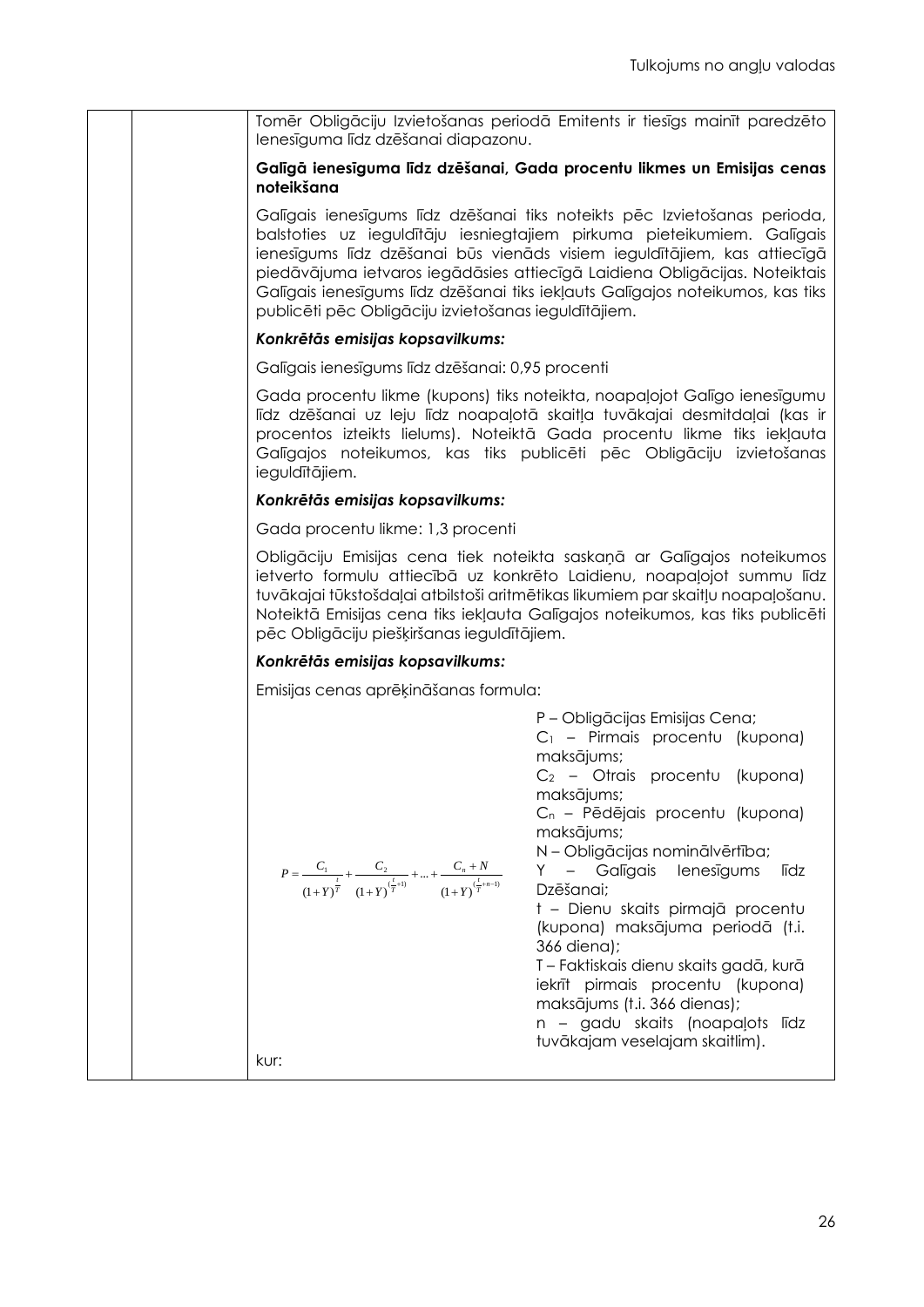Tulkojums no angļu valodas

Tomēr Obligāciju Izvietošanas periodā Emitents ir tiesīgs mainīt paredzēto Ienesīguma līdz dzēšanai diapazonu.

**Galīgā ienesīguma līdz dzēšanai, Gada procentu likmes un Emisijas cenas noteikšana**

Galīgais ienesīgums līdz dzēšanai tiks noteikts pēc Izvietošanas perioda, balstoties uz ieguldītāju iesniegtajiem pirkuma pieteikumiem. Galīgais ienesīgums līdz dzēšanai būs vienāds visiem ieguldītājiem, kas attiecīgā piedāvājuma ietvaros iegādāsies attiecīgā Laidiena Obligācijas. Noteiktais Galīgais ienesīgums līdz dzēšanai tiks iekļauts Galīgajos noteikumos, kas tiks publicēti pēc Obligāciju izvietošanas ieguldītājiem.

***Konkrētās emisijas kopsavilkums:***

Galīgais ienesīgums līdz dzēšanai: 0,95 procenti

Gada procentu likme (kupons) tiks noteikta, noapaļojot Galīgo ienesīgumu līdz dzēšanai uz leju līdz noapaļotā skaitļa tuvākajai desmitdaļai (kas ir procentos izteikts lielums). Noteiktā Gada procentu likme tiks iekļauta Galīgajos noteikumos, kas tiks publicēti pēc Obligāciju izvietošanas ieguldītājiem.

***Konkrētās emisijas kopsavilkums:***

Gada procentu likme: 1,3 procenti

Obligāciju Emisijas cena tiek noteikta saskaņā ar Galīgajos noteikumos ietverto formulu attiecībā uz konkrēto Laidienu, noapaļojot summu līdz tuvākajai tūkstošdaļai atbilstoši aritmētikas likumiem par skaitļu noapaļošanu. Noteiktā Emisijas cena tiks iekļauta Galīgajos noteikumos, kas tiks publicēti pēc Obligāciju piešķiršanas ieguldītājiem.

***Konkrētās emisijas kopsavilkums:***

Emisijas cenas aprēķināšanas formula:

$$P = \frac{C_1}{(1+Y)^{\frac{t}{T}}} + \frac{C_2}{(1+Y)^{(\frac{t}{T}+1)}} + \ldots + \frac{C_n + N}{(1+Y)^{(\frac{t}{T}+n-1)}}$$

kur:

P – Obligācijas Emisijas Cena;
$C_1$ – Pirmais procentu (kupona) maksājums;
$C_2$ – Otrais procentu (kupona) maksājums;
$C_n$ – Pēdējais procentu (kupona) maksājums;
N – Obligācijas nominālvērtība;
Y – Galīgais Ienesīgums līdz Dzēšanai;
t – Dienu skaits pirmajā procentu (kupona) maksājuma periodā (t.i. 366 diena);
T – Faktiskais dienu skaits gadā, kurā iekrīt pirmais procentu (kupona) maksājums (t.i. 366 dienas);
n – gadu skaits (noapaļots līdz tuvākajam veselajam skaitlim).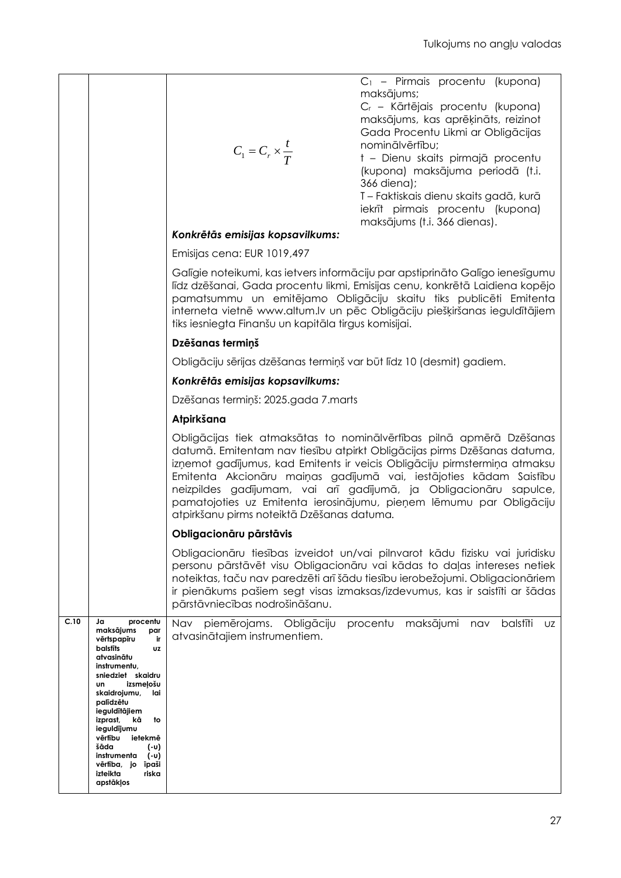| | | |
|---|---|---|
| | | $$C_1 = C_r \times \frac{t}{T}$$ $C_1$ – Pirmais procentu (kupona) maksājums; $C_r$ – Kārtējais procentu (kupona) maksājums, kas aprēķināts, reizinot Gada Procentu Likmi ar Obligācijas nominālvērtību; t – Dienu skaits pirmajā procentu (kupona) maksājuma periodā (t.i. 366 diena); T – Faktiskais dienu skaits gadā, kurā iekrīt pirmais procentu (kupona) maksājums (t.i. 366 dienas). |
| | | ***Konkrētās emisijas kopsavilkums:*** |
| | | Emisijas cena: EUR 1019,497 |
| | | Galīgie noteikumi, kas ietvers informāciju par apstiprināto Galīgo ienesīgumu līdz dzēšanai, Gada procentu likmi, Emisijas cenu, konkrētā Laidiena kopējo pamatsummu un emitējamo Obligāciju skaitu tiks publicēti Emitenta interneta vietnē www.altum.lv un pēc Obligāciju piešķiršanas ieguldītājiem tiks iesniegta Finanšu un kapitāla tirgus komisijai. |
| | | **Dzēšanas termiņš** |
| | | Obligāciju sērijas dzēšanas termiņš var būt līdz 10 (desmit) gadiem. |
| | | ***Konkrētās emisijas kopsavilkums:*** |
| | | Dzēšanas termiņš: 2025.gada 7.marts |
| | | **Atpirkšana** |
| | | Obligācijas tiek atmaksātas to nominālvērtības pilnā apmērā Dzēšanas datumā. Emitentam nav tiesību atpirkt Obligācijas pirms Dzēšanas datuma, izņemot gadījumus, kad Emitents ir veicis Obligāciju pirmstermiņa atmaksu Emitenta Akcionāru maiņas gadījumā vai, iestājoties kādam Saistību neizpildes gadījumam, vai arī gadījumā, ja Obligacionāru sapulce, pamatojoties uz Emitenta ierosinājumu, pieņem lēmumu par Obligāciju atpirkšanu pirms noteiktā *Dzēšanas datuma.* |
| | | **Obligacionāru pārstāvis** |
| | | Obligacionāru tiesības izveidot un/vai pilnvarot kādu fizisku vai juridisku personu pārstāvēt visu Obligacionāru vai kādas to daļas intereses netiek noteiktas, taču nav paredzēti arī šādu tiesību ierobežojumi. Obligacionāriem ir pienākums pašiem segt visas izmaksas/izdevumus, kas ir saistīti ar šādas pārstāvniecības nodrošināšanu. |
| **C.10** | **Ja procentu maksājums par vērtspapīru ir balstīts uz atvasinātu instrumentu, sniedziet skaidru un izsmeļošu skaidrojumu, lai palīdzētu ieguldītājiem izprast, kā to ieguldījumu vērtību ietekmē šāda (-u) instrumenta (-u) vērtība, jo īpaši izteikta riska apstākļos** | Nav piemērojams. Obligāciju procentu maksājumi nav balstīti uz atvasinātajiem instrumentiem. |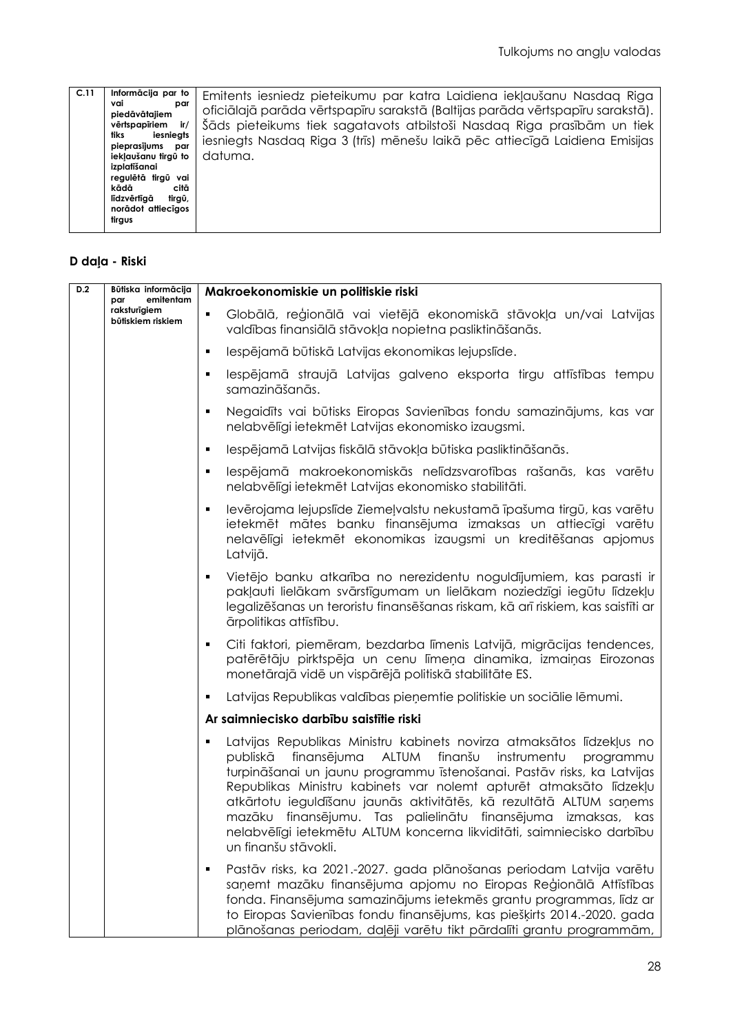| C.11 | Informācija par to vai par piedāvātajiem vērtspapīriem ir/ tiks iesniegts pieprasījums par iekļaušanu tirgū to izplatīšanai regulētā tirgū vai kādā citā līdzvērtīgā tirgū, norādot attiecīgos tirgus | Emitents iesniedz pieteikumu par katra Laidiena iekļaušanu Nasdaq Riga oficiālajā parāda vērtspapīru sarakstā (Baltijas parāda vērtspapīru sarakstā). Šāds pieteikums tiek sagatavots atbilstoši Nasdaq Riga prasībām un tiek iesniegts Nasdaq Riga 3 (trīs) mēnešu laikā pēc attiecīgā Laidiena Emisijas datuma. |
|---|---|---|

## D daļa - Riski

| D.2 | Būtiska informācija par emitentam raksturīgiem būtiskiem riskiem | **Makroekonomiskie un politiskie riski**<br>▪ Globālā, reģionālā vai vietējā ekonomiskā stāvokļa un/vai Latvijas valdības finansiālā stāvokļa nopietna pasliktināšanās.<br>▪ Iespējamā būtiskā Latvijas ekonomikas lejupslīde.<br>▪ Iespējamā straujā Latvijas galveno eksporta tirgu attīstības tempu samazināšanās.<br>▪ Negaidīts vai būtisks Eiropas Savienības fondu samazinājums, kas var nelabvēlīgi ietekmēt Latvijas ekonomisko izaugsmi.<br>▪ Iespējamā Latvijas fiskālā stāvokļa būtiska pasliktināšanās.<br>▪ Iespējamā makroekonomiskās nelīdzsvarotības rašanās, kas varētu nelabvēlīgi ietekmēt Latvijas ekonomisko stabilitāti.<br>▪ Ievērojama lejupslīde Ziemeļvalstu nekustamā īpašuma tirgū, kas varētu ietekmēt mātes banku finansējuma izmaksas un attiecīgi varētu nelavēlīgi ietekmēt ekonomikas izaugsmi un kreditēšanas apjomus Latvijā.<br>▪ Vietējo banku atkarība no nerezidentu noguldījumiem, kas parasti ir pakļauti lielākam svārstīgumam un lielākam noziedzīgi iegūtu līdzekļu legalizēšanas un teroristu finansēšanas riskam, kā arī riskiem, kas saistīti ar ārpolitikas attīstību.<br>▪ Citi faktori, piemēram, bezdarba līmenis Latvijā, migrācijas tendences, patērētāju pirktspēja un cenu līmeņa dinamika, izmaiņas Eirozonas monetārajā vidē un vispārējā politiskā stabilitāte ES.<br>▪ Latvijas Republikas valdības pieņemtie politiskie un sociālie lēmumi.<br>**Ar saimniecisko darbību saistītie riski**<br>▪ Latvijas Republikas Ministru kabinets novirza atmaksātos līdzekļus no publiskā finansējuma ALTUM finanšu instrumentu programmu turpināšanai un jaunu programmu īstenošanai. Pastāv risks, ka Latvijas Republikas Ministru kabinets var nolemt apturēt atmaksāto līdzekļu atkārtotu ieguldīšanu jaunās aktivitātēs, kā rezultātā ALTUM saņems mazāku finansējumu. Tas palielinātu finansējuma izmaksas, kas nelabvēlīgi ietekmētu ALTUM koncerna likviditāti, saimniecisko darbību un finanšu stāvokli.<br>▪ Pastāv risks, ka 2021.-2027. gada plānošanas periodam Latvija varētu saņemt mazāku finansējuma apjomu no Eiropas Reģionālā Attīstības fonda. Finansējuma samazinājums ietekmēs grantu programmas, līdz ar to Eiropas Savienības fondu finansējums, kas piešķirts 2014.-2020. gada plānošanas periodam, daļēji varētu tikt pārdalīti grantu programmām, |
|---|---|---|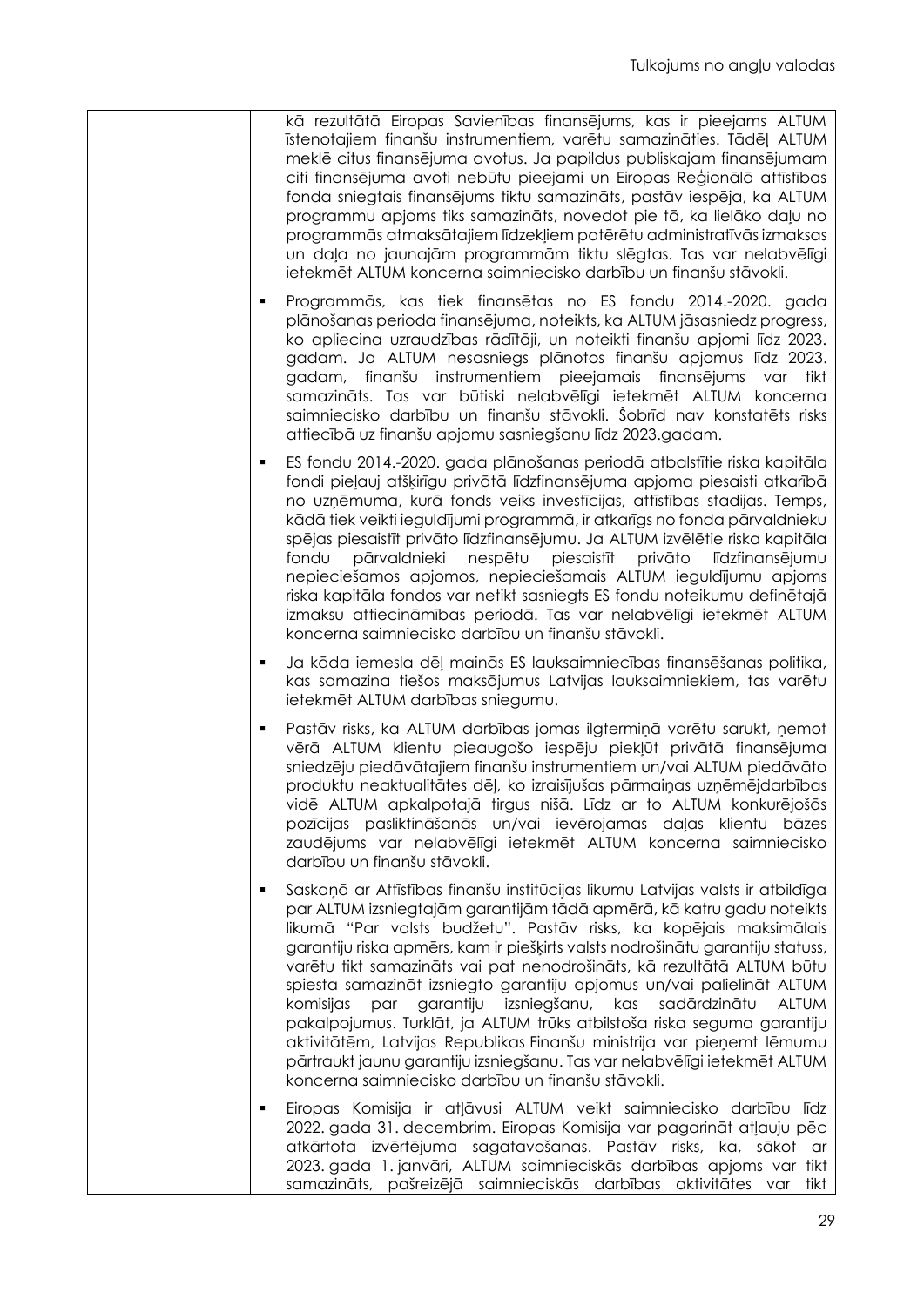| | | kā rezultātā Eiropas Savienības finansējums, kas ir pieejams ALTUM īstenotajiem finanšu instrumentiem, varētu samazināties. Tādēļ ALTUM meklē citus finansējuma avotus. Ja papildus publiskajam finansējumam citi finansējuma avoti nebūtu pieejami un Eiropas Reģionālā attīstības fonda sniegtais finansējums tiktu samazināts, pastāv iespēja, ka ALTUM programmu apjoms tiks samazināts, novedot pie tā, ka lielāko daļu no programmās atmaksātajiem līdzekļiem patērētu administratīvās izmaksas un daļa no jaunajām programmām tiktu slēgtas. Tas var nelabvēlīgi ietekmēt ALTUM koncerna saimniecisko darbību un finanšu stāvokli.<br><br>▪ Programmās, kas tiek finansētas no ES fondu 2014.-2020. gada plānošanas perioda finansējuma, noteikts, ka ALTUM jāsasniedz progress, ko apliecina uzraudzības rādītāji, un noteikti finanšu apjomi līdz 2023. gadam. Ja ALTUM nesasniegs plānotos finanšu apjomus līdz 2023. gadam, finanšu instrumentiem pieejamais finansējums var tikt samazināts. Tas var būtiski nelabvēlīgi ietekmēt ALTUM koncerna saimniecisko darbību un finanšu stāvokli. Šobrīd nav konstatēts risks attiecībā uz finanšu apjomu sasniegšanu līdz 2023.gadam.<br><br>▪ ES fondu 2014.-2020. gada plānošanas periodā atbalstītie riska kapitāla fondi pieļauj atšķirīgu privātā līdzfinansējuma apjoma piesaisti atkarībā no uzņēmuma, kurā fonds veiks investīcijas, attīstības stadijas. Temps, kādā tiek veikti ieguldījumi programmā, ir atkarīgs no fonda pārvaldnieku spējas piesaistīt privāto līdzfinansējumu. Ja ALTUM izvēlētie riska kapitāla fondu pārvaldnieki nespētu piesaistīt privāto līdzfinansējumu nepieciešamos apjomos, nepieciešamais ALTUM ieguldījumu apjoms riska kapitāla fondos var netikt sasniegts ES fondu noteikumu definētajā izmaksu attiecināmības periodā. Tas var nelabvēlīgi ietekmēt ALTUM koncerna saimniecisko darbību un finanšu stāvokli.<br><br>▪ Ja kāda iemesla dēļ mainās ES lauksaimniecības finansēšanas politika, kas samazina tiešos maksājumus Latvijas lauksaimniekiem, tas varētu ietekmēt ALTUM darbības sniegumu.<br><br>▪ Pastāv risks, ka ALTUM darbības jomas ilgtermiņā varētu sarukt, ņemot vērā ALTUM klientu pieaugošo iespēju piekļūt privātā finansējuma sniedzēju piedāvātajiem finanšu instrumentiem un/vai ALTUM piedāvāto produktu neaktualitātes dēļ, ko izraisījušas pārmaiņas uzņēmējdarbības vidē ALTUM apkalpotajā tirgus nišā. Līdz ar to ALTUM konkurējošās pozīcijas pasliktināšanās un/vai ievērojamas daļas klientu bāzes zaudējums var nelabvēlīgi ietekmēt ALTUM koncerna saimniecisko darbību un finanšu stāvokli.<br><br>▪ Saskaņā ar Attīstības finanšu institūcijas likumu Latvijas valsts ir atbildīga par ALTUM izsniegtajām garantijām tādā apmērā, kā katru gadu noteikts likumā "Par valsts budžetu". Pastāv risks, ka kopējais maksimālais garantiju riska apmērs, kam ir piešķirts valsts nodrošinātu garantiju statuss, varētu tikt samazināts vai pat nenodrošināts, kā rezultātā ALTUM būtu spiesta samazināt izsniegto garantiju apjomus un/vai palielināt ALTUM komisijas par garantiju izsniegšanu, kas sadārdzinātu ALTUM pakalpojumus. Turklāt, ja ALTUM trūks atbilstoša riska seguma garantiju aktivitātēm, Latvijas Republikas Finanšu ministrija var pieņemt lēmumu pārtraukt jaunu garantiju izsniegšanu. Tas var nelabvēlīgi ietekmēt ALTUM koncerna saimniecisko darbību un finanšu stāvokli.<br><br>▪ Eiropas Komisija ir atļāvusi ALTUM veikt saimniecisko darbību līdz 2022. gada 31. decembrim. Eiropas Komisija var pagarināt atļauju pēc atkārtota izvērtējuma sagatavošanas. Pastāv risks, ka, sākot ar 2023. gada 1. janvāri, ALTUM saimnieciskās darbības apjoms var tikt samazināts, pašreizējā saimnieciskās darbības aktivitātes var tikt |
|---|---|---|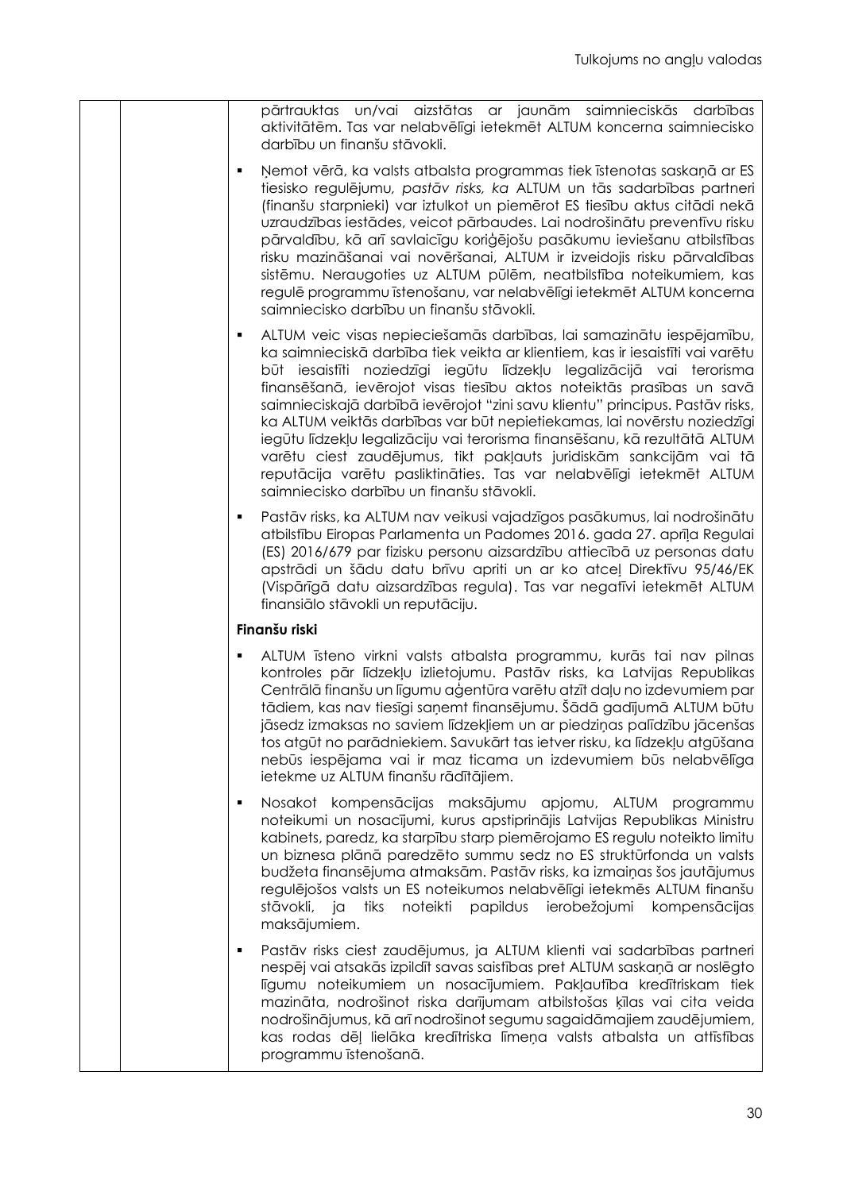pārtrauktas un/vai aizstātas ar jaunām saimnieciskās darbības aktivitātēm. Tas var nelabvēlīgi ietekmēt ALTUM koncerna saimniecisko darbību un finanšu stāvokli.

- Ņemot vērā, ka valsts atbalsta programmas tiek īstenotas saskaņā ar ES tiesisko regulējumu, *pastāv risks, ka* ALTUM un tās sadarbības partneri (finanšu starpnieki) var iztulkot un piemērot ES tiesību aktus citādi nekā uzraudzības iestādes, veicot pārbaudes. Lai nodrošinātu preventīvu risku pārvaldību, kā arī savlaicīgu koriģējošu pasākumu ieviešanu atbilstības risku mazināšanai vai novēršanai, ALTUM ir izveidojis risku pārvaldības sistēmu. Neraugoties uz ALTUM pūlēm, neatbilstība noteikumiem, kas regulē programmu īstenošanu, var nelabvēlīgi ietekmēt ALTUM koncerna saimniecisko darbību un finanšu stāvokli.

- ALTUM veic visas nepieciešamās darbības, lai samazinātu iespējamību, ka saimnieciskā darbība tiek veikta ar klientiem, kas ir iesaistīti vai varētu būt iesaistīti noziedzīgi iegūtu līdzekļu legalizācijā vai terorisma finansēšanā, ievērojot visas tiesību aktos noteiktās prasības un savā saimnieciskajā darbībā ievērojot "zini savu klientu" principus. Pastāv risks, ka ALTUM veiktās darbības var būt nepietiekamas, lai novērstu noziedzīgi iegūtu līdzekļu legalizāciju vai terorisma finansēšanu, kā rezultātā ALTUM varētu ciest zaudējumus, tikt pakļauts juridiskām sankcijām vai tā reputācija varētu pasliktināties. Tas var nelabvēlīgi ietekmēt ALTUM saimniecisko darbību un finanšu stāvokli.

- Pastāv risks, ka ALTUM nav veikusi vajadzīgos pasākumus, lai nodrošinātu atbilstību Eiropas Parlamenta un Padomes 2016. gada 27. aprīļa Regulai (ES) 2016/679 par fizisku personu aizsardzību attiecībā uz personas datu apstrādi un šādu datu brīvu apriti un ar ko atceļ Direktīvu 95/46/EK (Vispārīgā datu aizsardzības regula). Tas var negatīvi ietekmēt ALTUM finansiālo stāvokli un reputāciju.

**Finanšu riski**

- ALTUM īsteno virkni valsts atbalsta programmu, kurās tai nav pilnas kontroles pār līdzekļu izlietojumu. Pastāv risks, ka Latvijas Republikas Centrālā finanšu un līgumu aģentūra varētu atzīt daļu no izdevumiem par tādiem, kas nav tiesīgi saņemt finansējumu. Šādā gadījumā ALTUM būtu jāsedz izmaksas no saviem līdzekļiem un ar piedziņas palīdzību jācenšas tos atgūt no parādniekiem. Savukārt tas ietver risku, ka līdzekļu atgūšana nebūs iespējama vai ir maz ticama un izdevumiem būs nelabvēlīga ietekme uz ALTUM finanšu rādītājiem.

- Nosakot kompensācijas maksājumu apjomu, ALTUM programmu noteikumi un nosacījumi, kurus apstiprinājis Latvijas Republikas Ministru kabinets, paredz, ka starpību starp piemērojamo ES regulu noteikto limitu un biznesa plānā paredzēto summu sedz no ES struktūrfonda un valsts budžeta finansējuma atmaksām. Pastāv risks, ka izmaiņas šos jautājumus regulējošos valsts un ES noteikumos nelabvēlīgi ietekmēs ALTUM finanšu stāvokli, ja tiks noteikti papildus ierobežojumi kompensācijas maksājumiem.

- Pastāv risks ciest zaudējumus, ja ALTUM klienti vai sadarbības partneri nespēj vai atsakās izpildīt savas saistības pret ALTUM saskaņā ar noslēgto līgumu noteikumiem un nosacījumiem. Pakļautība kredītriskam tiek mazināta, nodrošinot riska darījumam atbilstošas ķīlas vai cita veida nodrošinājumus, kā arī nodrošinot segumu sagaidāmajiem zaudējumiem, kas rodas dēļ lielāka kredītriska līmeņa valsts atbalsta un attīstības programmu īstenošanā.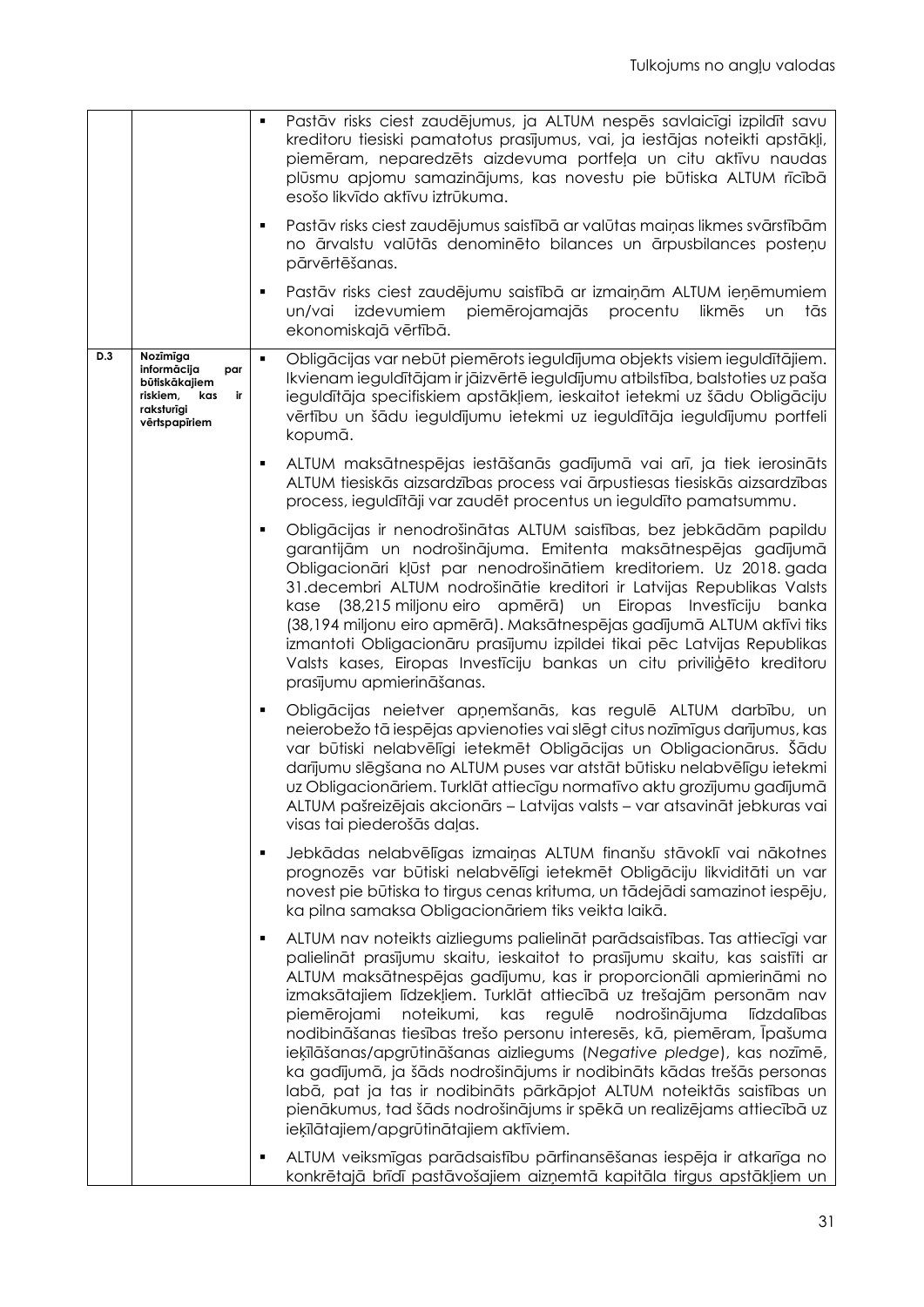| | | |
|---|---|---|
| | | ▪ Pastāv risks ciest zaudējumus, ja ALTUM nespēs savlaicīgi izpildīt savu kreditoru tiesiski pamatotus prasījumus, vai, ja iestājas noteikti apstākļi, piemēram, neparedzēts aizdevuma portfeļa un citu aktīvu naudas plūsmu apjomu samazinājums, kas novestu pie būtiska ALTUM rīcībā esošo likvīdo aktīvu iztrūkuma.<br><br>▪ Pastāv risks ciest zaudējumus saistībā ar valūtas maiņas likmes svārstībām no ārvalstu valūtās denominēto bilances un ārpusbilances posteņu pārvērtēšanas.<br><br>▪ Pastāv risks ciest zaudējumu saistībā ar izmaiņām ALTUM ieņēmumiem un/vai izdevumiem piemērojamajās procentu likmēs un tās ekonomiskajā vērtībā. |
| **D.3** | **Nozīmīga informācija par būtiskākajiem riskiem, kas ir raksturīgi vērtspapīriem** | ▪ Obligācijas var nebūt piemērots ieguldījuma objekts visiem ieguldītājiem. Ikvienam ieguldītājam ir jāizvērtē ieguldījumu atbilstība, balstoties uz paša ieguldītāja specifiskiem apstākļiem, ieskaitot ietekmi uz šādu Obligāciju vērtību un šādu ieguldījumu ietekmi uz ieguldītāja ieguldījumu portfeli kopumā.<br><br>▪ ALTUM maksātnespējas iestāšanās gadījumā vai arī, ja tiek ierosināts ALTUM tiesiskās aizsardzības process vai ārpustiesas tiesiskās aizsardzības process, ieguldītāji var zaudēt procentus un ieguldīto pamatsummu.<br><br>▪ Obligācijas ir nenodrošinātas ALTUM saistības, bez jebkādām papildu garantijām un nodrošinājuma. Emitenta maksātnespējas gadījumā Obligacionāri kļūst par nenodrošinātiem kreditoriem. Uz 2018. gada 31.decembri ALTUM nodrošinātie kreditori ir Latvijas Republikas Valsts kase (38,215 miljonu eiro apmērā) un Eiropas Investīciju banka (38,194 miljonu eiro apmērā). Maksātnespējas gadījumā ALTUM aktīvi tiks izmantoti Obligacionāru prasījumu izpildei tikai pēc Latvijas Republikas Valsts kases, Eiropas Investīciju bankas un citu priviliģēto kreditoru prasījumu apmierināšanas.<br><br>▪ Obligācijas neietver apņemšanās, kas regulē ALTUM darbību, un neierobežo tā iespējas apvienoties vai slēgt citus nozīmīgus darījumus, kas var būtiski nelabvēlīgi ietekmēt Obligācijas un Obligacionārus. Šādu darījumu slēgšana no ALTUM puses var atstāt būtisku nelabvēlīgu ietekmi uz Obligacionāriem. Turklāt attiecīgu normatīvo aktu grozījumu gadījumā ALTUM pašreizējais akcionārs – Latvijas valsts – var atsavināt jebkuras vai visas tai piederošās daļas.<br><br>▪ Jebkādas nelabvēlīgas izmaiņas ALTUM finanšu stāvoklī vai nākotnes prognozēs var būtiski nelabvēlīgi ietekmēt Obligāciju likviditāti un var novest pie būtiska to tirgus cenas krituma, un tādējādi samazinot iespēju, ka pilna samaksa Obligacionāriem tiks veikta laikā.<br><br>▪ ALTUM nav noteikts aizliegums palielināt parādsaistības. Tas attiecīgi var palielināt prasījumu skaitu, ieskaitot to prasījumu, kas saistīti ar ALTUM maksātnespējas gadījumu, kas ir proporcionāli apmierināmi no izmaksātajiem līdzekļiem. Turklāt attiecībā uz trešajām personām nav piemērojami noteikumi, kas regulē nodrošinājuma līdzdalības nodibināšanas tiesības trešo personu interesēs, kā, piemēram, Īpašuma ieķīlāšanas/apgrūtināšanas aizliegums (*Negative pledge*), kas nozīmē, ka gadījumā, ja šāds nodrošinājums ir nodibināts kādas trešās personas labā, pat ja tas ir nodibināts pārkāpjot ALTUM noteiktās saistības un pienākumus, tad šāds nodrošinājums ir spēkā un realizējams attiecībā uz ieķīlātajiem/apgrūtinātajiem aktīviem.<br><br>▪ ALTUM veiksmīgas parādsaistību pārfinansēšanas iespēja ir atkarīga no konkrētajā brīdī pastāvošajiem aizņemtā kapitāla tirgus apstākļiem un |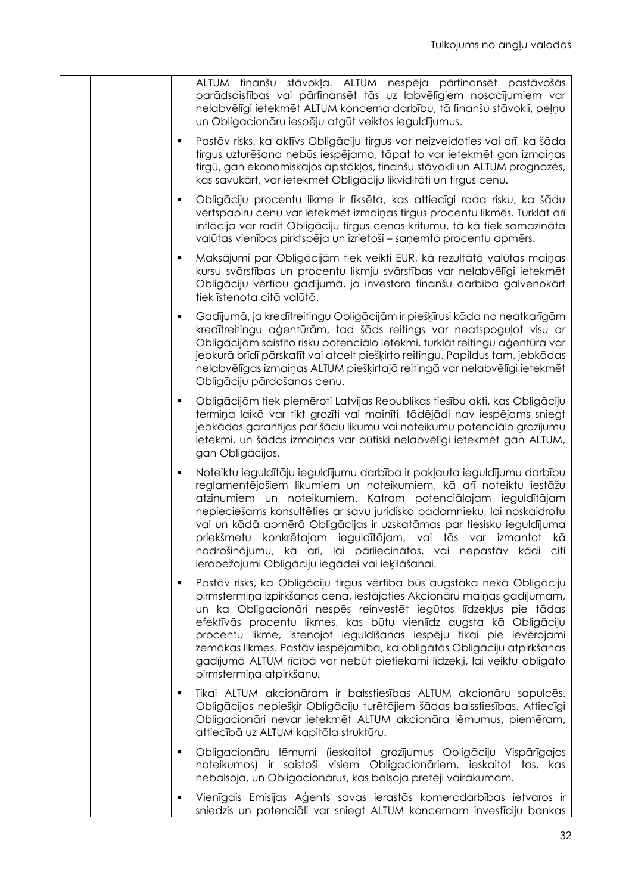| | | ALTUM finanšu stāvokļa. ALTUM nespēja pārfinansēt pastāvošās parādsaistības vai pārfinansēt tās uz labvēlīgiem nosacījumiem var nelabvēlīgi ietekmēt ALTUM koncerna darbību, tā finanšu stāvokli, peļņu un Obligacionāru iespēju atgūt veiktos ieguldījumus.<br>▪ Pastāv risks, ka aktīvs Obligāciju tirgus var neizveidoties vai arī, ka šāda tirgus uzturēšana nebūs iespējama, tāpat to var ietekmēt gan izmaiņas tirgū, gan ekonomiskajos apstākļos, finanšu stāvoklī un ALTUM prognozēs, kas savukārt, var ietekmēt Obligāciju likviditāti un tirgus cenu.<br>▪ Obligāciju procentu likme ir fiksēta, kas attiecīgi rada risku, ka šādu vērtspapīru cenu var ietekmēt izmaiņas tirgus procentu likmēs. Turklāt arī inflācija var radīt Obligāciju tirgus cenas kritumu, tā kā tiek samazināta valūtas vienības pirktspēja un izrietoši – saņemto procentu apmērs.<br>▪ Maksājumi par Obligācijām tiek veikti EUR, kā rezultātā valūtas maiņas kursu svārstības un procentu likmju svārstības var nelabvēlīgi ietekmēt Obligāciju vērtību gadījumā, ja investora finanšu darbība galvenokārt tiek īstenota citā valūtā.<br>▪ Gadījumā, ja kredītreitingu Obligācijām ir piešķīrusi kāda no neatkarīgām kredītreitingu aģentūrām, tad šāds reitings var neatspoguļot visu ar Obligācijām saistīto risku potenciālo ietekmi, turklāt reitingu aģentūra var jebkurā brīdī pārskatīt vai atcelt piešķirto reitingu. Papildus tam, jebkādas nelabvēlīgas izmaiņas ALTUM piešķirtajā reitingā var nelabvēlīgi ietekmēt Obligāciju pārdošanas cenu.<br>▪ Obligācijām tiek piemēroti Latvijas Republikas tiesību akti, kas Obligāciju termiņa laikā var tikt grozīti vai mainīti, tādējādi nav iespējams sniegt jebkādas garantijas par šādu likumu vai noteikumu potenciālo grozījumu ietekmi, un šādas izmaiņas var būtiski nelabvēlīgi ietekmēt gan ALTUM, gan Obligācijas.<br>▪ Noteiktu ieguldītāju ieguldījumu darbība ir pakļauta ieguldījumu darbību reglamentējošiem likumiem un noteikumiem, kā arī noteiktu iestāžu atzinumiem un noteikumiem. Katram potenciālajam ieguldītājam nepieciešams konsultēties ar savu juridisko padomnieku, lai noskaidrotu vai un kādā apmērā Obligācijas ir uzskatāmas par tiesisku ieguldījuma priekšmetu konkrētajam ieguldītājam, vai tās var izmantot kā nodrošinājumu, kā arī, lai pārliecinātos, vai nepastāv kādi citi ierobežojumi Obligāciju iegādei vai ieķīlāšanai.<br>▪ Pastāv risks, ka Obligāciju tirgus vērtība būs augstāka nekā Obligāciju pirmstermiņa izpirkšanas cena, iestājoties Akcionāru maiņas gadījumam, un ka Obligacionāri nespēs reinvestēt iegūtos līdzekļus pie tādas efektīvās procentu likmes, kas būtu vienlīdz augsta kā Obligāciju procentu likme, īstenojot ieguldīšanas iespēju tikai pie ievērojami zemākas likmes. Pastāv iespējamība, ka obligātās Obligāciju atpirkšanas gadījumā ALTUM rīcībā var nebūt pietiekami līdzekļi, lai veiktu obligāto pirmstermiņa atpirkšanu.<br>▪ Tikai ALTUM akcionāram ir balsstiesības ALTUM akcionāru sapulcēs. Obligācijas nepiešķir Obligāciju turētājiem šādas balsstiesības. Attiecīgi Obligacionāri nevar ietekmēt ALTUM akcionāra lēmumus, piemēram, attiecībā uz ALTUM kapitāla struktūru.<br>▪ Obligacionāru lēmumi (ieskaitot grozījumus Obligāciju Vispārīgajos noteikumos) ir saistoši visiem Obligacionāriem, ieskaitot tos, kas nebalsoja, un Obligacionārus, kas balsoja pretēji vairākumam.<br>▪ Vienīgais Emisijas Aģents savas ierastās komercdarbības ietvaros ir sniedzis un potenciāli var sniegt ALTUM koncernam investīciju bankas |
|---|---|---|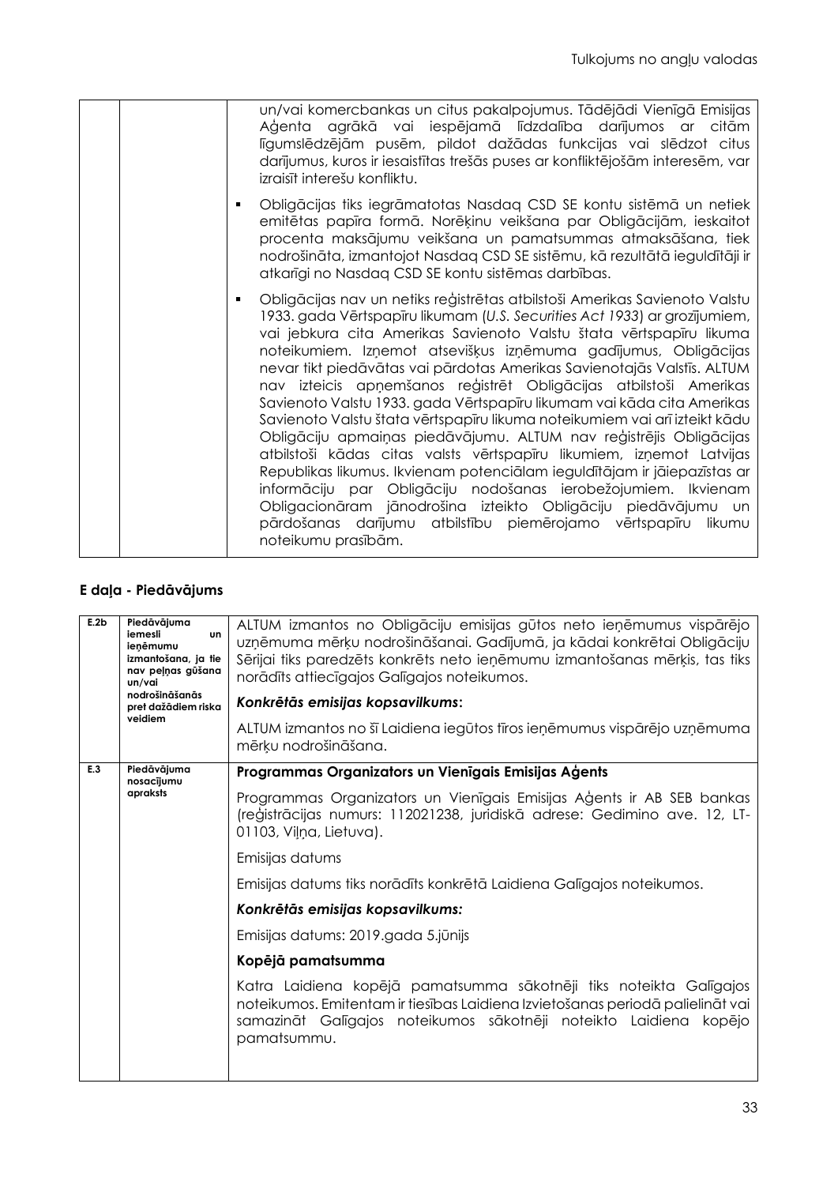| | | un/vai komercbankas un citus pakalpojumus. Tādējādi Vienīgā Emisijas Aģenta agrākā vai iespējamā līdzdalība darījumos ar citām līgumslēdzējām pusēm, pildot dažādas funkcijas vai slēdzot citus darījumus, kuros ir iesaistītas trešās puses ar konfliktējošām interesēm, var izraisīt interešu konfliktu.<br><br>▪ Obligācijas tiks iegrāmatotas Nasdaq CSD SE kontu sistēmā un netiek emitētas papīra formā. Norēķinu veikšana par Obligācijām, ieskaitot procenta maksājumu veikšana un pamatsummas atmaksāšana, tiek nodrošināta, izmantojot Nasdaq CSD SE sistēmu, kā rezultātā ieguldītāji ir atkarīgi no Nasdaq CSD SE kontu sistēmas darbības.<br><br>▪ Obligācijas nav un netiks reģistrētas atbilstoši Amerikas Savienoto Valstu 1933. gada Vērtspapīru likumam (*U.S. Securities Act 1933*) ar grozījumiem, vai jebkura cita Amerikas Savienoto Valstu štata vērtspapīru likuma noteikumiem. Izņemot atsevišķus izņēmuma gadījumus, Obligācijas nevar tikt piedāvātas vai pārdotas Amerikas Savienotajās Valstīs. ALTUM nav izteicis apņemšanos reģistrēt Obligācijas atbilstoši Amerikas Savienoto Valstu 1933. gada Vērtspapīru likumam vai kāda cita Amerikas Savienoto Valstu štata vērtspapīru likuma noteikumiem vai arī izteikt kādu Obligāciju apmaiņas piedāvājumu. ALTUM nav reģistrējis Obligācijas atbilstoši kādas citas valsts vērtspapīru likumiem, izņemot Latvijas Republikas likumus. Ikvienam potenciālam ieguldītājam ir jāiepazīstas ar informāciju par Obligāciju nodošanas ierobežojumiem. Ikvienam Obligacionāram jānodrošina izteikto Obligāciju piedāvājumu un pārdošanas darījumu atbilstību piemērojamo vērtspapīru likumu noteikumu prasībām. |
|---|---|---|

## E daļa - Piedāvājums

| | | |
|---|---|---|
| **E.2b** | **Piedāvājuma iemesli un ieņēmumu izmantošana, ja tie nav peļņas gūšana un/vai nodrošināšanās pret dažādiem riska veidiem** | ALTUM izmantos no Obligāciju emisijas gūtos neto ieņēmumus vispārējo uzņēmuma mērķu nodrošināšanai. Gadījumā, ja kādai konkrētai Obligāciju Sērijai tiks paredzēts konkrēts neto ieņēmumu izmantošanas mērķis, tas tiks norādīts attiecīgajos Galīgajos noteikumos.<br><br>***Konkrētās emisijas kopsavilkums:***<br><br>ALTUM izmantos no šī Laidiena iegūtos tīros ieņēmumus vispārējo uzņēmuma mērķu nodrošināšana. |
| **E.3** | **Piedāvājuma nosacījumu apraksts** | **Programmas Organizators un Vienīgais Emisijas Aģents**<br><br>Programmas Organizators un Vienīgais Emisijas Aģents ir AB SEB bankas (reģistrācijas numurs: 112021238, juridiskā adrese: Gedimino ave. 12, LT-01103, Viļņa, Lietuva).<br><br>Emisijas datums<br><br>Emisijas datums tiks norādīts konkrētā Laidiena Galīgajos noteikumos.<br><br>***Konkrētās emisijas kopsavilkums:***<br><br>Emisijas datums: 2019.gada 5.jūnijs<br><br>**Kopējā pamatsumma**<br><br>Katra Laidiena kopējā pamatsumma sākotnēji tiks noteikta Galīgajos noteikumos. Emitentam ir tiesības Laidiena Izvietošanas periodā palielināt vai samazināt Galīgajos noteikumos sākotnēji noteikto Laidiena kopējo pamatsummu. |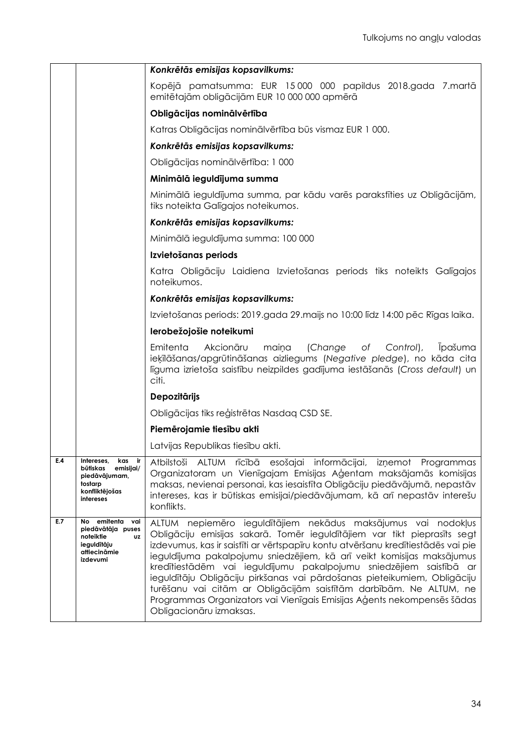Tulkojums no angļu valodas

| | | |
|---|---|---|
| | | ***Konkrētās emisijas kopsavilkums:*** |
| | | Kopējā pamatsumma: EUR 15 000 000 papildus 2018.gada 7.martā emitētajām obligācijām EUR 10 000 000 apmērā |
| | | **Obligācijas nominālvērtība** |
| | | Katras Obligācijas nominālvērtība būs vismaz EUR 1 000. |
| | | ***Konkrētās emisijas kopsavilkums:*** |
| | | Obligācijas nominālvērtība: 1 000 |
| | | **Minimālā ieguldījuma summa** |
| | | Minimālā ieguldījuma summa, par kādu varēs parakstīties uz Obligācijām, tiks noteikta Galīgajos noteikumos. |
| | | ***Konkrētās emisijas kopsavilkums:*** |
| | | Minimālā ieguldījuma summa: 100 000 |
| | | **Izvietošanas periods** |
| | | Katra Obligāciju Laidiena Izvietošanas periods tiks noteikts Galīgajos noteikumos. |
| | | ***Konkrētās emisijas kopsavilkums:*** |
| | | Izvietošanas periods: 2019.gada 29.maijs no 10:00 līdz 14:00 pēc Rīgas laika. |
| | | **Ierobežojošie noteikumi** |
| | | Emitenta Akcionāru maiņa (*Change of Control*), Īpašuma ieķīlāšanas/apgrūtināšanas aizliegums (*Negative pledge*), no kāda cita līguma izrietoša saistību neizpildes gadījuma iestāšanās (*Cross default*) un citi. |
| | | **Depozitārijs** |
| | | Obligācijas tiks reģistrētas Nasdaq CSD SE. |
| | | **Piemērojamie tiesību akti** |
| | | Latvijas Republikas tiesību akti. |
| **E.4** | **Intereses, kas ir būtiskas emisijai/ piedāvājumam, tostarp konfliktējošas intereses** | Atbilstoši ALTUM rīcībā esošajai informācijai, izņemot Programmas Organizatoram un Vienīgajam Emisijas Aģentam maksājamās komisijas maksas, nevienai personai, kas iesaistīta Obligāciju piedāvājumā, nepastāv intereses, kas ir būtiskas emisijai/piedāvājumam, kā arī nepastāv interešu konflikts. |
| **E.7** | **No emitenta vai piedāvātāja puses noteiktie uz ieguldītāju attiecināmie izdevumi** | ALTUM nepiemēro ieguldītājiem nekādus maksājumus vai nodokļus Obligāciju emisijas sakarā. Tomēr ieguldītājiem var tikt pieprasīts segt izdevumus, kas ir saistīti ar vērtspapīru kontu atvēršanu kredītiestādēs vai pie ieguldījuma pakalpojumu sniedzējiem, kā arī veikt komisijas maksājumus kredītiestādēm vai ieguldījumu pakalpojumu sniedzējiem saistībā ar ieguldītāju Obligāciju pirkšanas vai pārdošanas pieteikumiem, Obligāciju turēšanu vai citām ar Obligācijām saistītām darbībām. Ne ALTUM, ne Programmas Organizators vai Vienīgais Emisijas Aģents nekompensēs šādas Obligacionāru izmaksas. |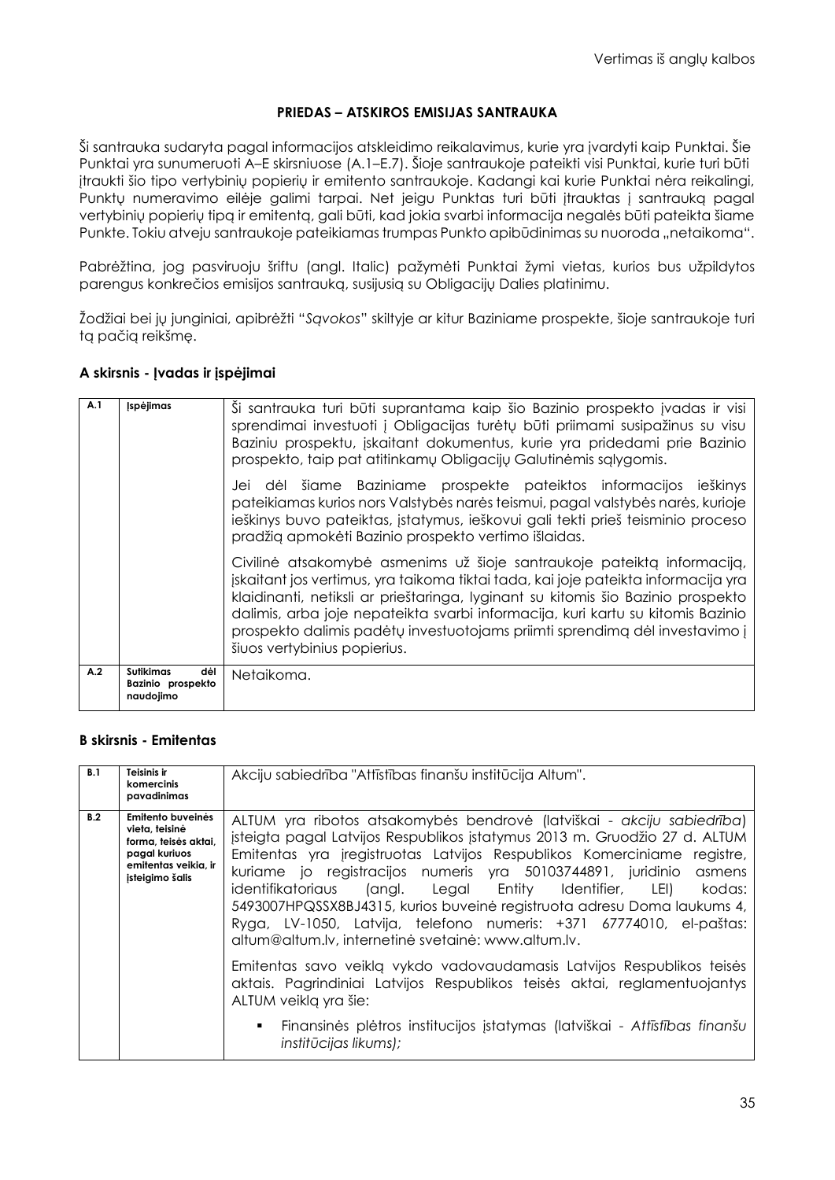Vertimas iš anglų kalbos

### PRIEDAS – ATSKIROS EMISIJAS SANTRAUKA

Ši santrauka sudaryta pagal informacijos atskleidimo reikalavimus, kurie yra įvardyti kaip Punktai. Šie Punktai yra sunumeruoti A–E skirsniuose (A.1–E.7). Šioje santraukoje pateikti visi Punktai, kurie turi būti įtraukti šio tipo vertybinių popierių ir emitento santraukoje. Kadangi kai kurie Punktai nėra reikalingi, Punktų numeravimo eilėje galimi tarpai. Net jeigu Punktas turi būti įtrauktas į santrauką pagal vertybinių popierių tipą ir emitentą, gali būti, kad jokia svarbi informacija negalės būti pateikta šiame Punkte. Tokiu atveju santraukoje pateikiamas trumpas Punkto apibūdinimas su nuoroda „netaikoma".

Pabrėžtina, jog pasviruoju šriftu (angl. Italic) pažymėti Punktai žymi vietas, kurios bus užpildytos parengus konkrečios emisijos santrauką, susijusią su Obligacijų Dalies platinimu.

Žodžiai bei jų junginiai, apibrėžti "*Sąvokos*" skiltyje ar kitur Baziniame prospekte, šioje santraukoje turi tą pačią reikšmę.

#### A skirsnis - Įvadas ir įspėjimai

| | | |
|---|---|---|
| **A.1** | **Įspėjimas** | Ši santrauka turi būti suprantama kaip šio Bazinio prospekto įvadas ir visi sprendimai investuoti į Obligacijas turėtų būti priimami susipažinus su visu Baziniu prospektu, įskaitant dokumentus, kurie yra pridedami prie Bazinio prospekto, taip pat atitinkamų Obligacijų Galutinėmis sąlygomis.<br><br>Jei dėl šiame Baziniame prospekte pateiktos informacijos ieškinys pateikiamas kurios nors Valstybės narės teismui, pagal valstybės narės, kurioje ieškinys buvo pateiktas, įstatymus, ieškovui gali tekti prieš teisminio proceso pradžią apmokėti Bazinio prospekto vertimo išlaidas.<br><br>Civilinė atsakomybė asmenims už šioje santraukoje pateiktą informaciją, įskaitant jos vertimus, yra taikoma tiktai tada, kai joje pateikta informacija yra klaidinanti, netiksli ar prieštaringa, lyginant su kitomis šio Bazinio prospekto dalimis, arba joje nepateikta svarbi informacija, kuri kartu su kitomis Bazinio prospekto dalimis padėtų investuotojams priimti sprendimą dėl investavimo į šiuos vertybinius popierius. |
| **A.2** | **Sutikimas dėl Bazinio prospekto naudojimo** | Netaikoma. |

#### B skirsnis - Emitentas

| | | |
|---|---|---|
| **B.1** | **Teisinis ir komercinis pavadinimas** | Akciju sabiedrība "Attīstības finanšu institūcija Altum". |
| **B.2** | **Emitento buveinės vieta, teisinė forma, teisės aktai, pagal kuriuos emitentas veikia, ir įsteigimo šalis** | ALTUM yra ribotos atsakomybės bendrovė (latviškai - *akciju sabiedrība*) įsteigta pagal Latvijos Respublikos įstatymus 2013 m. Gruodžio 27 d. ALTUM Emitentas yra įregistruotas Latvijos Respublikos Komerciniame registre, kuriame jo registracijos numeris yra 50103744891, juridinio asmens identifikatoriaus (angl. Legal Entity Identifier, LEI) kodas: 5493007HPQSSX8BJ4315, kurios buveinė registruota adresu Doma laukums 4, Ryga, LV-1050, Latvija, telefono numeris: +371 67774010, el-paštas: altum@altum.lv, internetinė svetainė: www.altum.lv.<br><br>Emitentas savo veiklą vykdo vadovaudamasis Latvijos Respublikos teisės aktais. Pagrindiniai Latvijos Respublikos teisės aktai, reglamentuojantys ALTUM veiklą yra šie:<br><br>▪ Finansinės plėtros institucijos įstatymas (latviškai - *Attīstības finanšu institūcijas likums);* |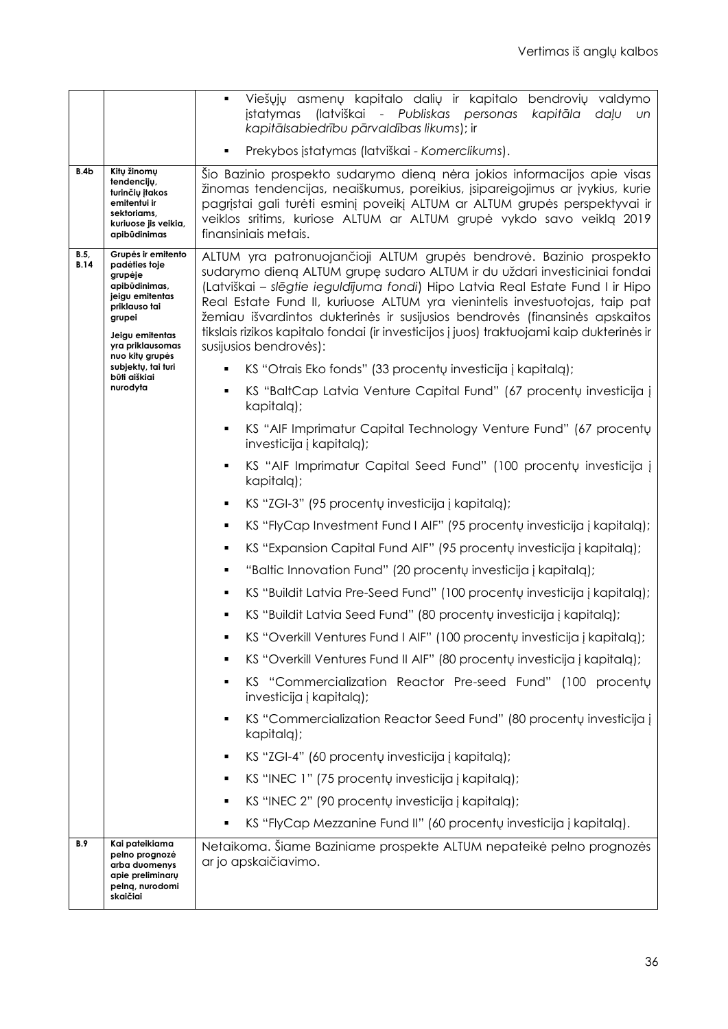| | | |
|---|---|---|
| | | ▪ Viešųjų asmenų kapitalo dalių ir kapitalo bendrovių valdymo įstatymas (latviškai - *Publiskas personas kapitāla daļu un kapitālsabiedrību pārvaldības likums*); ir<br>▪ Prekybos įstatymas (latviškai - *Komerclikums*). |
| **B.4b** | **Kitų žinomų tendencijų, turinčių įtakos emitentui ir sektoriams, kuriuose jis veikia, apibūdinimas** | Šio Bazinio prospekto sudarymo dieną nėra jokios informacijos apie visas žinomas tendencijas, neaiškumus, poreikius, įsipareigojimus ar įvykius, kurie pagrįstai gali turėti esminį poveikį ALTUM ar ALTUM grupės perspektyvai ir veiklos sritims, kuriose ALTUM ar ALTUM grupė vykdo savo veiklą 2019 finansiniais metais. |
| **B.5, B.14** | **Grupės ir emitento padėties toje grupėje apibūdinimas, jeigu emitentas priklauso tai grupei**<br>**Jeigu emitentas yra priklausomas nuo kitų grupės subjektų, tai turi būti aiškiai nurodyta** | ALTUM yra patronuojančioji ALTUM grupės bendrovė. Bazinio prospekto sudarymo dieną ALTUM grupę sudaro ALTUM ir du uždari investiciniai fondai (Latviškai – *slēgtie ieguldījuma fondi*) Hipo Latvia Real Estate Fund I ir Hipo Real Estate Fund II, kuriuose ALTUM yra vienintelis investuotojas, taip pat žemiau išvardintos dukterinės ir susijusios bendrovės (finansinės apskaitos tikslais rizikos kapitalo fondai (ir investicijos į juos) traktuojami kaip dukterinės ir susijusios bendrovės):<br>▪ KS "Otrais Eko fonds" (33 procentų investicija į kapitalą);<br>▪ KS "BaltCap Latvia Venture Capital Fund" (67 procentų investicija į kapitalą);<br>▪ KS "AIF Imprimatur Capital Technology Venture Fund" (67 procentų investicija į kapitalą);<br>▪ KS "AIF Imprimatur Capital Seed Fund" (100 procentų investicija į kapitalą);<br>▪ KS "ZGI-3" (95 procentų investicija į kapitalą);<br>▪ KS "FlyCap Investment Fund I AIF" (95 procentų investicija į kapitalą);<br>▪ KS "Expansion Capital Fund AIF" (95 procentų investicija į kapitalą);<br>▪ "Baltic Innovation Fund" (20 procentų investicija į kapitalą);<br>▪ KS "Buildit Latvia Pre-Seed Fund" (100 procentų investicija į kapitalą);<br>▪ KS "Buildit Latvia Seed Fund" (80 procentų investicija į kapitalą);<br>▪ KS "Overkill Ventures Fund I AIF" (100 procentų investicija į kapitalą);<br>▪ KS "Overkill Ventures Fund II AIF" (80 procentų investicija į kapitalą);<br>▪ KS "Commercialization Reactor Pre-seed Fund" (100 procentų investicija į kapitalą);<br>▪ KS "Commercialization Reactor Seed Fund" (80 procentų investicija į kapitalą);<br>▪ KS "ZGI-4" (60 procentų investicija į kapitalą);<br>▪ KS "INEC 1" (75 procentų investicija į kapitalą);<br>▪ KS "INEC 2" (90 procentų investicija į kapitalą);<br>▪ KS "FlyCap Mezzanine Fund II" (60 procentų investicija į kapitalą). |
| **B.9** | **Kai pateikiama pelno prognozė arba duomenys apie preliminarų pelną, nurodomi skaičiai** | Netaikoma. Šiame Baziniame prospekte ALTUM nepateikė pelno prognozės ar jo apskaičiavimo. |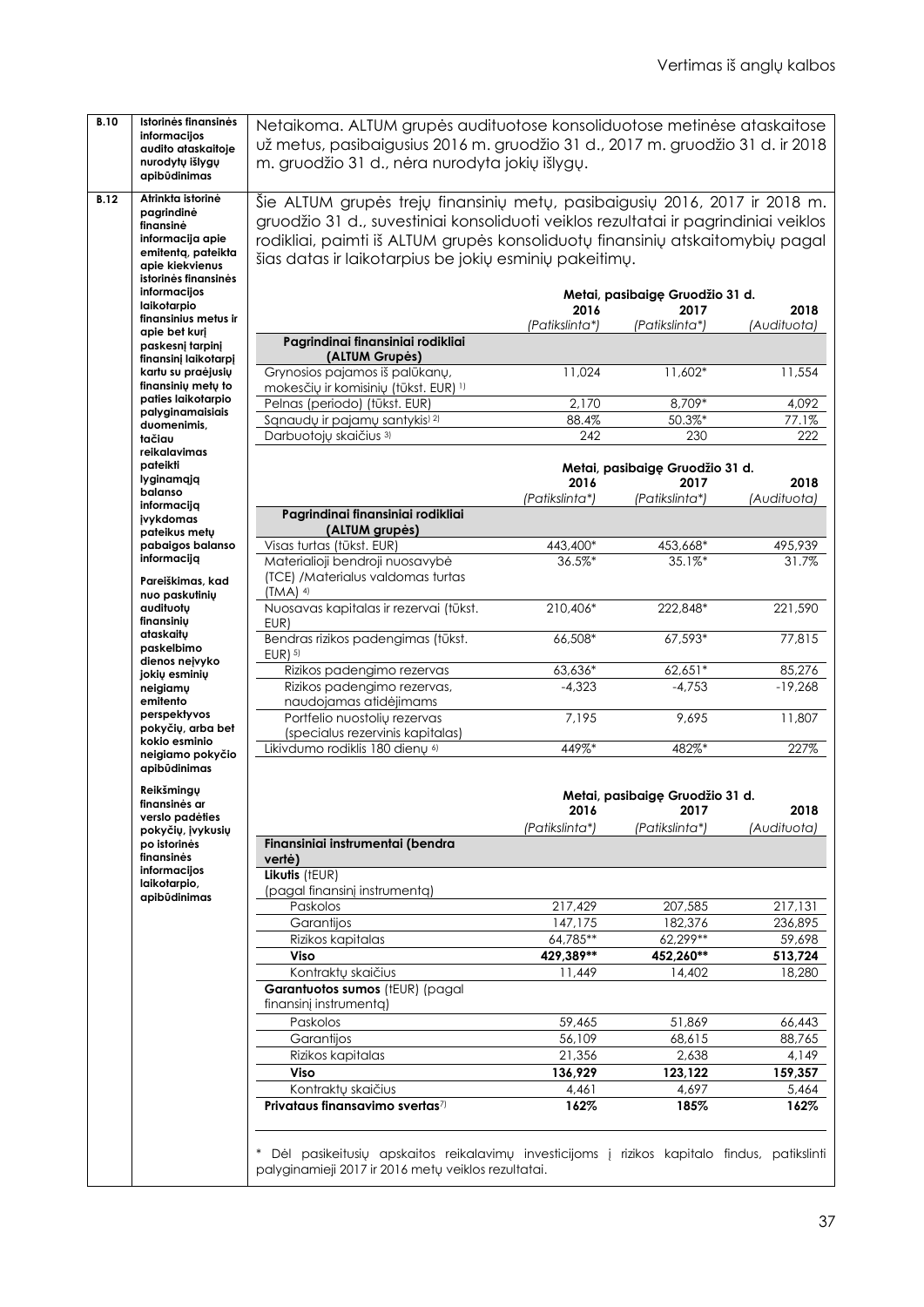Vertimas iš anglų kalbos

| | | |
|---|---|---|
| **B.10** | **Istorinės finansinės informacijos audito ataskaitoje nurodytų išlygų apibūdinimas** | Netaikoma. ALTUM grupės audituotose konsoliduotose metinėse ataskaitose už metus, pasibaigusius 2016 m. gruodžio 31 d., 2017 m. gruodžio 31 d. ir 2018 m. gruodžio 31 d., nėra nurodyta jokių išlygų. |
| **B.12** | **Atrinkta istorinė pagrindinė finansinė informacija apie emitentą, pateikta apie kiekvienus istorinės finansinės informacijos laikotarpio finansinius metus ir apie bet kurį paskesnį tarpinį finansinį laikotarpį kartu su praėjusių finansinių metų to paties laikotarpio palyginamaisiais duomenimis, tačiau reikalavimas pateikti lyginamąją balanso informaciją įvykdomas pateikus metų pabaigos balanso informaciją**<br><br>**Pareiškimas, kad nuo paskutinių audituotų finansinių ataskaitų paskelbimo dienos neįvyko jokių esminių neigiamų emitento perspektyvos pokyčių, arba bet kokio esminio neigiamo pokyčio apibūdinimas**<br><br>**Reikšmingų finansinės ar verslo padėties pokyčių, įvykusių po istorinės finansinės informacijos laikotarpio, apibūdinimas** | Šie ALTUM grupės trejų finansinių metų, pasibaigusių 2016, 2017 ir 2018 m. gruodžio 31 d., suvestiniai konsoliduoti veiklos rezultatai ir pagrindiniai veiklos rodikliai, paimti iš ALTUM grupės konsoliduotų finansinių atskaitomybių pagal šias datas ir laikotarpius be jokių esminių pakeitimų. |

| | Metai, pasibaigę Gruodžio 31 d. | | |
|---|---|---|---|
| | **2016** | **2017** | **2018** |
| | *(Patikslinta\*)* | *(Patikslinta\*)* | *(Audituota)* |
| **Pagrindinai finansiniai rodikliai (ALTUM Grupės)** | | | |
| Grynosios pajamos iš palūkanų, mokesčių ir komisinių (tūkst. EUR) [1)] | 11,024 | 11,602* | 11,554 |
| Pelnas (periodo) (tūkst. EUR) | 2,170 | 8,709* | 4,092 |
| Sąnaudų ir pajamų santykis[1) 2)] | 88.4% | 50.3%* | 77.1% |
| Darbuotojų skaičius [3)] | 242 | 230 | 222 |

| | Metai, pasibaigę Gruodžio 31 d. | | |
|---|---|---|---|
| | **2016** | **2017** | **2018** |
| | *(Patikslinta\*)* | *(Patikslinta\*)* | *(Audituota)* |
| **Pagrindinai finansiniai rodikliai (ALTUM grupės)** | | | |
| Visas turtas (tūkst. EUR) | 443,400* | 453,668* | 495,939 |
| Materialioji bendroji nuosavybė (TCE) /Materialus valdomas turtas (TMA) [4)] | 36.5%* | 35.1%* | 31.7% |
| Nuosavas kapitalas ir rezervai (tūkst. EUR) | 210,406* | 222,848* | 221,590 |
| Bendras rizikos padengimas (tūkst. EUR) [5)] | 66,508* | 67,593* | 77,815 |
| Rizikos padengimo rezervas | 63,636* | 62,651* | 85,276 |
| Rizikos padengimo rezervas, naudojamas atidėjimams | -4,323 | -4,753 | -19,268 |
| Portfelio nuostolių rezervas (specialus rezervinis kapitalas) | 7,195 | 9,695 | 11,807 |
| Likvidumo rodiklis 180 dienų [6)] | 449%* | 482%* | 227% |

| | Metai, pasibaigę Gruodžio 31 d. | | |
|---|---|---|---|
| | **2016** | **2017** | **2018** |
| | *(Patikslinta\*)* | *(Patikslinta\*)* | *(Audituota)* |
| **Finansiniai instrumentai (bendra vertė)** | | | |
| **Likutis** (tEUR) (pagal finansinį instrumentą) | | | |
| Paskolos | 217,429 | 207,585 | 217,131 |
| Garantijos | 147,175 | 182,376 | 236,895 |
| Rizikos kapitalas | 64,785** | 62,299** | 59,698 |
| **Viso** | **429,389\*\*** | **452,260\*\*** | **513,724** |
| Kontraktų skaičius | 11,449 | 14,402 | 18,280 |
| **Garantuotos sumos** (tEUR) (pagal finansinį instrumentą) | | | |
| Paskolos | 59,465 | 51,869 | 66,443 |
| Garantijos | 56,109 | 68,615 | 88,765 |
| Rizikos kapitalas | 21,356 | 2,638 | 4,149 |
| **Viso** | **136,929** | **123,122** | **159,357** |
| Kontraktų skaičius | 4,461 | 4,697 | 5,464 |
| **Privataus finansavimo svertas**[7)] | **162%** | **185%** | **162%** |

\* Dėl pasikeitusių apskaitos reikalavimų investicijoms į rizikos kapitalo fondus, patikslinti palyginamieji 2017 ir 2016 metų veiklos rezultatai.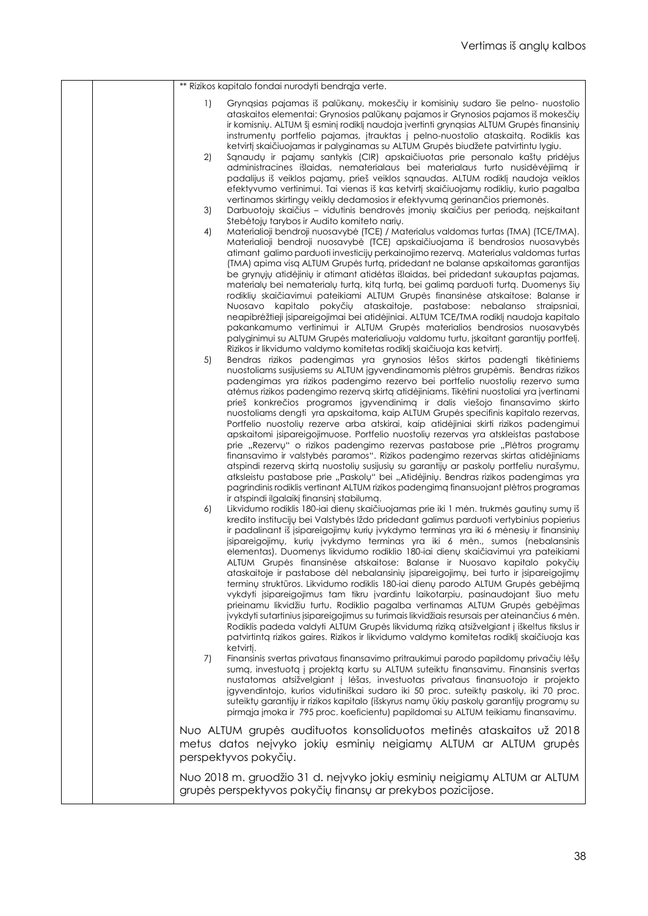** Rizikos kapitalo fondai nurodyti bendrąja verte.

1) Grynąsias pajamas iš palūkanų, mokesčių ir komisinių sudaro šie pelno- nuostolio ataskaitos elementai: Grynosios palūkanų pajamos ir Grynosios pajamos iš mokesčių ir komisnių. ALTUM šį esminį rodiklį naudoja įvertinti grynąsias ALTUM Grupės finansinių instrumentų portfelio pajamas, įtrauktas į pelno-nuostolio ataskaitą. Rodiklis kas ketvirtį skaičiuojamas ir palyginamas su ALTUM Grupės biudžete patvirtintu lygiu.
2) Sąnaudų ir pajamų santykis (CIR) apskaičiuotas prie personalo kaštų pridėjus administracines išlaidas, nematerialaus bei materialaus turto nusidėvėjimą ir padalijus iš veiklos pajamų, prieš veiklos sąnaudas. ALTUM rodiklį naudoja veiklos efektyvumo vertinimui. Tai vienas iš kas ketvirtį skaičiuojamų rodiklių, kurio pagalba vertinamos skirtingų veiklų dedamosios ir efektyvumą gerinančios priemonės.
3) Darbuotojų skaičius – vidutinis bendrovės įmonių skaičius per periodą, neįskaitant Stebėtojų tarybos ir Audito komiteto narių.
4) Materialioji bendroji nuosavybė (TCE) / Materialus valdomas turtas (TMA) (TCE/TMA). Materialioji bendroji nuosavybė (TCE) apskaičiuojama iš bendrosios nuosavybės atimant galimo parduoti investicijų perkainojimo rezervą. Materialus valdomas turtas (TMA) apima visą ALTUM Grupės turtą, pridedant ne balanse apskaitomas garantijas be grynųjų atidėjinių ir atimant atidėtas išlaidas, bei pridedant sukauptas pajamas, materialų bei nematerialų turtą, kitą turtą, bei galimą parduoti turtą. Duomenys šių rodiklių skaičiavimui pateikiami ALTUM Grupės finansinėse ataskaitose: Balanse ir Nuosavo kapitalo pokyčių ataskaitoje, pastabose: nebalanso straipsniai, neapibrėžtieji įsipareigojimai bei atidėjiniai. ALTUM TCE/TMA rodiklį naudoja kapitalo pakankamumo vertinimui ir ALTUM Grupės materialios bendrosios nuosavybės palyginimui su ALTUM Grupės materialiuoju valdomu turtu, įskaitant garantijų portfelį. Rizikos ir likvidumo valdymo komitetas rodiklį skaičiuoja kas ketvirtį.
5) Bendras rizikos padengimas yra grynosios lėšos skirtos padengti tikėtiniems nuostoliams susijusiems su ALTUM įgyvendinamomis plėtros grupėmis. Bendras rizikos padengimas yra rizikos padengimo rezervo bei portfelio nuostolių rezervo suma atėmus rizikos padengimo rezervą skirtą atidėjiniams. Tikėtini nuostoliai yra įvertinami prieš konkrečios programos įgyvendinimą ir dalis viešojo finansavimo skirto nuostoliams dengti yra apskaitoma, kaip ALTUM Grupės specifinis kapitalo rezervas, Portfelio nuostolių rezerve arba atskirai, kaip atidėjiniai skirti rizikos padengimui apskaitomi įsipareigojimuose. Portfelio nuostolių rezervas yra atskleistas pastabose prie „Rezervų" o rizikos padengimo rezervas pastabose prie „Plėtros programų finansavimo ir valstybės paramos". Rizikos padengimo rezervas skirtas atidėjiniams atspindi rezervą skirtą nuostolių susijusių su garantijų ar paskolų portfeliu nurašymu, atskleistu pastabose prie „Paskolų" bei „Atidėjinių. Bendras rizikos padengimas yra pagrindinis rodiklis vertinant ALTUM rizikos padengimą finansuojant plėtros programas ir atspindi ilgalaikį finansinį stabilumą.
6) Likvidumo rodiklis 180-iai dienų skaičiuojamas prie iki 1 mėn. trukmės gautinų sumų iš kredito institucijų bei Valstybės Iždo pridedant galimus parduoti vertybinius popierius ir padalinant iš įsipareigojimų kurių įvykdymo terminas yra iki 6 mėnesių ir finansinių įsipareigojimų, kurių įvykdymo terminas yra iki 6 mėn., sumos (nebalansinis elementas). Duomenys likvidumo rodiklio 180-iai dienų skaičiavimui yra pateikiami ALTUM Grupės finansinėse atskaitose: Balanse ir Nuosavo kapitalo pokyčių ataskaitoje ir pastabose dėl nebalansinių įsipareigojimų, bei turto ir įsipareigojimų terminų struktūros. Likvidumo rodiklis 180-iai dienų parodo ALTUM Grupės gebėjimą vykdyti įsipareigojimus tam tikru įvardintu laikotarpiu, pasinaudojant šiuo metu prieinamu likvidžiu turtu. Rodiklio pagalba vertinamas ALTUM Grupės gebėjimas įvykdyti sutartinius įsipareigojimus su turimais likvidžiais resursais per ateinančius 6 mėn. Rodiklis padeda valdyti ALTUM Grupės likvidumą riziką atsižvelgiant į iškeltus tikslus ir patvirtintą rizikos gaires. Rizikos ir likvidumo valdymo komitetas rodiklį skaičiuoja kas ketvirtį.
7) Finansinis svertas privataus finansavimo pritraukimui parodo papildomų privačių lėšų sumą, investuotą į projektą kartu su ALTUM suteiktu finansavimu. Finansinis svertas nustatomas atsižvelgiant į lėšas, investuotas privataus finansuotojo ir projekto įgyvendintojo, kurios vidutiniškai sudaro iki 50 proc. suteiktų paskolų, iki 70 proc. suteiktų garantijų ir rizikos kapitalo (išskyrus namų ūkių paskolų garantijų programų su pirmąja įmoka ir 795 proc. koeficientu) papildomai su ALTUM teikiamu finansavimu.

Nuo ALTUM grupės audituotos konsoliduotos metinės ataskaitos už 2018 metus datos neįvyko jokių esminių neigiamų ALTUM ar ALTUM grupės perspektyvos pokyčių.

Nuo 2018 m. gruodžio 31 d. neįvyko jokių esminių neigiamų ALTUM ar ALTUM grupės perspektyvos pokyčių finansų ar prekybos pozicijose.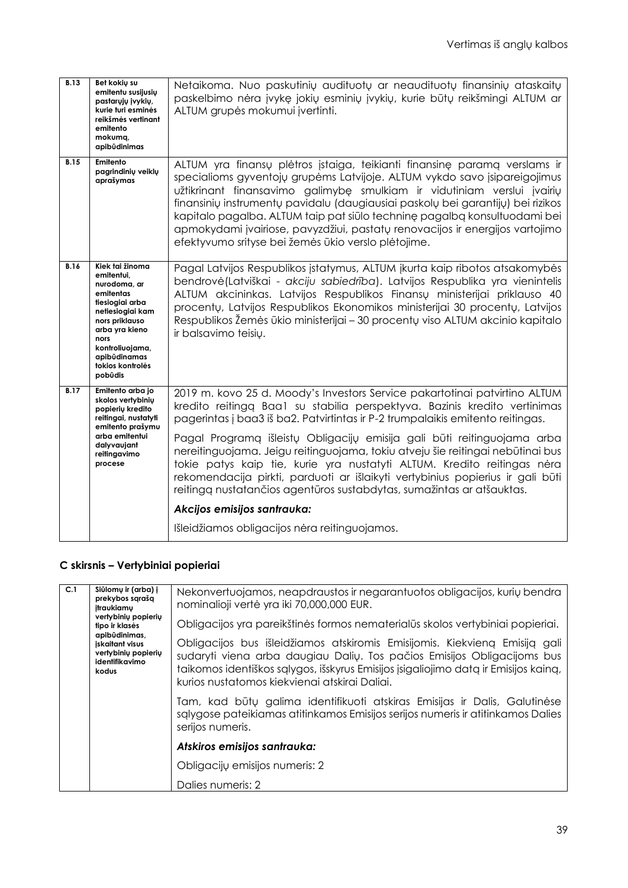Vertimas iš anglų kalbos

| | | |
|---|---|---|
| **B.13** | **Bet kokių su emitentu susijusių pastarųjų įvykių, kurie turi esminės reikšmės vertinant emitento mokumą, apibūdinimas** | Netaikoma. Nuo paskutinių audituotų ar neaudituotų finansinių ataskaitų paskelbimo nėra įvykę jokių esminių įvykių, kurie būtų reikšmingi ALTUM ar ALTUM grupės mokumui įvertinti. |
| **B.15** | **Emitento pagrindinių veiklų aprašymas** | ALTUM yra finansų plėtros įstaiga, teikianti finansinę paramą verslams ir specialioms gyventojų grupėms Latvijoje. ALTUM vykdo savo įsipareigojimus užtikrinant finansavimo galimybę smulkiam ir vidutiniam verslui įvairių finansinių instrumentų pavidalu (daugiausiai paskolų bei garantijų) bei rizikos kapitalo pagalba. ALTUM taip pat siūlo techninę pagalbą konsultuodami bei apmokydami įvairiose, pavyzdžiui, pastatų renovacijos ir energijos vartojimo efektyvumo srityse bei žemės ūkio verslo plėtojime. |
| **B.16** | **Kiek tai žinoma emitentui, nurodoma, ar emitentas tiesiogiai arba netiesiogiai kam nors priklauso arba yra kieno nors kontroliuojama, apibūdinamas tokios kontrolės pobūdis** | Pagal Latvijos Respublikos įstatymus, ALTUM įkurta kaip ribotos atsakomybės bendrovė(Latviškai - *akciju sabiedrība*). Latvijos Respublika yra vienintelis ALTUM akcininkas. Latvijos Respublikos Finansų ministerijai priklauso 40 procentų, Latvijos Respublikos Ekonomikos ministerijai 30 procentų, Latvijos Respublikos Žemės ūkio ministerijai – 30 procentų viso ALTUM akcinio kapitalo ir balsavimo teisių. |
| **B.17** | **Emitento arba jo skolos vertybinių popierių kredito reitingai, nustatyti emitento prašymu arba emitentui dalyvaujant reitingavimo procese** | 2019 m. kovo 25 d. Moody's Investors Service pakartotinai patvirtino ALTUM kredito reitingą Baa1 su stabilia perspektyva. Bazinis kredito vertinimas pagerintas į baa3 iš ba2. Patvirtintas ir P-2 trumpalaikis emitento reitingas.<br><br>Pagal Programą išleistų Obligacijų emisija gali būti reitinguojama arba nereitinguojama. Jeigu reitinguojama, tokiu atveju šie reitingai nebūtinai bus tokie patys kaip tie, kurie yra nustatyti ALTUM. Kredito reitingas nėra rekomendacija pirkti, parduoti ar išlaikyti vertybinius popierius ir gali būti reitingą nustatančios agentūros sustabdytas, sumažintas ar atšauktas.<br><br>***Akcijos emisijos santrauka:***<br><br>Išleidžiamos obligacijos nėra reitinguojamos. |

## C skirsnis – Vertybiniai popieriai

| | | |
|---|---|---|
| **C.1** | **Siūlomų ir (arba) į prekybos sąrašą įtraukiamų vertybinių popierių tipo ir klasės apibūdinimas, įskaitant visus vertybinių popierių identifikavimo kodus** | Nekonvertuojamos, neapdraustos ir negarantuotos obligacijos, kurių bendra nominalioji vertė yra iki 70,000,000 EUR.<br><br>Obligacijos yra pareikštinės formos nematerialūs skolos vertybiniai popieriai.<br><br>Obligacijos bus išleidžiamos atskiromis Emisijomis. Kiekvieną Emisiją gali sudaryti viena arba daugiau Dalių. Tos pačios Emisijos Obligacijoms bus taikomos identiškos sąlygos, išskyrus Emisijos įsigaliojimo datą ir Emisijos kainą, kurios nustatomos kiekvienai atskirai Daliai.<br><br>Tam, kad būtų galima identifikuoti atskiras Emisijas ir Dalis, Galutinėse sąlygose pateikiamas atitinkamos Emisijos serijos numeris ir atitinkamos Dalies serijos numeris.<br><br>***Atskiros emisijos santrauka:***<br><br>Obligacijų emisijos numeris: 2<br><br>Dalies numeris: 2 |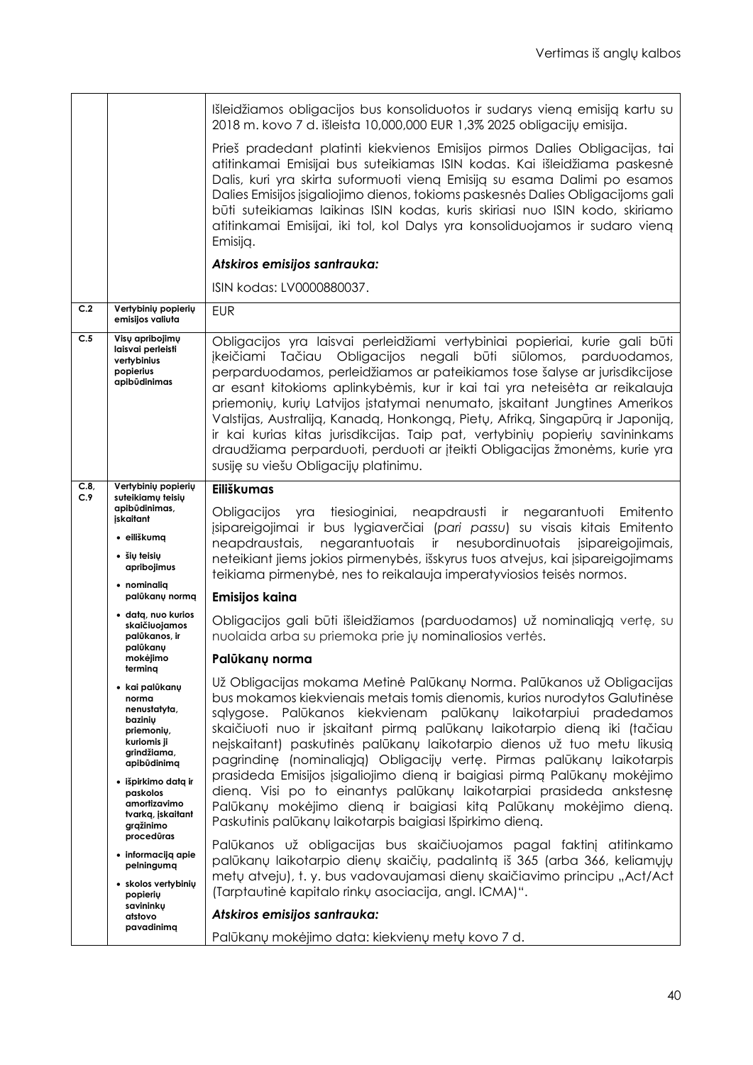| | | |
|---|---|---|
| | | Išleidžiamos obligacijos bus konsoliduotos ir sudarys vieną emisiją kartu su 2018 m. kovo 7 d. išleista 10,000,000 EUR 1,3% 2025 obligacijų emisija.<br><br>Prieš pradedant platinti kiekvienos Emisijos pirmos Dalies Obligacijas, tai atitinkamai Emisijai bus suteikiamas ISIN kodas. Kai išleidžiama paskesnė Dalis, kuri yra skirta suformuoti vieną Emisiją su esama Dalimi po esamos Dalies Emisijos įsigaliojimo dienos, tokioms paskesnės Dalies Obligacijoms gali būti suteikiamas laikinas ISIN kodas, kuris skiriasi nuo ISIN kodo, skiriamo atitinkamai Emisijai, iki tol, kol Dalys yra konsoliduojamos ir sudaro vieną Emisiją.<br><br>***Atskiros emisijos santrauka:***<br><br>ISIN kodas: LV0000880037. |
| **C.2** | **Vertybinių popierių emisijos valiuta** | EUR |
| **C.5** | **Visų apribojimų laisvai perleisti vertybinius popierius apibūdinimas** | Obligacijos yra laisvai perleidžiami vertybiniai popieriai, kurie gali būti įkeičiami Tačiau Obligacijos negali būti siūlomos, parduodamos, perparduodamos, perleidžiamos ar pateikiamos tose šalyse ar jurisdikcijose ar esant kitokioms aplinkybėms, kur ir kai tai yra neteisėta ar reikalauja priemonių, kurių Latvijos įstatymai nenumato, įskaitant Jungtines Amerikos Valstijas, Australiją, Kanadą, Honkongą, Pietų, Afriką, Singapūrą ir Japoniją, ir kai kurias kitas jurisdikcijas. Taip pat, vertybinių popierių savininkams draudžiama perparduoti, perduoti ar įteikti Obligacijas žmonėms, kurie yra susiję su viešu Obligacijų platinimu. |
| **C.8, C.9** | **Vertybinių popierių suteikiamų teisių apibūdinimas, įskaitant**<br>• **eiliškumą**<br>• **šių teisių apribojimus**<br>• **nominalią palūkanų normą**<br>• **datą, nuo kurios skaičiuojamos palūkanos, ir palūkanų mokėjimo terminą**<br>• **kai palūkanų norma nenustatyta, bazinių priemonių, kuriomis ji grindžiama, apibūdinimą**<br>• **išpirkimo datą ir paskolos amortizavimo tvarką, įskaitant grąžinimo procedūras**<br>• **informaciją apie pelningumą**<br>• **skolos vertybinių popierių savininkų atstovo pavadinimą** | **Eiliškumas**<br><br>Obligacijos yra tiesioginiai, neapdrausti ir negarantuoti Emitento įsipareigojimai ir bus lygiaverčiai (*pari passu*) su visais kitais Emitento neapdraustais, negarantuotais ir nesubordinuotais įsipareigojimais, neteikiant jiems jokios pirmenybės, išskyrus tuos atvejus, kai įsipareigojimams teikiama pirmenybė, nes to reikalauja imperatyviosios teisės normos.<br><br>**Emisijos kaina**<br><br>Obligacijos gali būti išleidžiamos (parduodamos) už nominaliąją vertę, su nuolaida arba su priemoka prie jų nominaliosios vertės.<br><br>**Palūkanų norma**<br><br>Už Obligacijas mokama Metinė Palūkanų Norma. Palūkanos už Obligacijas bus mokamos kiekvienais metais tomis dienomis, kurios nurodytos Galutinėse sąlygose. Palūkanos kiekvienam palūkanų laikotarpiui pradedamos skaičiuoti nuo ir įskaitant pirmą palūkanų laikotarpio dieną iki (tačiau neįskaitant) paskutinės palūkanų laikotarpio dienos už tuo metu likusią pagrindinę (nominaliąją) Obligacijų vertę. Pirmas palūkanų laikotarpis prasideda Emisijos įsigaliojimo dieną ir baigiasi pirmą Palūkanų mokėjimo dieną. Visi po to einantys palūkanų laikotarpiai prasideda ankstesnę Palūkanų mokėjimo dieną ir baigiasi kitą Palūkanų mokėjimo dieną. Paskutinis palūkanų laikotarpis baigiasi Išpirkimo dieną.<br><br>Palūkanos už obligacijas bus skaičiuojamos pagal faktinį atitinkamo palūkanų laikotarpio dienų skaičių, padalintą iš 365 (arba 366, keliamųjų metų atveju), t. y. bus vadovaujamasi dienų skaičiavimo principu „Act/Act (Tarptautinė kapitalo rinkų asociacija, angl. ICMA)".<br><br>***Atskiros emisijos santrauka:***<br><br>Palūkanų mokėjimo data: kiekvienų metų kovo 7 d. |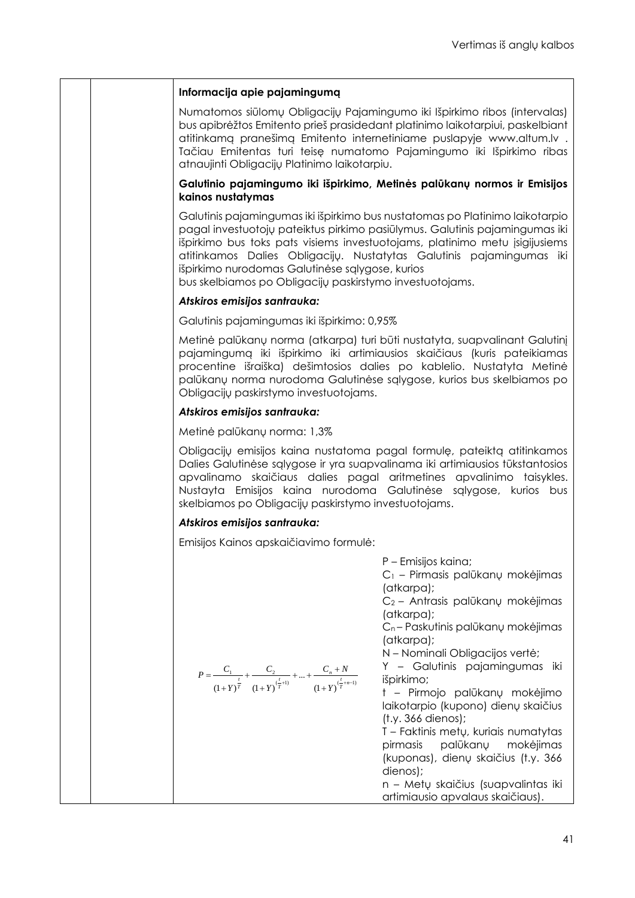**Informacija apie pajamingumą**

Numatomos siūlomų Obligacijų Pajamingumo iki Išpirkimo ribos (intervalas) bus apibrėžtos Emitento prieš prasidedant platinimo laikotarpiui, paskelbiant atitinkamą pranešimą Emitento internetiniame puslapyje www.altum.lv . Tačiau Emitentas turi teisę numatomo Pajamingumo iki Išpirkimo ribas atnaujinti Obligacijų Platinimo laikotarpiu.

**Galutinio pajamingumo iki išpirkimo, Metinės palūkanų normos ir Emisijos kainos nustatymas**

Galutinis pajamingumas iki išpirkimo bus nustatomas po Platinimo laikotarpio pagal investuotojų pateiktus pirkimo pasiūlymus. Galutinis pajamingumas iki išpirkimo bus toks pats visiems investuotojams, platinimo metu įsigijusiems atitinkamos Dalies Obligacijų. Nustatytas Galutinis pajamingumas iki išpirkimo nurodomas Galutinėse sąlygose, kurios bus skelbiamos po Obligacijų paskirstymo investuotojams.

***Atskiros emisijos santrauka:***

Galutinis pajamingumas iki išpirkimo: 0,95%

Metinė palūkanų norma (atkarpa) turi būti nustatyta, suapvalinant Galutinį pajamingumą iki išpirkimo iki artimiausios skaičiaus (kuris pateikiamas procentine išraiška) dešimtosios dalies po kablelio. Nustatyta Metinė palūkanų norma nurodoma Galutinėse sąlygose, kurios bus skelbiamos po Obligacijų paskirstymo investuotojams.

***Atskiros emisijos santrauka:***

Metinė palūkanų norma: 1,3%

Obligacijų emisijos kaina nustatoma pagal formulę, pateiktą atitinkamos Dalies Galutinėse sąlygose ir yra suapvalinama iki artimiausios tūkstantosios apvalinamo skaičiaus dalies pagal aritmetines apvalinimo taisykles. Nustayta Emisijos kaina nurodoma Galutinėse sąlygose, kurios bus skelbiamos po Obligacijų paskirstymo investuotojams.

***Atskiros emisijos santrauka:***

Emisijos Kainos apskaičiavimo formulė:

$$P = \frac{C_1}{(1+Y)^{\frac{t}{T}}} + \frac{C_2}{(1+Y)^{(\frac{t}{T}+1)}} + ... + \frac{C_n + N}{(1+Y)^{(\frac{t}{T}+n-1)}}$$

P – Emisijos kaina;
$C_1$ – Pirmasis palūkanų mokėjimas (atkarpa);
$C_2$ – Antrasis palūkanų mokėjimas (atkarpa);
$C_n$ – Paskutinis palūkanų mokėjimas (atkarpa);
N – Nominali Obligacijos vertė;
Y – Galutinis pajamingumas iki išpirkimo;
t – Pirmojo palūkanų mokėjimo laikotarpio (kupono) dienų skaičius (t.y. 366 dienos);
T – Faktinis metų, kuriais numatytas pirmasis palūkanų mokėjimas (kuponas), dienų skaičius (t.y. 366 dienos);
n – Metų skaičius (suapvalintas iki artimiausio apvalaus skaičiaus).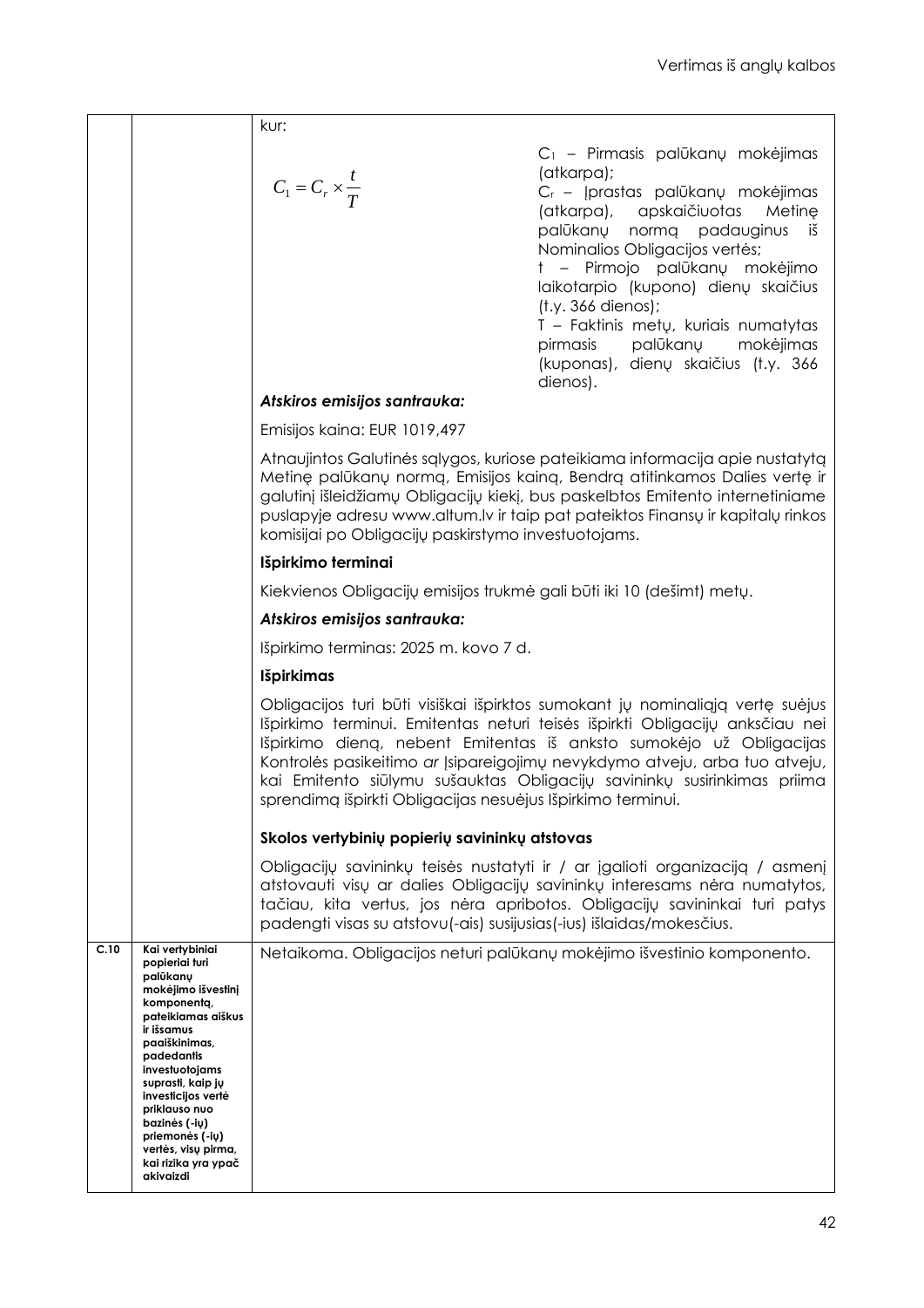| | | kur: $$C_1 = C_r \times \frac{t}{T}$$ $C_1$ – Pirmasis palūkanų mokėjimas (atkarpa); $C_r$ – Įprastas palūkanų mokėjimas (atkarpa), apskaičiuotas Metinę palūkanų normą padauginus iš Nominalios Obligacijos vertės; t – Pirmojo palūkanų mokėjimo laikotarpio (kupono) dienų skaičius (t.y. 366 dienos); T – Faktinis metų, kuriais numatytas pirmasis palūkanų mokėjimas (kuponas), dienų skaičius (t.y. 366 dienos). ***Atskiros emisijos santrauka:*** Emisijos kaina: EUR 1019,497 Atnaujintos Galutinės sąlygos, kuriose pateikiama informacija apie nustatytą Metinę palūkanų normą, Emisijos kainą, Bendrą atitinkamos Dalies vertę ir galutinį išleidžiamų Obligacijų kiekį, bus paskelbtos Emitento internetiniame puslapyje adresu www.altum.lv ir taip pat pateiktos Finansų ir kapitalų rinkos komisijai po Obligacijų paskirstymo investuotojams. **Išpirkimo terminai** Kiekvienos Obligacijų emisijos trukmė gali būti iki 10 (dešimt) metų. ***Atskiros emisijos santrauka:*** Išpirkimo terminas: 2025 m. kovo 7 d. **Išpirkimas** Obligacijos turi būti visiškai išpirktos sumokant jų nominaliąją vertę suėjus Išpirkimo terminui. Emitentas neturi teisės išpirkti Obligacijų anksčiau nei Išpirkimo dieną, nebent Emitentas iš anksto sumokėjo už Obligacijas Kontrolės pasikeitimo *ar* Įsipareigojimų nevykdymo atveju, arba tuo atveju, kai Emitento siūlymu sušauktas Obligacijų savininkų susirinkimas priima sprendimą išpirkti Obligacijas nesuėjus Išpirkimo terminui. **Skolos vertybinių popierių savininkų atstovas** Obligacijų savininkų teisės nustatyti ir / ar įgalioti organizaciją / asmenį atstovauti visų ar dalies Obligacijų savininkų interesams nėra numatytos, tačiau, kita vertus, jos nėra apribotos. Obligacijų savininkai turi patys padengti visas su atstovu(-ais) susijusias(-ius) išlaidas/mokesčius. |
|---|---|---|
| **C.10** | **Kai vertybiniai popieriai turi palūkanų mokėjimo išvestinį komponentą, pateikiamas aiškus ir išsamus paaiškinimas, padedantis investuotojams suprasti, kaip jų investicijos vertė priklauso nuo bazinės (-ių) priemonės (-ių) vertės, visų pirma, kai rizika yra ypač akivaizdi** | Netaikoma. Obligacijos neturi palūkanų mokėjimo išvestinio komponento. |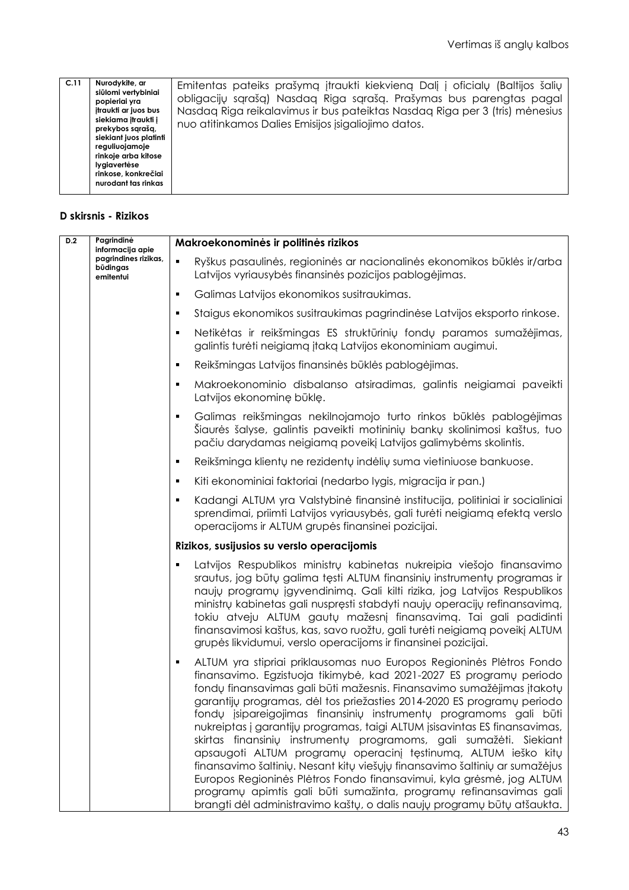| C.11 | Nurodykite, ar siūlomi vertybiniai popieriai yra įtraukti ar juos bus siekiama įtraukti į prekybos sąrašą, siekiant juos platinti reguliuojamoje rinkoje arba kitose lygiavertėse rinkose, konkrečiai nurodant tas rinkas | Emitentas pateiks prašymą įtraukti kiekvieną Dalį į oficialų (Baltijos šalių obligacijų sąrašą) Nasdaq Riga sąrašą. Prašymas bus parengtas pagal Nasdaq Riga reikalavimus ir bus pateiktas Nasdaq Riga per 3 (tris) mėnesius nuo atitinkamos Dalies Emisijos įsigaliojimo datos. |
|---|---|---|

#### D skirsnis - Rizikos

| D.2 | Pagrindinė informacija apie pagrindines rizikas, būdingas emitentui | **Makroekonominės ir politinės rizikos**<br><br>- Ryškus pasaulinės, regioninės ar nacionalinės ekonomikos būklės ir/arba Latvijos vyriausybės finansinės pozicijos pablogėjimas.<br>- Galimas Latvijos ekonomikos susitraukimas.<br>- Staigus ekonomikos susitraukimas pagrindinėse Latvijos eksporto rinkose.<br>- Netikėtas ir reikšmingas ES struktūrinių fondų paramos sumažėjimas, galintis turėti neigiamą įtaką Latvijos ekonominiam augimui.<br>- Reikšmingas Latvijos finansinės būklės pablogėjimas.<br>- Makroekonominio disbalanso atsiradimas, galintis neigiamai paveikti Latvijos ekonominę būklę.<br>- Galimas reikšmingas nekilnojamojo turto rinkos būklės pablogėjimas Šiaurės šalyse, galintis paveikti motininių bankų skolinimosi kaštus, tuo pačiu darydamas neigiamą poveikį Latvijos galimybėms skolintis.<br>- Reikšminga klientų ne rezidentų indėlių suma vietiniuose bankuose.<br>- Kiti ekonominiai faktoriai (nedarbo lygis, migracija ir pan.)<br>- Kadangi ALTUM yra Valstybinė finansinė institucija, politiniai ir socialiniai sprendimai, priimti Latvijos vyriausybės, gali turėti neigiamą efektą verslo operacijoms ir ALTUM grupės finansinei pozicijai.<br><br>**Rizikos, susijusios su verslo operacijomis**<br><br>- Latvijos Respublikos ministrų kabinetas nukreipia viešojo finansavimo srautus, jog būtų galima tęsti ALTUM finansinių instrumentų programas ir naujų programų įgyvendinimą. Gali kilti rizika, jog Latvijos Respublikos ministrų kabinetas gali nuspręsti stabdyti naujų operacijų refinansavimą, tokiu atveju ALTUM gautų mažesnį finansavimą. Tai gali padidinti finansavimosi kaštus, kas, savo ruožtu, gali turėti neigiamą poveikį ALTUM grupės likvidumui, verslo operacijoms ir finansinei pozicijai.<br>- ALTUM yra stipriai priklausomas nuo Europos Regioninės Plėtros Fondo finansavimo. Egzistuoja tikimybė, kad 2021-2027 ES programų periodo fondų finansavimas gali būti mažesnis. Finansavimo sumažėjimas įtakotų garantijų programas, dėl tos priežasties 2014-2020 ES programų periodo fondų įsipareigojimas finansinių instrumentų programoms gali būti nukreiptas į garantijų programas, taigi ALTUM įsisavintas ES finansavimas, skirtas finansinių instrumentų programoms, gali sumažėti. Siekiant apsaugoti ALTUM programų operacinį tęstinumą, ALTUM ieško kitų finansavimo šaltinių. Nesant kitų viešųjų finansavimo šaltinių ar sumažėjus Europos Regioninės Plėtros Fondo finansavimui, kyla grėsmė, jog ALTUM programų apimtis gali būti sumažinta, programų refinansavimas gali brangti dėl administravimo kaštų, o dalis naujų programų būtų atšaukta. |
|---|---|---|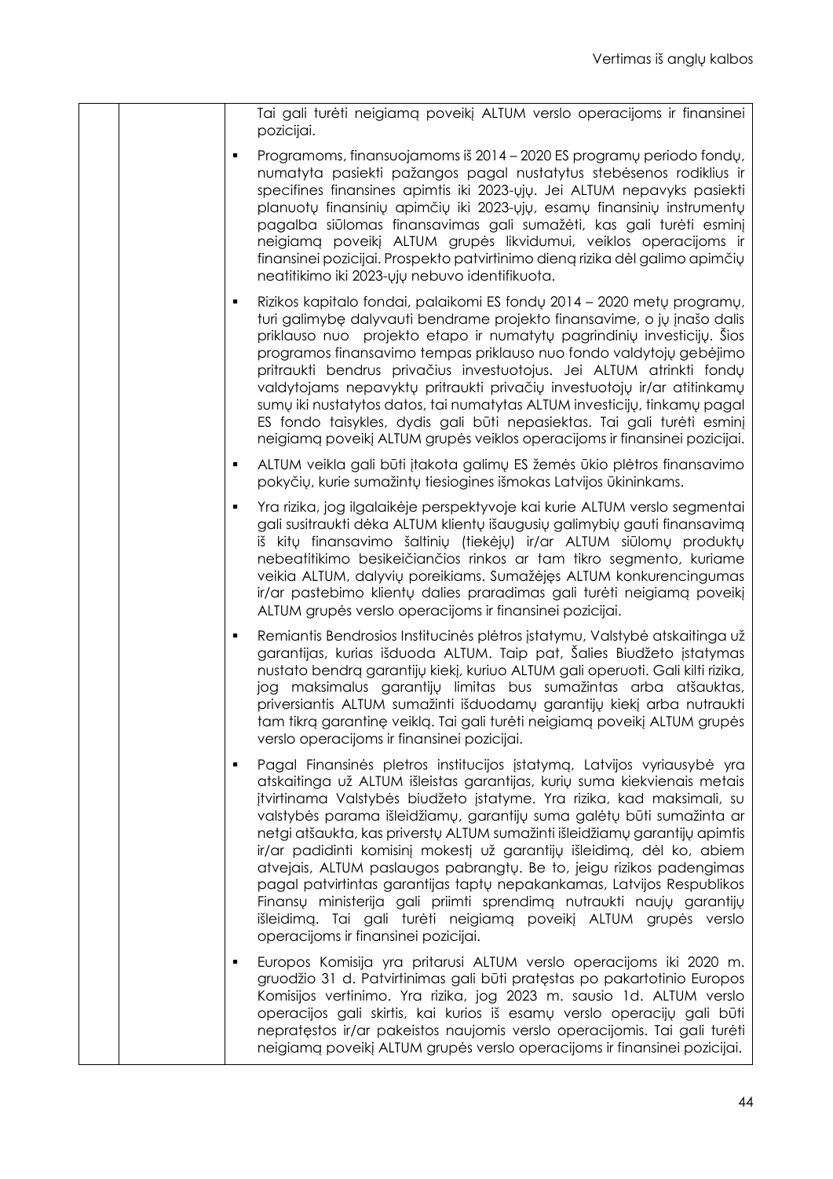| | | Tai gali turėti neigiamą poveikį ALTUM verslo operacijoms ir finansinei pozicijai.<br><br>▪ Programoms, finansuojamoms iš 2014 – 2020 ES programų periodo fondų, numatyta pasiekti pažangos pagal nustatytus stebėsenos rodiklius ir specifines finansines apimtis iki 2023-ųjų. Jei ALTUM nepavyks pasiekti planuotų finansinių apimčių iki 2023-ųjų, esamų finansinių instrumentų pagalba siūlomas finansavimas gali sumažėti, kas gali turėti esminį neigiamą poveikį ALTUM grupės likvidumui, veiklos operacijoms ir finansinei pozicijai. Prospekto patvirtinimo dieną rizika dėl galimo apimčių neatitikimo iki 2023-ųjų nebuvo identifikuota.<br><br>▪ Rizikos kapitalo fondai, palaikomi ES fondų 2014 – 2020 metų programų, turi galimybę dalyvauti bendrame projekto finansavime, o jų įnašo dalis priklauso nuo projekto etapo ir numatytų pagrindinių investicijų. Šios programos finansavimo tempas priklauso nuo fondo valdytojų gebėjimo pritraukti bendrus privačius investuotojus. Jei ALTUM atrinkti fondų valdytojams nepavyktų pritraukti privačių investuotojų ir/ar atitinkamų sumų iki nustatytos datos, tai numatytas ALTUM investicijų, tinkamų pagal ES fondo taisykles, dydis gali būti nepasiektas. Tai gali turėti esminį neigiamą poveikį ALTUM grupės veiklos operacijoms ir finansinei pozicijai.<br><br>▪ ALTUM veikla gali būti įtakota galimų ES žemės ūkio plėtros finansavimo pokyčių, kurie sumažintų tiesiogines išmokas Latvijos ūkininkams.<br><br>▪ Yra rizika, jog ilgalaikėje perspektyvoje kai kurie ALTUM verslo segmentai gali susitraukti dėka ALTUM klientų išaugusių galimybių gauti finansavimą iš kitų finansavimo šaltinių (tiekėjų) ir/ar ALTUM siūlomų produktų nebeatitikimo besikeičiančios rinkos ar tam tikro segmento, kuriame veikia ALTUM, dalyvių poreikiams. Sumažėjęs ALTUM konkurencingumas ir/ar pastebimo klientų dalies praradimas gali turėti neigiamą poveikį ALTUM grupės verslo operacijoms ir finansinei pozicijai.<br><br>▪ Remiantis Bendrosios Institucinės plėtros įstatymu, Valstybė atskaitinga už garantijas, kurias išduoda ALTUM. Taip pat, Šalies Biudžeto įstatymas nustato bendrą garantijų kiekį, kuriuo ALTUM gali operuoti. Gali kilti rizika, jog maksimalus garantijų limitas bus sumažintas arba atšauktas, priversiantis ALTUM sumažinti išduodamų garantijų kiekį arba nutraukti tam tikrą garantinę veiklą. Tai gali turėti neigiamą poveikį ALTUM grupės verslo operacijoms ir finansinei pozicijai.<br><br>▪ Pagal Finansinės pletros institucijos įstatymą, Latvijos vyriausybė yra atskaitinga už ALTUM išleistas garantijas, kurių suma kiekvienais metais įtvirtinama Valstybės biudžeto įstatyme. Yra rizika, kad maksimali, su valstybės parama išleidžiamų, garantijų suma galėtų būti sumažinta ar netgi atšaukta, kas priverstų ALTUM sumažinti išleidžiamų garantijų apimtis ir/ar padidinti komisinį mokestį už garantijų išleidimą, dėl ko, abiem atvejais, ALTUM paslaugos pabrangtų. Be to, jeigu rizikos padengimas pagal patvirtintas garantijas taptų nepakankamas, Latvijos Respublikos Finansų ministerija gali priimti sprendimą nutraukti naujų garantijų išleidimą. Tai gali turėti neigiamą poveikį ALTUM grupės verslo operacijoms ir finansinei pozicijai.<br><br>▪ Europos Komisija yra pritarusi ALTUM verslo operacijoms iki 2020 m. gruodžio 31 d. Patvirtinimas gali būti pratęstas po pakartotinio Europos Komisijos vertinimo. Yra rizika, jog 2023 m. sausio 1d. ALTUM verslo operacijos gali skirtis, kai kurios iš esamų verslo operacijų gali būti nepratęstos ir/ar pakeistos naujomis verslo operacijomis. Tai gali turėti neigiamą poveikį ALTUM grupės verslo operacijoms ir finansinei pozicijai. |
|---|---|---|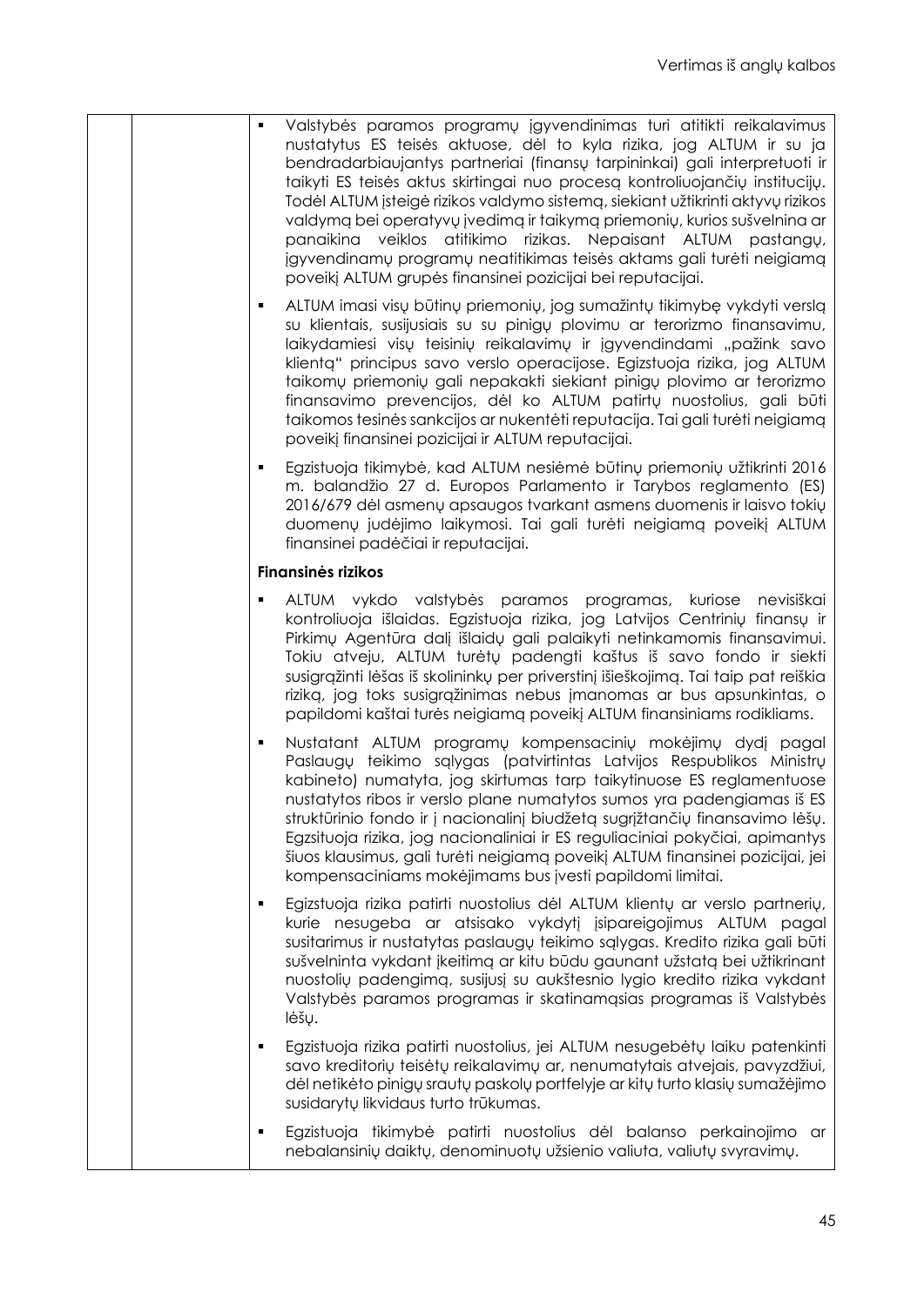| | | ▪ Valstybės paramos programų įgyvendinimas turi atitikti reikalavimus nustatytus ES teisės aktuose, dėl to kyla rizika, jog ALTUM ir su ja bendradarbiaujantys partneriai (finansų tarpininkai) gali interpretuoti ir taikyti ES teisės aktus skirtingai nuo procesą kontroliuojančių institucijų. Todėl ALTUM įsteigė rizikos valdymo sistemą, siekiant užtikrinti aktyvų rizikos valdymą bei operatyvų įvedimą ir taikymą priemonių, kurios sušvelnina ar panaikina veiklos atitikimo rizikas. Nepaisant ALTUM pastangų, įgyvendinamų programų neatitikimas teisės aktams gali turėti neigiamą poveikį ALTUM grupės finansinei pozicijai bei reputacijai.<br><br>▪ ALTUM imasi visų būtinų priemonių, jog sumažintų tikimybę vykdyti verslą su klientais, susijusiais su su pinigų plovimu ar terorizmo finansavimu, laikydamiesi visų teisinių reikalavimų ir įgyvendindami „pažink savo klientą" principus savo verslo operacijose. Egizstuoja rizika, jog ALTUM taikomų priemonių gali nepakakti siekiant pinigų plovimo ar terorizmo finansavimo prevencijos, dėl ko ALTUM patirtų nuostolius, gali būti taikomos tesinės sankcijos ar nukentėti reputacija. Tai gali turėti neigiamą poveikį finansinei pozicijai ir ALTUM reputacijai.<br><br>▪ Egzistuoja tikimybė, kad ALTUM nesiėmė būtinų priemonių užtikrinti 2016 m. balandžio 27 d. Europos Parlamento ir Tarybos reglamento (ES) 2016/679 dėl asmenų apsaugos tvarkant asmens duomenis ir laisvo tokių duomenų judėjimo laikymosi. Tai gali turėti neigiamą poveikį ALTUM finansinei padėčiai ir reputacijai.<br><br>**Finansinės rizikos**<br><br>▪ ALTUM vykdo valstybės paramos programas, kuriose nevisiškai kontroliuoja išlaidas. Egzistuoja rizika, jog Latvijos Centrinių finansų ir Pirkimų Agentūra dalį išlaidų gali palaikyti netinkamomis finansavimui. Tokiu atveju, ALTUM turėtų padengti kaštus iš savo fondo ir siekti susigrąžinti lėšas iš skolininkų per priverstinį išieškojimą. Tai taip pat reiškia riziką, jog toks susigrąžinimas nebus įmanomas ar bus apsunkintas, o papildomi kaštai turės neigiamą poveikį ALTUM finansiniams rodikliams.<br><br>▪ Nustatant ALTUM programų kompensacinių mokėjimų dydį pagal Paslaugų teikimo sąlygas (patvirtintas Latvijos Respublikos Ministrų kabineto) numatyta, jog skirtumas tarp taikytinuose ES reglamentuose nustatytos ribos ir verslo plane numatytos sumos yra padengiamas iš ES struktūrinio fondo ir į nacionalinį biudžetą sugrįžtančių finansavimo lėšų. Egzsituoja rizika, jog nacionaliniai ir ES reguliaciniai pokyčiai, apimantys šiuos klausimus, gali turėti neigiamą poveikį ALTUM finansinei pozicijai, jei kompensaciniams mokėjimams bus įvesti papildomi limitai.<br><br>▪ Egizstuoja rizika patirti nuostolius dėl ALTUM klientų ar verslo partnerių, kurie nesugeba ar atsisako vykdytį įsipareigojimus ALTUM pagal susitarimus ir nustatytas paslaugų teikimo sąlygas. Kredito rizika gali būti sušvelninta vykdant įkeitimą ar kitu būdu gaunant užstatą bei užtikrinant nuostolių padengimą, susijusį su aukštesnio lygio kredito rizika vykdant Valstybės paramos programas ir skatinamąsias programas iš Valstybės lėšų.<br><br>▪ Egzistuoja rizika patirti nuostolius, jei ALTUM nesugebėtų laiku patenkinti savo kreditorių teisėtų reikalavimų ar, nenumatytais atvejais, pavyzdžiui, dėl netikėto pinigų srautų paskolų portfelyje ar kitų turto klasių sumažėjimo susidarytų likvidaus turto trūkumas.<br><br>▪ Egzistuoja tikimybė patirti nuostolius dėl balanso perkainojimo ar nebalansinių daiktų, denominuotų užsienio valiuta, valiutų svyravimų. |
|---|---|---|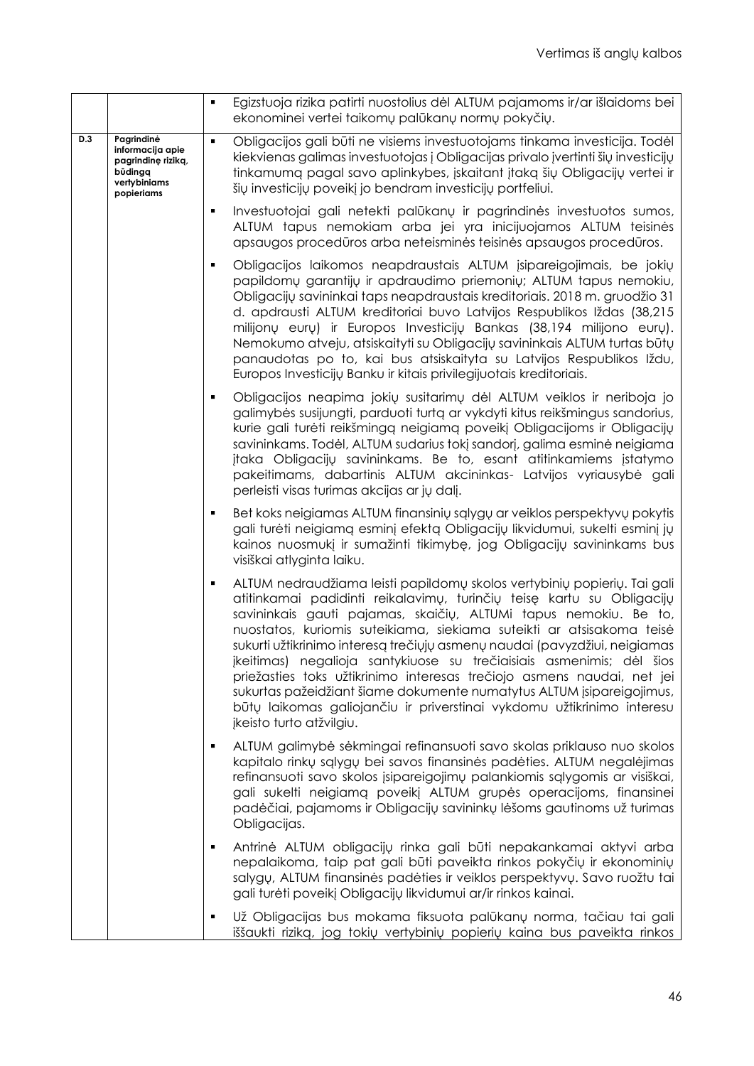| | | |
|---|---|---|
| | | ▪ Egizstuoja rizika patirti nuostolius dėl ALTUM pajamoms ir/ar išlaidoms bei ekonominei vertei taikomų palūkanų normų pokyčių. |
| **D.3** | **Pagrindinė informacija apie pagrindinę riziką, būdingą vertybiniams popieriams** | ▪ Obligacijos gali būti ne visiems investuotojams tinkama investicija. Todėl kiekvienas galimas investuotojas į Obligacijas privalo įvertinti šių investicijų tinkamumą pagal savo aplinkybes, įskaitant įtaką šių Obligacijų vertei ir šių investicijų poveikį jo bendram investicijų portfeliui.<br><br>▪ Investuotojai gali netekti palūkanų ir pagrindinės investuotos sumos, ALTUM tapus nemokiam arba jei yra inicijuojamos ALTUM teisinės apsaugos procedūros arba neteisminės teisinės apsaugos procedūros.<br><br>▪ Obligacijos laikomos neapdraustais ALTUM įsipareigojimais, be jokių papildomų garantijų ir apdraudimo priemonių; ALTUM tapus nemokiu, Obligacijų savininkai taps neapdraustais kreditoriais. 2018 m. gruodžio 31 d. apdrausti ALTUM kreditoriai buvo Latvijos Respublikos Iždas (38,215 milijonų eurų) ir Europos Investicijų Bankas (38,194 milijono eurų). Nemokumo atveju, atsiskaityti su Obligacijų savininkais ALTUM turtas būtų panaudotas po to, kai bus atsiskaityta su Latvijos Respublikos Iždu, Europos Investicijų Banku ir kitais privilegijuotais kreditoriais.<br><br>▪ Obligacijos neapima jokių susitarimų dėl ALTUM veiklos ir neriboja jo galimybės susijungti, parduoti turtą ar vykdyti kitus reikšmingus sandorius, kurie gali turėti reikšmingą neigiamą poveikį Obligacijoms ir Obligacijų savininkams. Todėl, ALTUM sudarius tokį sandorį, galima esminė neigiama įtaka Obligacijų savininkams. Be to, esant atitinkamiems įstatymo pakeitimams, dabartinis ALTUM akcininkas- Latvijos vyriausybė gali perleisti visas turimas akcijas ar jų dalį.<br><br>▪ Bet koks neigiamas ALTUM finansinių sąlygų ar veiklos perspektyvų pokytis gali turėti neigiamą esminį efektą Obligacijų likvidumui, sukelti esminį jų kainos nuosmukį ir sumažinti tikimybę, jog Obligacijų savininkams bus visiškai atlyginta laiku.<br><br>▪ ALTUM nedraudžiama leisti papildomų skolos vertybinių popierių. Tai gali atitinkamai padidinti reikalavimų, turinčių teisę kartu su Obligacijų savininkais gauti pajamas, skaičių, ALTUMi tapus nemokiu. Be to, nuostatos, kuriomis suteikiama, siekiama suteikti ar atsisakoma teisė sukurti užtikrinimo interesą trečiųjų asmenų naudai (pavyzdžiui, neigiamas įkeitimas) negalioja santykiuose su trečiaisiais asmenimis; dėl šios priežasties toks užtikrinimo interesas trečiojo asmens naudai, net jei sukurtas pažeidžiant šiame dokumente numatytus ALTUM įsipareigojimus, būtų laikomas galiojančiu ir priverstinai vykdomu užtikrinimo interesu įkeisto turto atžvilgiu.<br><br>▪ ALTUM galimybė sėkmingai refinansuoti savo skolas priklauso nuo skolos kapitalo rinkų sąlygų bei savos finansinės padėties. ALTUM negalėjimas refinansuoti savo skolos įsipareigojimų palankiomis sąlygomis ar visiškai, gali sukelti neigiamą poveikį ALTUM grupės operacijoms, finansinei padėčiai, pajamoms ir Obligacijų savininkų lėšoms gautinoms už turimas Obligacijas.<br><br>▪ Antrinė ALTUM obligacijų rinka gali būti nepakankamai aktyvi arba nepalaikoma, taip pat gali būti paveikta rinkos pokyčių ir ekonominių salygų, ALTUM finansinės padėties ir veiklos perspektyvų. Savo ruožtu tai gali turėti poveikį Obligacijų likvidumui ar/ir rinkos kainai.<br><br>▪ Už Obligacijas bus mokama fiksuota palūkanų norma, tačiau tai gali iššaukti riziką, jog tokių vertybinių popierių kaina bus paveikta rinkos |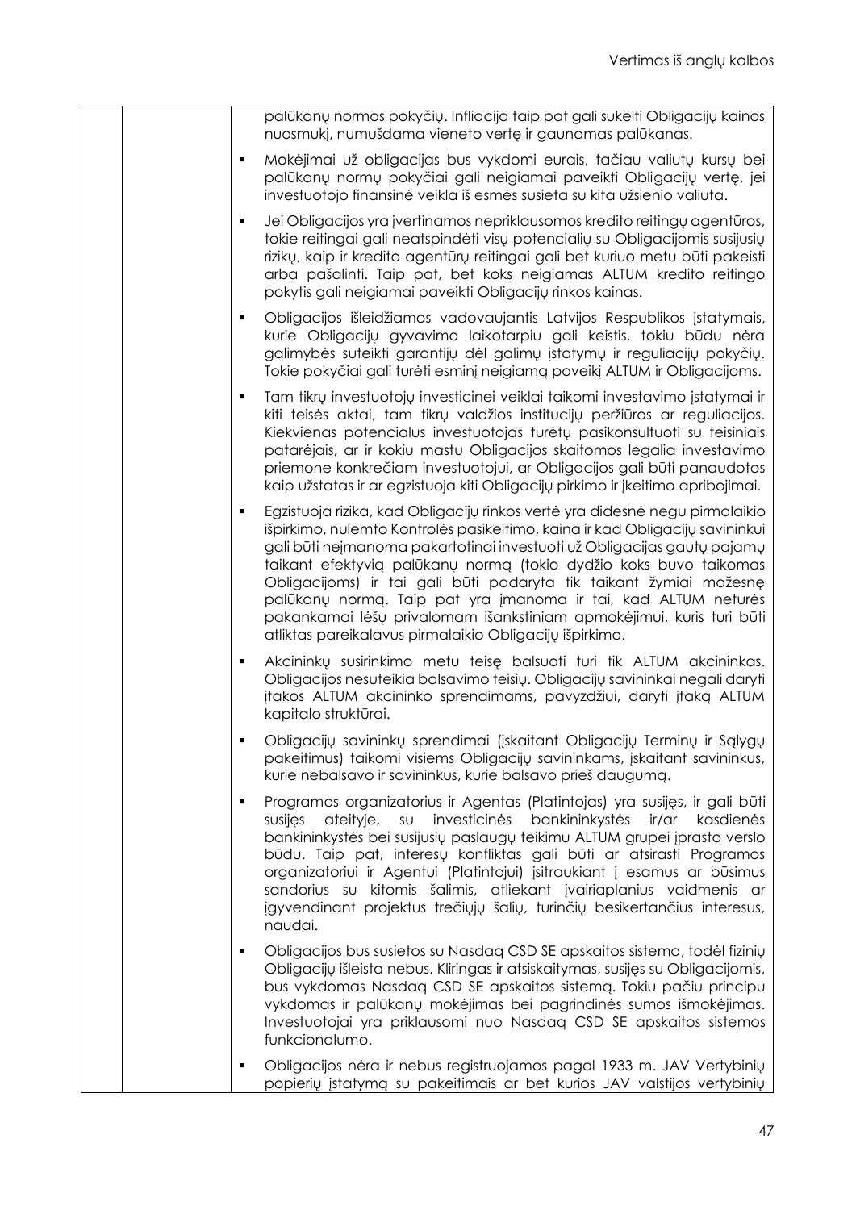| | | palūkanų normos pokyčių. Infliacija taip pat gali sukelti Obligacijų kainos nuosmukį, numušdama vieneto vertę ir gaunamas palūkanas.<br><br>▪ Mokėjimai už obligacijas bus vykdomi eurais, tačiau valiutų kursų bei palūkanų normų pokyčiai gali neigiamai paveikti Obligacijų vertę, jei investuotojo finansinė veikla iš esmės susieta su kita užsienio valiuta.<br><br>▪ Jei Obligacijos yra įvertinamos nepriklausomos kredito reitingų agentūros, tokie reitingai gali neatspindėti visų potencialių su Obligacijomis susijusių rizikų, kaip ir kredito agentūrų reitingai gali bet kuriuo metu būti pakeisti arba pašalinti. Taip pat, bet koks neigiamas ALTUM kredito reitingo pokytis gali neigiamai paveikti Obligacijų rinkos kainas.<br><br>▪ Obligacijos išleidžiamos vadovaujantis Latvijos Respublikos įstatymais, kurie Obligacijų gyvavimo laikotarpiu gali keistis, tokiu būdu nėra galimybės suteikti garantijų dėl galimų įstatymų ir reguliacijų pokyčių. Tokie pokyčiai gali turėti esminį neigiamą poveikį ALTUM ir Obligacijoms.<br><br>▪ Tam tikrų investuotojų investicinei veiklai taikomi investavimo įstatymai ir kiti teisės aktai, tam tikrų valdžios institucijų peržiūros ar reguliacijos. Kiekvienas potencialus investuotojas turėtų pasikonsultuoti su teisiniais patarėjais, ar ir kokiu mastu Obligacijos skaitomos legalia investavimo priemone konkrečiam investuotojui, ar Obligacijos gali būti panaudotos kaip užstatas ir ar egzistuoja kiti Obligacijų pirkimo ir įkeitimo apribojimai.<br><br>▪ Egzistuoja rizika, kad Obligacijų rinkos vertė yra didesnė negu pirmalaikio išpirkimo, nulemto Kontrolės pasikeitimo, kaina ir kad Obligacijų savininkui gali būti neįmanoma pakartotinai investuoti už Obligacijas gautų pajamų taikant efektyvią palūkanų normą (tokio dydžio koks buvo taikomas Obligacijoms) ir tai gali būti padaryta tik taikant žymiai mažesnę palūkanų normą. Taip pat yra įmanoma ir tai, kad ALTUM neturės pakankamai lėšų privalomam išankstiniam apmokėjimui, kuris turi būti atliktas pareikalavus pirmalaikio Obligacijų išpirkimo.<br><br>▪ Akcininkų susirinkimo metu teisę balsuoti turi tik ALTUM akcininkas. Obligacijos nesuteikia balsavimo teisių. Obligacijų savininkai negali daryti įtakos ALTUM akcininko sprendimams, pavyzdžiui, daryti įtaką ALTUM kapitalo struktūrai.<br><br>▪ Obligacijų savininkų sprendimai (įskaitant Obligacijų Terminų ir Sąlygų pakeitimus) taikomi visiems Obligacijų savininkams, įskaitant savininkus, kurie nebalsavo ir savininkus, kurie balsavo prieš daugumą.<br><br>▪ Programos organizatorius ir Agentas (Platintojas) yra susiję, ir gali būti susiję ateityje, su investicinės bankininkystės ir/ar kasdienės bankininkystės bei susijusių paslaugų teikimu ALTUM grupei įprasto verslo būdu. Taip pat, interesų konfliktas gali būti ar atsirasti Programos organizatoriui ir Agentui (Platintojui) įsitraukiant į esamus ar būsimus sandorius su kitomis šalimis, atliekant įvairiaplanius vaidmenis ar įgyvendinant projektus trečiųjų šalių, turinčių besikertančius interesus, naudai.<br><br>▪ Obligacijos bus susietos su Nasdaq CSD SE apskaitos sistema, todėl fizinių Obligacijų išleista nebus. Kliringas ir atsiskaitymas, susijęs su Obligacijomis, bus vykdomas Nasdaq CSD SE apskaitos sistemą. Tokiu pačiu principu vykdomas ir palūkanų mokėjimas bei pagrindinės sumos išmokėjimas. Investuotojai yra priklausomi nuo Nasdaq CSD SE apskaitos sistemos funkcionalumo.<br><br>▪ Obligacijos nėra ir nebus registruojamos pagal 1933 m. JAV Vertybinių popierių įstatymą su pakeitimais ar bet kurios JAV valstijos vertybinių |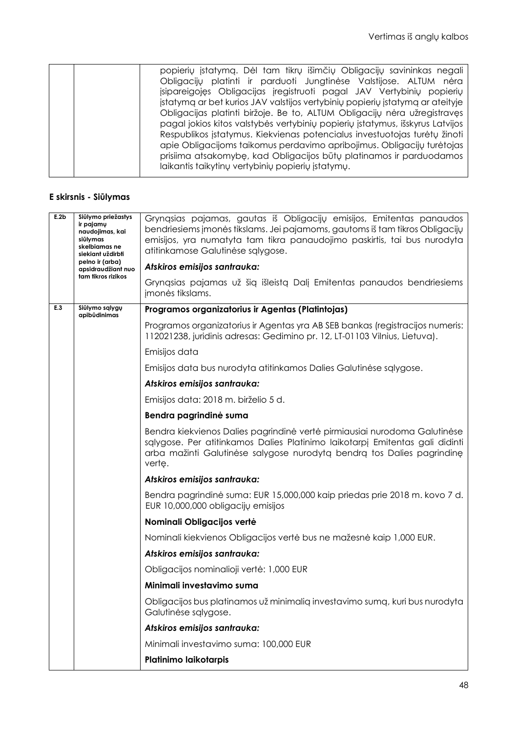| | | popierių įstatymą. Dėl tam tikrų išimčių Obligacijų savininkas negali Obligacijų platinti ir parduoti Jungtinėse Valstijose. ALTUM nėra įsipareigojęs Obligacijas įregistruoti pagal JAV Vertybinių popierių įstatymą ar bet kurios JAV valstijos vertybinių popierių įstatymą ar ateityje Obligacijas platinti biržoje. Be to, ALTUM Obligacijų nėra užregistravęs pagal jokios kitos valstybės vertybinių popierių įstatymus, išskyrus Latvijos Respublikos įstatymus. Kiekvienas potencialus investuotojas turėtų žinoti apie Obligacijoms taikomus perdavimo apribojimus. Obligacijų turėtojas prisiima atsakomybę, kad Obligacijos būtų platinamos ir parduodamos laikantis taikytinų vertybinių popierių įstatymų. |
|---|---|---|

### E skirsnis - Siūlymas

| | | |
|---|---|---|
| **E.2b** | **Siūlymo priežastys ir pajamų naudojimas, kai siūlymas skelbiamas ne siekiant uždirbti pelno ir (arba) apsidraudžiant nuo tam tikros rizikos** | Grynąsias pajamas, gautas iš Obligacijų emisijos, Emitentas panaudos bendriesiems įmonės tikslams. Jei pajamoms, gautoms iš tam tikros Obligacijų emisijos, yra numatyta tam tikra panaudojimo paskirtis, tai bus nurodyta atitinkamose Galutinėse sąlygose.<br><br>***Atskiros emisijos santrauka:***<br><br>Grynąsias pajamas už šią išleistą Dalį Emitentas panaudos bendriesiems įmonės tikslams. |
| **E.3** | **Siūlymo sąlygų apibūdinimas** | **Programos organizatorius ir Agentas (Platintojas)**<br><br>Programos organizatorius ir Agentas yra AB SEB bankas (registracijos numeris: 112021238, juridinis adresas: Gedimino pr. 12, LT-01103 Vilnius, Lietuva).<br><br>Emisijos data<br><br>Emisijos data bus nurodyta atitinkamos Dalies Galutinėse sąlygose.<br><br>***Atskiros emisijos santrauka:***<br><br>Emisijos data: 2018 m. birželio 5 d.<br><br>**Bendra pagrindinė suma**<br><br>Bendra kiekvienos Dalies pagrindinė vertė pirmiausiai nurodoma Galutinėse sąlygose. Per atitinkamos Dalies Platinimo laikotarpį Emitentas gali didinti arba mažinti Galutinėse salygose nurodytą bendrą tos Dalies pagrindinę vertę.<br><br>***Atskiros emisijos santrauka:***<br><br>Bendra pagrindinė suma: EUR 15,000,000 kaip priedas prie 2018 m. kovo 7 d. EUR 10,000,000 obligacijų emisijos<br><br>**Nominali Obligacijos vertė**<br><br>Nominali kiekvienos Obligacijos vertė bus ne mažesnė kaip 1,000 EUR.<br><br>***Atskiros emisijos santrauka:***<br><br>Obligacijos nominalioji vertė: 1,000 EUR<br><br>**Minimali investavimo suma**<br><br>Obligacijos bus platinamos už minimalią investavimo sumą, kuri bus nurodyta Galutinėse sąlygose.<br><br>***Atskiros emisijos santrauka:***<br><br>Minimali investavimo suma: 100,000 EUR<br><br>**Platinimo laikotarpis** |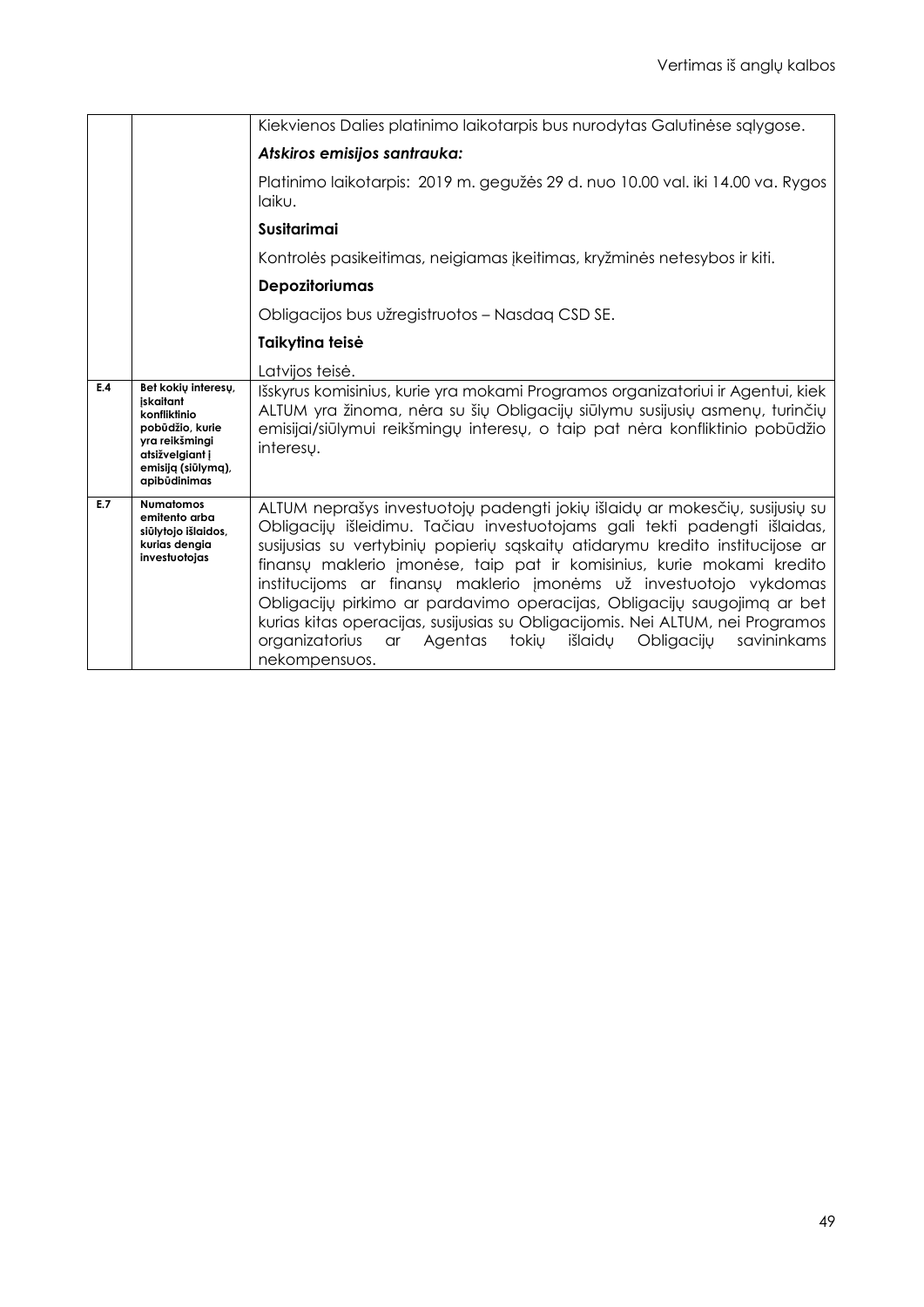| | | |
|---|---|---|
| | | Kiekvienos Dalies platinimo laikotarpis bus nurodytas Galutinėse sąlygose.<br><br>***Atskiros emisijos santrauka:***<br><br>Platinimo laikotarpis: 2019 m. gegužės 29 d. nuo 10.00 val. iki 14.00 va. Rygos laiku.<br><br>**Susitarimai**<br><br>Kontrolės pasikeitimas, neigiamas įkeitimas, kryžminės netesybos ir kiti.<br><br>**Depozitoriumas**<br><br>Obligacijos bus užregistruotos – Nasdaq CSD SE.<br><br>**Taikytina teisė**<br><br>Latvijos teisė. |
| **E.4** | **Bet kokių interesų, įskaitant konfliktinio pobūdžio, kurie yra reikšmingi atsižvelgiant į emisiją (siūlymą), apibūdinimas** | Išskyrus komisinius, kurie yra mokami Programos organizatoriui ir Agentui, kiek ALTUM yra žinoma, nėra su šių Obligacijų siūlymu susijusių asmenų, turinčių emisijai/siūlymui reikšmingų interesų, o taip pat nėra konfliktinio pobūdžio interesų. |
| **E.7** | **Numatomos emitento arba siūlytojo išlaidos, kurias dengia investuotojas** | ALTUM neprašys investuotojų padengti jokių išlaidų ar mokesčių, susijusių su Obligacijų išleidimu. Tačiau investuotojams gali tekti padengti išlaidas, susijusias su vertybinių popierių sąskaitų atidarymu kredito institucijose ar finansų maklerio įmonėse, taip pat ir komisinius, kurie mokami kredito institucijoms ar finansų maklerio įmonėms už investuotojo vykdomas Obligacijų pirkimo ar pardavimo operacijas, Obligacijų saugojimą ar bet kurias kitas operacijas, susijusias su Obligacijomis. Nei ALTUM, nei Programos organizatorius ar Agentas tokių išlaidų Obligacijų savininkams nekompensuos. |